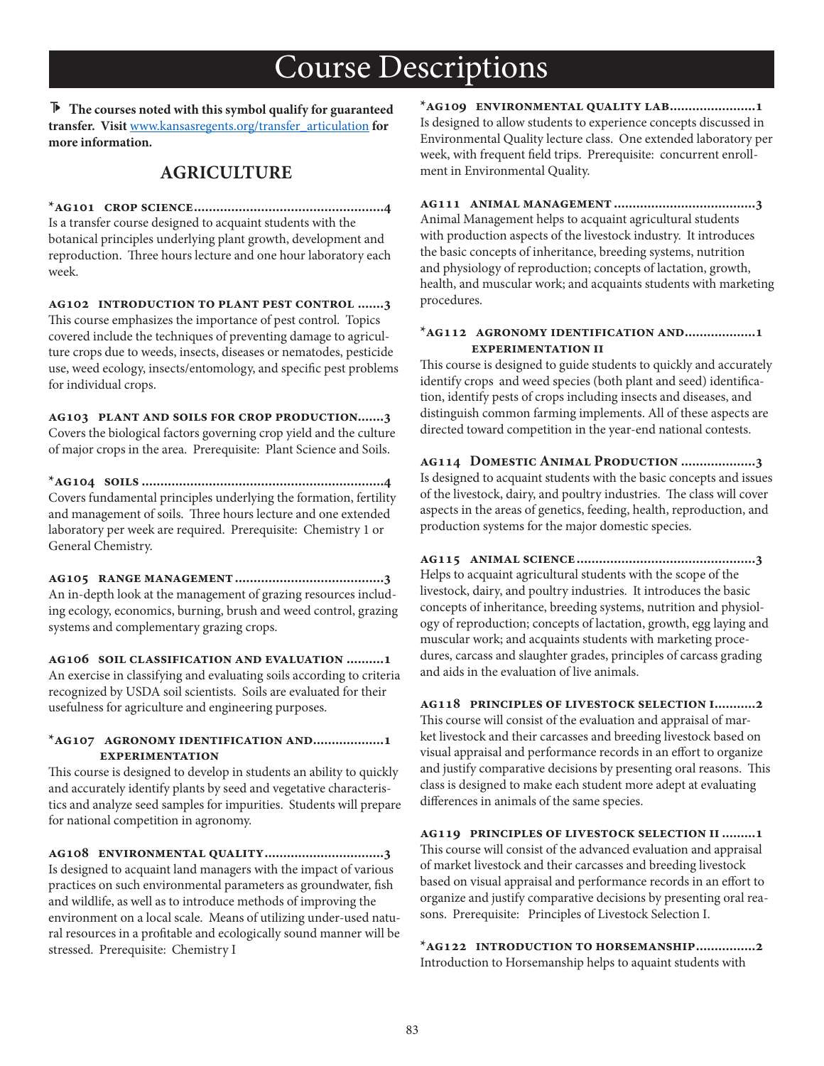# Course Descriptions

**⊺ The courses noted with this symbol qualify for guaranteed transfer. Visit www.kansasregents.org/transfer_articulation for more information.**

## AGRICULTURE

**\*AG101 CROP SCIENCE....................................................4**
Is a transfer course designed to acquaint students with the botanical principles underlying plant growth, development and reproduction. Three hours lecture and one hour laboratory each week.

**AG102 INTRODUCTION TO PLANT PEST CONTROL .......3**
This course emphasizes the importance of pest control. Topics covered include the techniques of preventing damage to agriculture crops due to weeds, insects, diseases or nematodes, pesticide use, weed ecology, insects/entomology, and specific pest problems for individual crops.

**AG103 PLANT AND SOILS FOR CROP PRODUCTION.......3**
Covers the biological factors governing crop yield and the culture of major crops in the area. Prerequisite: Plant Science and Soils.

**\*AG104 SOILS .................................................................4**
Covers fundamental principles underlying the formation, fertility and management of soils. Three hours lecture and one extended laboratory per week are required. Prerequisite: Chemistry 1 or General Chemistry.

**AG105 RANGE MANAGEMENT .......................................3**
An in-depth look at the management of grazing resources including ecology, economics, burning, brush and weed control, grazing systems and complementary grazing crops.

**AG106 SOIL CLASSIFICATION AND EVALUATION ..........1**
An exercise in classifying and evaluating soils according to criteria recognized by USDA soil scientists. Soils are evaluated for their usefulness for agriculture and engineering purposes.

**\*AG107 AGRONOMY IDENTIFICATION AND EXPERIMENTATION...................1**
This course is designed to develop in students an ability to quickly and accurately identify plants by seed and vegetative characteristics and analyze seed samples for impurities. Students will prepare for national competition in agronomy.

**AG108 ENVIRONMENTAL QUALITY................................3**
Is designed to acquaint land managers with the impact of various practices on such environmental parameters as groundwater, fish and wildlife, as well as to introduce methods of improving the environment on a local scale. Means of utilizing under-used natural resources in a profitable and ecologically sound manner will be stressed. Prerequisite: Chemistry I

**\*AG109 ENVIRONMENTAL QUALITY LAB.......................1**
Is designed to allow students to experience concepts discussed in Environmental Quality lecture class. One extended laboratory per week, with frequent field trips. Prerequisite: concurrent enrollment in Environmental Quality.

**AG111 ANIMAL MANAGEMENT ......................................3**
Animal Management helps to acquaint agricultural students with production aspects of the livestock industry. It introduces the basic concepts of inheritance, breeding systems, nutrition and physiology of reproduction; concepts of lactation, growth, health, and muscular work; and acquaints students with marketing procedures.

**\*AG112 AGRONOMY IDENTIFICATION AND EXPERIMENTATION II...................1**
This course is designed to guide students to quickly and accurately identify crops and weed species (both plant and seed) identification, identify pests of crops including insects and diseases, and distinguish common farming implements. All of these aspects are directed toward competition in the year-end national contests.

**AG114 DOMESTIC ANIMAL PRODUCTION ....................3**
Is designed to acquaint students with the basic concepts and issues of the livestock, dairy, and poultry industries. The class will cover aspects in the areas of genetics, feeding, health, reproduction, and production systems for the major domestic species.

**AG115 ANIMAL SCIENCE................................................3**
Helps to acquaint agricultural students with the scope of the livestock, dairy, and poultry industries. It introduces the basic concepts of inheritance, breeding systems, nutrition and physiology of reproduction; concepts of lactation, growth, egg laying and muscular work; and acquaints students with marketing procedures, carcass and slaughter grades, principles of carcass grading and aids in the evaluation of live animals.

**AG118 PRINCIPLES OF LIVESTOCK SELECTION I...........2**
This course will consist of the evaluation and appraisal of market livestock and their carcasses and breeding livestock based on visual appraisal and performance records in an effort to organize and justify comparative decisions by presenting oral reasons. This class is designed to make each student more adept at evaluating differences in animals of the same species.

**AG119 PRINCIPLES OF LIVESTOCK SELECTION II .........1**
This course will consist of the advanced evaluation and appraisal of market livestock and their carcasses and breeding livestock based on visual appraisal and performance records in an effort to organize and justify comparative decisions by presenting oral reasons. Prerequisite: Principles of Livestock Selection I.

**\*AG122 INTRODUCTION TO HORSEMANSHIP................2**
Introduction to Horsemanship helps to aquaint students with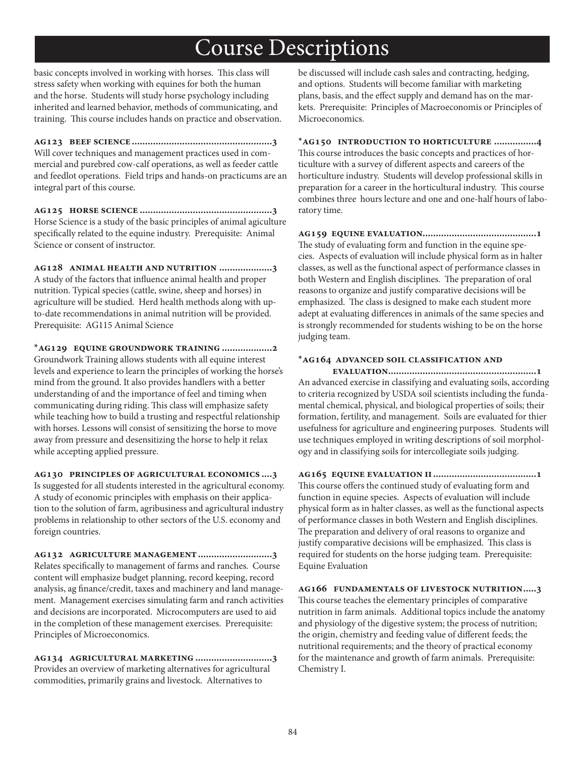# Course Descriptions

basic concepts involved in working with horses. This class will stress safety when working with equines for both the human and the horse. Students will study horse psychology including inherited and learned behavior, methods of communicating, and training. This course includes hands on practice and observation.

**AG123 BEEF SCIENCE....................................................3**

Will cover techniques and management practices used in commercial and purebred cow-calf operations, as well as feeder cattle and feedlot operations. Field trips and hands-on practicums are an integral part of this course.

**AG125 HORSE SCIENCE.................................................3**

Horse Science is a study of the basic principles of animal agiculture specifically related to the equine industry. Prerequisite: Animal Science or consent of instructor.

**AG128 ANIMAL HEALTH AND NUTRITION ....................3**

A study of the factors that influence animal health and proper nutrition. Typical species (cattle, swine, sheep and horses) in agriculture will be studied. Herd health methods along with up-to-date recommendations in animal nutrition will be provided. Prerequisite: AG115 Animal Science

**\*AG129 EQUINE GROUNDWORK TRAINING ...................2**

Groundwork Training allows students with all equine interest levels and experience to learn the principles of working the horse's mind from the ground. It also provides handlers with a better understanding of and the importance of feel and timing when communicating during riding. This class will emphasize safety while teaching how to build a trusting and respectful relationship with horses. Lessons will consist of sensitizing the horse to move away from pressure and desensitizing the horse to help it relax while accepting applied pressure.

**AG130 PRINCIPLES OF AGRICULTURAL ECONOMICS ....3**

Is suggested for all students interested in the agricultural economy. A study of economic principles with emphasis on their application to the solution of farm, agribusiness and agricultural industry problems in relationship to other sectors of the U.S. economy and foreign countries.

**AG132 AGRICULTURE MANAGEMENT ...........................3**

Relates specifically to management of farms and ranches. Course content will emphasize budget planning, record keeping, record analysis, ag finance/credit, taxes and machinery and land management. Management exercises simulating farm and ranch activities and decisions are incorporated. Microcomputers are used to aid in the completion of these management exercises. Prerequisite: Principles of Microeconomics.

**AG134 AGRICULTURAL MARKETING ............................3**

Provides an overview of marketing alternatives for agricultural commodities, primarily grains and livestock. Alternatives to be discussed will include cash sales and contracting, hedging, and options. Students will become familiar with marketing plans, basis, and the effect supply and demand has on the markets. Prerequisite: Principles of Macroeconomis or Principles of Microeconomics.

**\*AG150 INTRODUCTION TO HORTICULTURE ................4**

This course introduces the basic concepts and practices of horticulture with a survey of different aspects and careers of the horticulture industry. Students will develop professional skills in preparation for a career in the horticultural industry. This course combines three hours lecture and one and one-half hours of laboratory time.

**AG159 EQUINE EVALUATION..........................................1**

The study of evaluating form and function in the equine species. Aspects of evaluation will include physical form as in halter classes, as well as the functional aspect of performance classes in both Western and English disciplines. The preparation of oral reasons to organize and justify comparative decisions will be emphasized. The class is designed to make each student more adept at evaluating differences in animals of the same species and is strongly recommended for students wishing to be on the horse judging team.

**\*AG164 ADVANCED SOIL CLASSIFICATION AND EVALUATION.......................................................1**

An advanced exercise in classifying and evaluating soils, according to criteria recognized by USDA soil scientists including the fundamental chemical, physical, and biological properties of soils; their formation, fertility, and management. Soils are evaluated for thier usefulness for agriculture and engineering purposes. Students will use techniques employed in writing descriptions of soil morphology and in classifying soils for intercollegiate soils judging.

**AG165 EQUINE EVALUATION II ......................................1**

This course offers the continued study of evaluating form and function in equine species. Aspects of evaluation will include physical form as in halter classes, as well as the functional aspects of performance classes in both Western and English disciplines. The preparation and delivery of oral reasons to organize and justify comparative decisions will be emphasized. This class is required for students on the horse judging team. Prerequisite: Equine Evaluation

**AG166 FUNDAMENTALS OF LIVESTOCK NUTRITION.....3**

This course teaches the elementary principles of comparative nutrition in farm animals. Additional topics include the anatomy and physiology of the digestive system; the process of nutrition; the origin, chemistry and feeding value of different feeds; the nutritional requirements; and the theory of practical economy for the maintenance and growth of farm animals. Prerequisite: Chemistry I.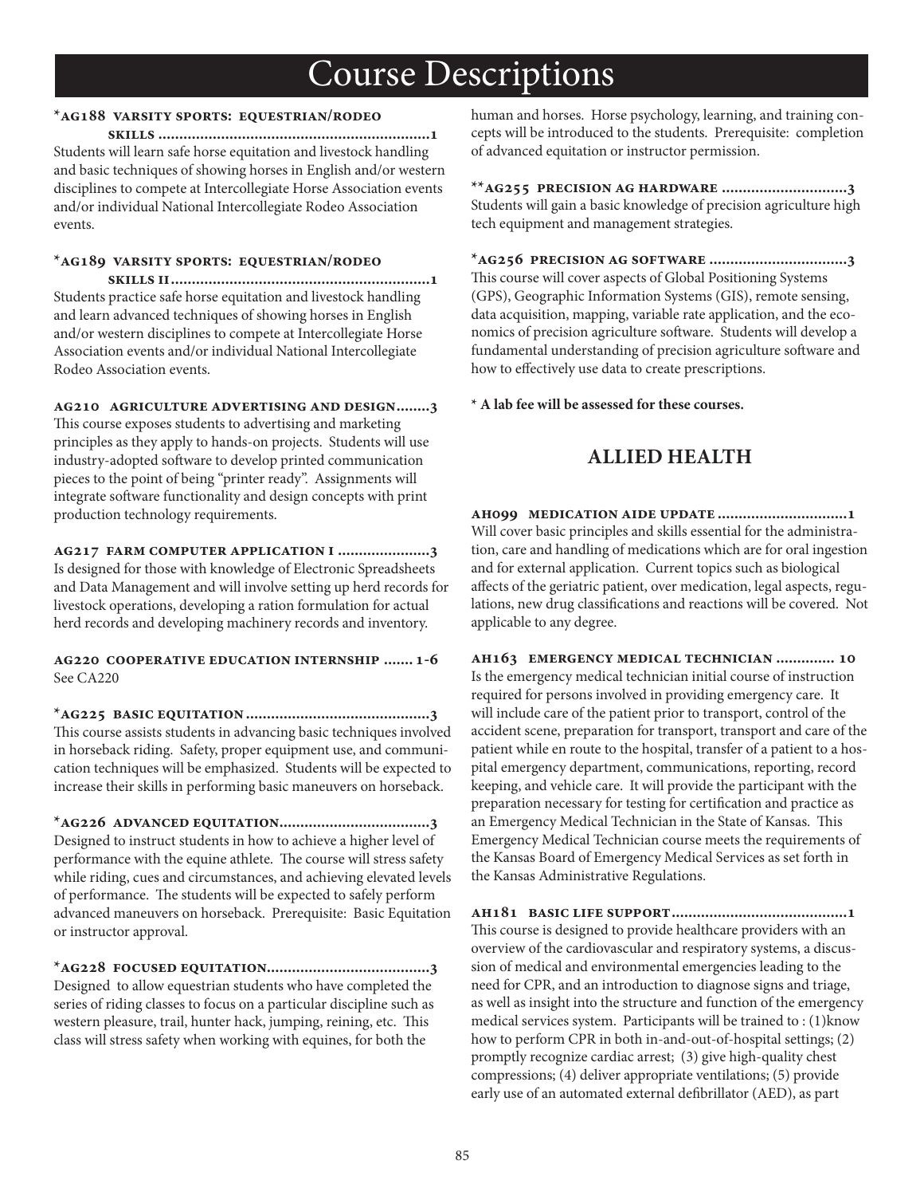# Course Descriptions

**\*AG188 VARSITY SPORTS: EQUESTRIAN/RODEO SKILLS ................................................................1**
Students will learn safe horse equitation and livestock handling and basic techniques of showing horses in English and/or western disciplines to compete at Intercollegiate Horse Association events and/or individual National Intercollegiate Rodeo Association events.

**\*AG189 VARSITY SPORTS: EQUESTRIAN/RODEO SKILLS II.............................................................1**
Students practice safe horse equitation and livestock handling and learn advanced techniques of showing horses in English and/or western disciplines to compete at Intercollegiate Horse Association events and/or individual National Intercollegiate Rodeo Association events.

**AG210 AGRICULTURE ADVERTISING AND DESIGN........3**
This course exposes students to advertising and marketing principles as they apply to hands-on projects. Students will use industry-adopted software to develop printed communication pieces to the point of being "printer ready". Assignments will integrate software functionality and design concepts with print production technology requirements.

**AG217 FARM COMPUTER APPLICATION I .....................3**
Is designed for those with knowledge of Electronic Spreadsheets and Data Management and will involve setting up herd records for livestock operations, developing a ration formulation for actual herd records and developing machinery records and inventory.

**AG220 COOPERATIVE EDUCATION INTERNSHIP ....... 1-6**
See CA220

**\*AG225 BASIC EQUITATION...........................................3**
This course assists students in advancing basic techniques involved in horseback riding. Safety, proper equipment use, and communication techniques will be emphasized. Students will be expected to increase their skills in performing basic maneuvers on horseback.

**\*AG226 ADVANCED EQUITATION...................................3**
Designed to instruct students in how to achieve a higher level of performance with the equine athlete. The course will stress safety while riding, cues and circumstances, and achieving elevated levels of performance. The students will be expected to safely perform advanced maneuvers on horseback. Prerequisite: Basic Equitation or instructor approval.

**\*AG228 FOCUSED EQUITATION......................................3**
Designed to allow equestrian students who have completed the series of riding classes to focus on a particular discipline such as western pleasure, trail, hunter hack, jumping, reining, etc. This class will stress safety when working with equines, for both the human and horses. Horse psychology, learning, and training concepts will be introduced to the students. Prerequisite: completion of advanced equitation or instructor permission.

**\*\*AG255 PRECISION AG HARDWARE .............................3**
Students will gain a basic knowledge of precision agriculture high tech equipment and management strategies.

**\*AG256 PRECISION AG SOFTWARE ................................3**
This course will cover aspects of Global Positioning Systems (GPS), Geographic Information Systems (GIS), remote sensing, data acquisition, mapping, variable rate application, and the economics of precision agriculture software. Students will develop a fundamental understanding of precision agriculture software and how to effectively use data to create prescriptions.

**\* A lab fee will be assessed for these courses.**

## ALLIED HEALTH

**AH099 MEDICATION AIDE UPDATE ..............................1**
Will cover basic principles and skills essential for the administration, care and handling of medications which are for oral ingestion and for external application. Current topics such as biological affects of the geriatric patient, over medication, legal aspects, regulations, new drug classifications and reactions will be covered. Not applicable to any degree.

**AH163 EMERGENCY MEDICAL TECHNICIAN ............. 10**
Is the emergency medical technician initial course of instruction required for persons involved in providing emergency care. It will include care of the patient prior to transport, control of the accident scene, preparation for transport, transport and care of the patient while en route to the hospital, transfer of a patient to a hospital emergency department, communications, reporting, record keeping, and vehicle care. It will provide the participant with the preparation necessary for testing for certification and practice as an Emergency Medical Technician in the State of Kansas. This Emergency Medical Technician course meets the requirements of the Kansas Board of Emergency Medical Services as set forth in the Kansas Administrative Regulations.

**AH181 BASIC LIFE SUPPORT..........................................1**
This course is designed to provide healthcare providers with an overview of the cardiovascular and respiratory systems, a discussion of medical and environmental emergencies leading to the need for CPR, and an introduction to diagnose signs and triage, as well as insight into the structure and function of the emergency medical services system. Participants will be trained to : (1)know how to perform CPR in both in-and-out-of-hospital settings; (2) promptly recognize cardiac arrest; (3) give high-quality chest compressions; (4) deliver appropriate ventilations; (5) provide early use of an automated external defibrillator (AED), as part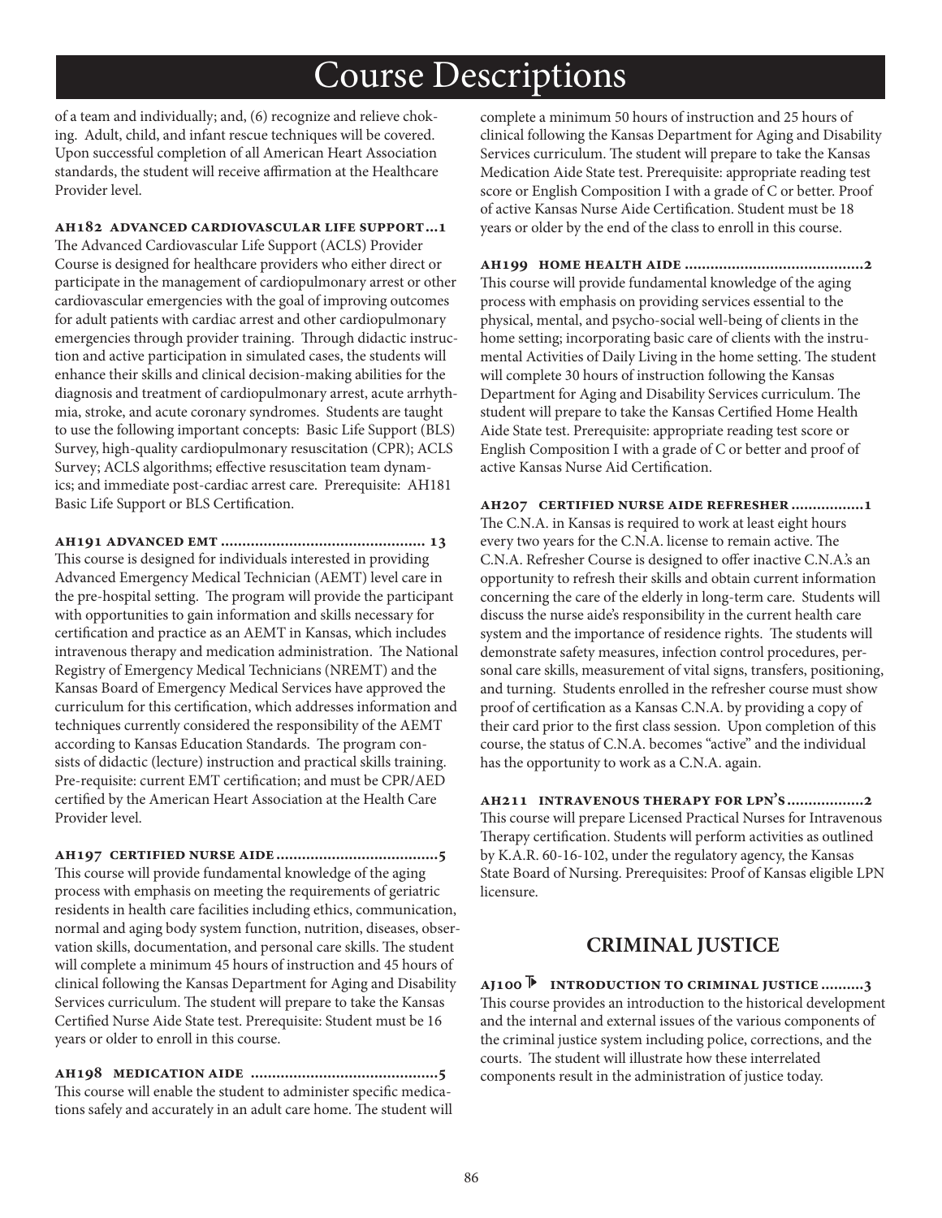# Course Descriptions

of a team and individually; and, (6) recognize and relieve choking. Adult, child, and infant rescue techniques will be covered. Upon successful completion of all American Heart Association standards, the student will receive affirmation at the Healthcare Provider level.

**AH182 ADVANCED CARDIOVASCULAR LIFE SUPPORT...1**

The Advanced Cardiovascular Life Support (ACLS) Provider Course is designed for healthcare providers who either direct or participate in the management of cardiopulmonary arrest or other cardiovascular emergencies with the goal of improving outcomes for adult patients with cardiac arrest and other cardiopulmonary emergencies through provider training. Through didactic instruction and active participation in simulated cases, the students will enhance their skills and clinical decision-making abilities for the diagnosis and treatment of cardiopulmonary arrest, acute arrhythmia, stroke, and acute coronary syndromes. Students are taught to use the following important concepts: Basic Life Support (BLS) Survey, high-quality cardiopulmonary resuscitation (CPR); ACLS Survey; ACLS algorithms; effective resuscitation team dynamics; and immediate post-cardiac arrest care. Prerequisite: AH181 Basic Life Support or BLS Certification.

**AH191 ADVANCED EMT ............................................... 13**

This course is designed for individuals interested in providing Advanced Emergency Medical Technician (AEMT) level care in the pre-hospital setting. The program will provide the participant with opportunities to gain information and skills necessary for certification and practice as an AEMT in Kansas, which includes intravenous therapy and medication administration. The National Registry of Emergency Medical Technicians (NREMT) and the Kansas Board of Emergency Medical Services have approved the curriculum for this certification, which addresses information and techniques currently considered the responsibility of the AEMT according to Kansas Education Standards. The program consists of didactic (lecture) instruction and practical skills training. Pre-requisite: current EMT certification; and must be CPR/AED certified by the American Heart Association at the Health Care Provider level.

**AH197 CERTIFIED NURSE AIDE.....................................5**

This course will provide fundamental knowledge of the aging process with emphasis on meeting the requirements of geriatric residents in health care facilities including ethics, communication, normal and aging body system function, nutrition, diseases, observation skills, documentation, and personal care skills. The student will complete a minimum 45 hours of instruction and 45 hours of clinical following the Kansas Department for Aging and Disability Services curriculum. The student will prepare to take the Kansas Certified Nurse Aide State test. Prerequisite: Student must be 16 years or older to enroll in this course.

**AH198 MEDICATION AIDE ...........................................5**

This course will enable the student to administer specific medications safely and accurately in an adult care home. The student will complete a minimum 50 hours of instruction and 25 hours of clinical following the Kansas Department for Aging and Disability Services curriculum. The student will prepare to take the Kansas Medication Aide State test. Prerequisite: appropriate reading test score or English Composition I with a grade of C or better. Proof of active Kansas Nurse Aide Certification. Student must be 18 years or older by the end of the class to enroll in this course.

**AH199 HOME HEALTH AIDE .........................................2**

This course will provide fundamental knowledge of the aging process with emphasis on providing services essential to the physical, mental, and psycho-social well-being of clients in the home setting; incorporating basic care of clients with the instrumental Activities of Daily Living in the home setting. The student will complete 30 hours of instruction following the Kansas Department for Aging and Disability Services curriculum. The student will prepare to take the Kansas Certified Home Health Aide State test. Prerequisite: appropriate reading test score or English Composition I with a grade of C or better and proof of active Kansas Nurse Aid Certification.

**AH207 CERTIFIED NURSE AIDE REFRESHER .................1**

The C.N.A. in Kansas is required to work at least eight hours every two years for the C.N.A. license to remain active. The C.N.A. Refresher Course is designed to offer inactive C.N.A.'s an opportunity to refresh their skills and obtain current information concerning the care of the elderly in long-term care. Students will discuss the nurse aide's responsibility in the current health care system and the importance of residence rights. The students will demonstrate safety measures, infection control procedures, personal care skills, measurement of vital signs, transfers, positioning, and turning. Students enrolled in the refresher course must show proof of certification as a Kansas C.N.A. by providing a copy of their card prior to the first class session. Upon completion of this course, the status of C.N.A. becomes "active" and the individual has the opportunity to work as a C.N.A. again.

**AH211 INTRAVENOUS THERAPY FOR LPN'S..................2**

This course will prepare Licensed Practical Nurses for Intravenous Therapy certification. Students will perform activities as outlined by K.A.R. 60-16-102, under the regulatory agency, the Kansas State Board of Nursing. Prerequisites: Proof of Kansas eligible LPN licensure.

## CRIMINAL JUSTICE

**AJ100 INTRODUCTION TO CRIMINAL JUSTICE ..........3**

This course provides an introduction to the historical development and the internal and external issues of the various components of the criminal justice system including police, corrections, and the courts. The student will illustrate how these interrelated components result in the administration of justice today.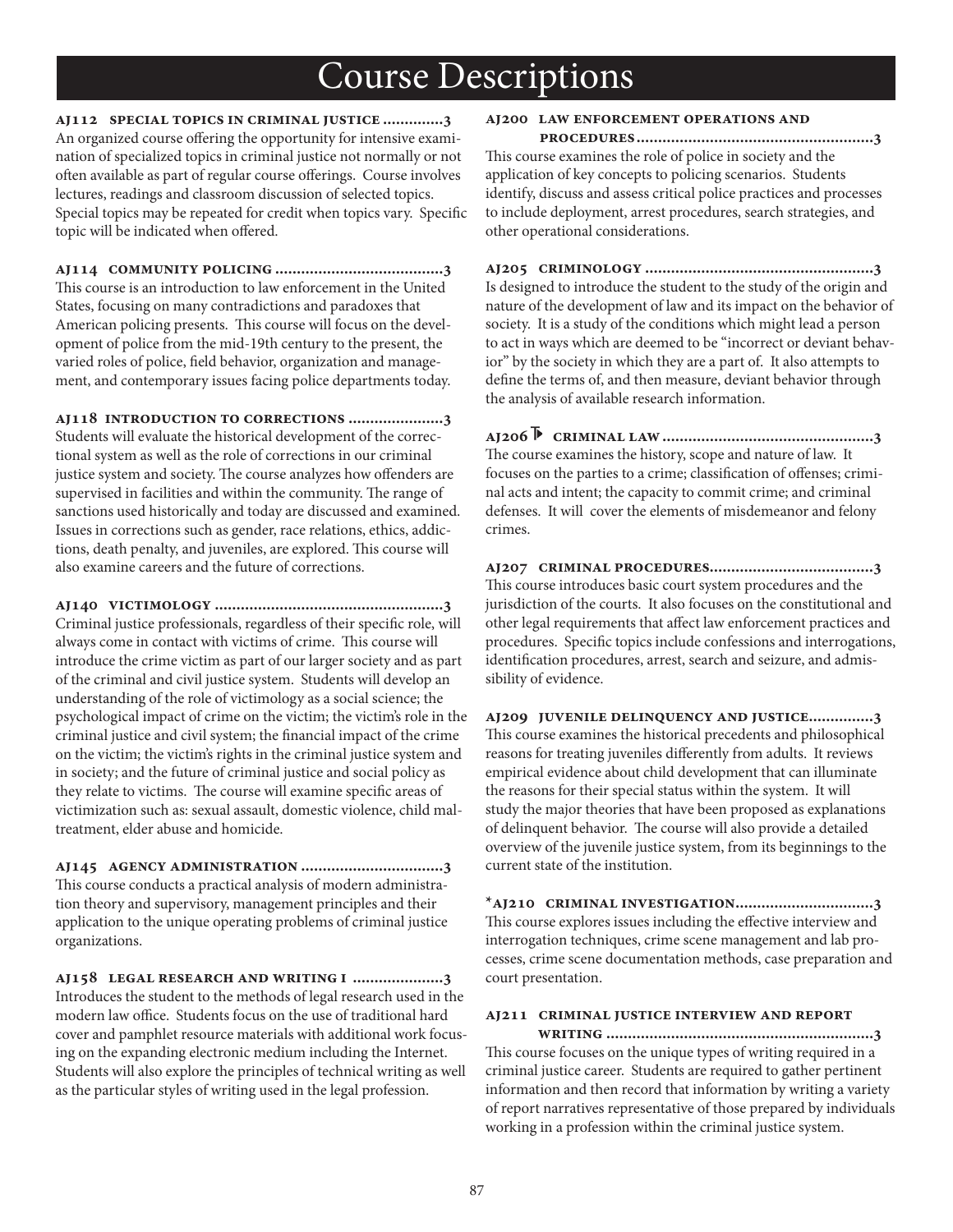# Course Descriptions

**AJ112 SPECIAL TOPICS IN CRIMINAL JUSTICE ..............3**
An organized course offering the opportunity for intensive examination of specialized topics in criminal justice not normally or not often available as part of regular course offerings. Course involves lectures, readings and classroom discussion of selected topics. Special topics may be repeated for credit when topics vary. Specific topic will be indicated when offered.

**AJ114 COMMUNITY POLICING .......................................3**
This course is an introduction to law enforcement in the United States, focusing on many contradictions and paradoxes that American policing presents. This course will focus on the development of police from the mid-19th century to the present, the varied roles of police, field behavior, organization and management, and contemporary issues facing police departments today.

**AJ118 INTRODUCTION TO CORRECTIONS ......................3**
Students will evaluate the historical development of the correctional system as well as the role of corrections in our criminal justice system and society. The course analyzes how offenders are supervised in facilities and within the community. The range of sanctions used historically and today are discussed and examined. Issues in corrections such as gender, race relations, ethics, addictions, death penalty, and juveniles, are explored. This course will also examine careers and the future of corrections.

**AJ140 VICTIMOLOGY .....................................................3**
Criminal justice professionals, regardless of their specific role, will always come in contact with victims of crime. This course will introduce the crime victim as part of our larger society and as part of the criminal and civil justice system. Students will develop an understanding of the role of victimology as a social science; the psychological impact of crime on the victim; the victim's role in the criminal justice and civil system; the financial impact of the crime on the victim; the victim's rights in the criminal justice system and in society; and the future of criminal justice and social policy as they relate to victims. The course will examine specific areas of victimization such as: sexual assault, domestic violence, child maltreatment, elder abuse and homicide.

**AJ145 AGENCY ADMINISTRATION .................................3**
This course conducts a practical analysis of modern administration theory and supervisory, management principles and their application to the unique operating problems of criminal justice organizations.

**AJ158 LEGAL RESEARCH AND WRITING I .....................3**
Introduces the student to the methods of legal research used in the modern law office. Students focus on the use of traditional hard cover and pamphlet resource materials with additional work focusing on the expanding electronic medium including the Internet. Students will also explore the principles of technical writing as well as the particular styles of writing used in the legal profession.

**AJ200 LAW ENFORCEMENT OPERATIONS AND PROCEDURES.......................................................3**
This course examines the role of police in society and the application of key concepts to policing scenarios. Students identify, discuss and assess critical police practices and processes to include deployment, arrest procedures, search strategies, and other operational considerations.

**AJ205 CRIMINOLOGY .....................................................3**
Is designed to introduce the student to the study of the origin and nature of the development of law and its impact on the behavior of society. It is a study of the conditions which might lead a person to act in ways which are deemed to be "incorrect or deviant behavior" by the society in which they are a part of. It also attempts to define the terms of, and then measure, deviant behavior through the analysis of available research information.

**AJ206 ⯈ CRIMINAL LAW .................................................3**
The course examines the history, scope and nature of law. It focuses on the parties to a crime; classification of offenses; criminal acts and intent; the capacity to commit crime; and criminal defenses. It will cover the elements of misdemeanor and felony crimes.

**AJ207 CRIMINAL PROCEDURES......................................3**
This course introduces basic court system procedures and the jurisdiction of the courts. It also focuses on the constitutional and other legal requirements that affect law enforcement practices and procedures. Specific topics include confessions and interrogations, identification procedures, arrest, search and seizure, and admissibility of evidence.

**AJ209 JUVENILE DELINQUENCY AND JUSTICE...............3**
This course examines the historical precedents and philosophical reasons for treating juveniles differently from adults. It reviews empirical evidence about child development that can illuminate the reasons for their special status within the system. It will study the major theories that have been proposed as explanations of delinquent behavior. The course will also provide a detailed overview of the juvenile justice system, from its beginnings to the current state of the institution.

**\*AJ210 CRIMINAL INVESTIGATION................................3**
This course explores issues including the effective interview and interrogation techniques, crime scene management and lab processes, crime scene documentation methods, case preparation and court presentation.

**AJ211 CRIMINAL JUSTICE INTERVIEW AND REPORT WRITING .............................................................3**
This course focuses on the unique types of writing required in a criminal justice career. Students are required to gather pertinent information and then record that information by writing a variety of report narratives representative of those prepared by individuals working in a profession within the criminal justice system.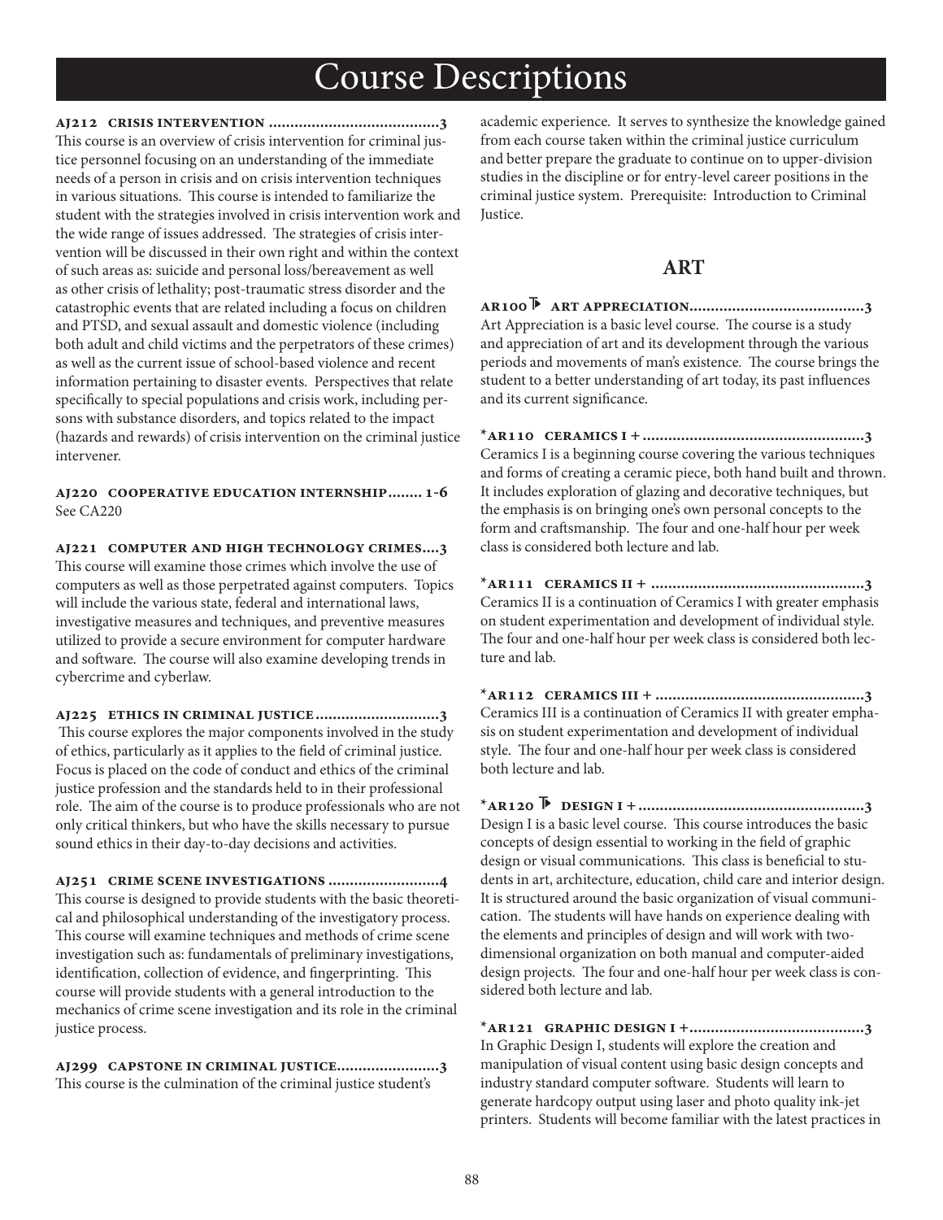# Course Descriptions

**AJ212 CRISIS INTERVENTION ........................................3**
This course is an overview of crisis intervention for criminal justice personnel focusing on an understanding of the immediate needs of a person in crisis and on crisis intervention techniques in various situations. This course is intended to familiarize the student with the strategies involved in crisis intervention work and the wide range of issues addressed. The strategies of crisis intervention will be discussed in their own right and within the context of such areas as: suicide and personal loss/bereavement as well as other crisis of lethality; post-traumatic stress disorder and the catastrophic events that are related including a focus on children and PTSD, and sexual assault and domestic violence (including both adult and child victims and the perpetrators of these crimes) as well as the current issue of school-based violence and recent information pertaining to disaster events. Perspectives that relate specifically to special populations and crisis work, including persons with substance disorders, and topics related to the impact (hazards and rewards) of crisis intervention on the criminal justice intervener.

**AJ220 COOPERATIVE EDUCATION INTERNSHIP........ 1-6**
See CA220

**AJ221 COMPUTER AND HIGH TECHNOLOGY CRIMES....3**
This course will examine those crimes which involve the use of computers as well as those perpetrated against computers. Topics will include the various state, federal and international laws, investigative measures and techniques, and preventive measures utilized to provide a secure environment for computer hardware and software. The course will also examine developing trends in cybercrime and cyberlaw.

**AJ225 ETHICS IN CRIMINAL JUSTICE............................3**
This course explores the major components involved in the study of ethics, particularly as it applies to the field of criminal justice. Focus is placed on the code of conduct and ethics of the criminal justice profession and the standards held to in their professional role. The aim of the course is to produce professionals who are not only critical thinkers, but who have the skills necessary to pursue sound ethics in their day-to-day decisions and activities.

**AJ251 CRIME SCENE INVESTIGATIONS ..........................4**
This course is designed to provide students with the basic theoretical and philosophical understanding of the investigatory process. This course will examine techniques and methods of crime scene investigation such as: fundamentals of preliminary investigations, identification, collection of evidence, and fingerprinting. This course will provide students with a general introduction to the mechanics of crime scene investigation and its role in the criminal justice process.

**AJ299 CAPSTONE IN CRIMINAL JUSTICE.......................3**
This course is the culmination of the criminal justice student's academic experience. It serves to synthesize the knowledge gained from each course taken within the criminal justice curriculum and better prepare the graduate to continue on to upper-division studies in the discipline or for entry-level career positions in the criminal justice system. Prerequisite: Introduction to Criminal Justice.

## ART

**AR100 ⊩ ART APPRECIATION.........................................3**
Art Appreciation is a basic level course. The course is a study and appreciation of art and its development through the various periods and movements of man's existence. The course brings the student to a better understanding of art today, its past influences and its current significance.

***AR110 CERAMICS I +...................................................3**
Ceramics I is a beginning course covering the various techniques and forms of creating a ceramic piece, both hand built and thrown. It includes exploration of glazing and decorative techniques, but the emphasis is on bringing one's own personal concepts to the form and craftsmanship. The four and one-half hour per week class is considered both lecture and lab.

***AR111 CERAMICS II + .................................................3**
Ceramics II is a continuation of Ceramics I with greater emphasis on student experimentation and development of individual style. The four and one-half hour per week class is considered both lecture and lab.

***AR112 CERAMICS III + ................................................3**
Ceramics III is a continuation of Ceramics II with greater emphasis on student experimentation and development of individual style. The four and one-half hour per week class is considered both lecture and lab.

***AR120 ⊩ DESIGN I +.....................................................3**
Design I is a basic level course. This course introduces the basic concepts of design essential to working in the field of graphic design or visual communications. This class is beneficial to students in art, architecture, education, child care and interior design. It is structured around the basic organization of visual communication. The students will have hands on experience dealing with the elements and principles of design and will work with two-dimensional organization on both manual and computer-aided design projects. The four and one-half hour per week class is considered both lecture and lab.

***AR121 GRAPHIC DESIGN I +.........................................3**
In Graphic Design I, students will explore the creation and manipulation of visual content using basic design concepts and industry standard computer software. Students will learn to generate hardcopy output using laser and photo quality ink-jet printers. Students will become familiar with the latest practices in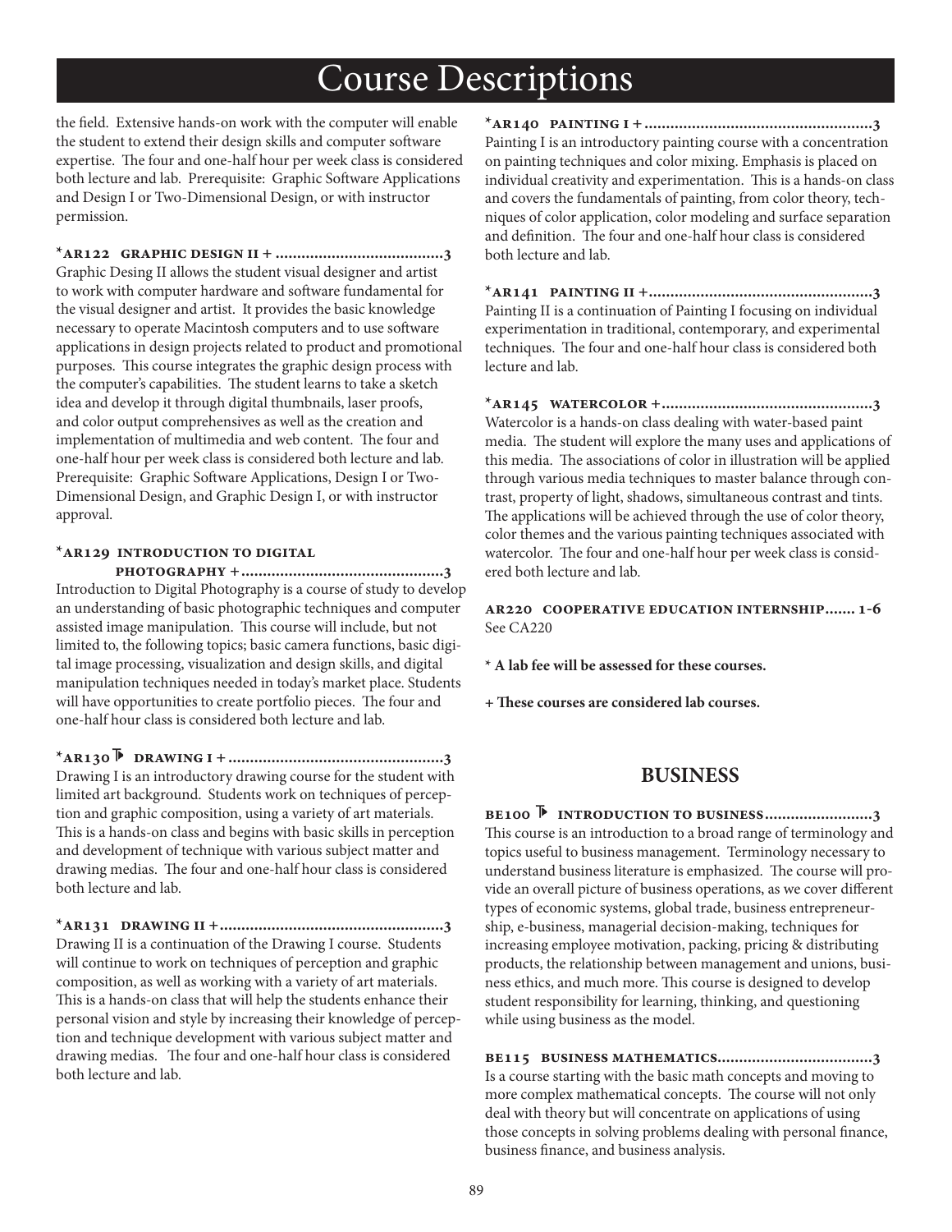# Course Descriptions

the field. Extensive hands-on work with the computer will enable the student to extend their design skills and computer software expertise. The four and one-half hour per week class is considered both lecture and lab. Prerequisite: Graphic Software Applications and Design I or Two-Dimensional Design, or with instructor permission.

**\*AR122 GRAPHIC DESIGN II + ........................................3**
Graphic Desing II allows the student visual designer and artist to work with computer hardware and software fundamental for the visual designer and artist. It provides the basic knowledge necessary to operate Macintosh computers and to use software applications in design projects related to product and promotional purposes. This course integrates the graphic design process with the computer's capabilities. The student learns to take a sketch idea and develop it through digital thumbnails, laser proofs, and color output comprehensives as well as the creation and implementation of multimedia and web content. The four and one-half hour per week class is considered both lecture and lab. Prerequisite: Graphic Software Applications, Design I or Two-Dimensional Design, and Graphic Design I, or with instructor approval.

**\*AR129 INTRODUCTION TO DIGITAL PHOTOGRAPHY +...............................................3**
Introduction to Digital Photography is a course of study to develop an understanding of basic photographic techniques and computer assisted image manipulation. This course will include, but not limited to, the following topics; basic camera functions, basic digital image processing, visualization and design skills, and digital manipulation techniques needed in today's market place. Students will have opportunities to create portfolio pieces. The four and one-half hour class is considered both lecture and lab.

**\*AR130 DRAWING I + ..................................................3**
Drawing I is an introductory drawing course for the student with limited art background. Students work on techniques of perception and graphic composition, using a variety of art materials. This is a hands-on class and begins with basic skills in perception and development of technique with various subject matter and drawing medias. The four and one-half hour class is considered both lecture and lab.

**\*AR131 DRAWING II +...................................................3**
Drawing II is a continuation of the Drawing I course. Students will continue to work on techniques of perception and graphic composition, as well as working with a variety of art materials. This is a hands-on class that will help the students enhance their personal vision and style by increasing their knowledge of perception and technique development with various subject matter and drawing medias. The four and one-half hour class is considered both lecture and lab.

**\*AR140 PAINTING I +....................................................3**
Painting I is an introductory painting course with a concentration on painting techniques and color mixing. Emphasis is placed on individual creativity and experimentation. This is a hands-on class and covers the fundamentals of painting, from color theory, techniques of color application, color modeling and surface separation and definition. The four and one-half hour class is considered both lecture and lab.

**\*AR141 PAINTING II +...................................................3**
Painting II is a continuation of Painting I focusing on individual experimentation in traditional, contemporary, and experimental techniques. The four and one-half hour class is considered both lecture and lab.

**\*AR145 WATERCOLOR +................................................3**
Watercolor is a hands-on class dealing with water-based paint media. The student will explore the many uses and applications of this media. The associations of color in illustration will be applied through various media techniques to master balance through contrast, property of light, shadows, simultaneous contrast and tints. The applications will be achieved through the use of color theory, color themes and the various painting techniques associated with watercolor. The four and one-half hour per week class is considered both lecture and lab.

**AR220 COOPERATIVE EDUCATION INTERNSHIP....... 1-6**
See CA220

**\* A lab fee will be assessed for these courses.**

**+ These courses are considered lab courses.**

## BUSINESS

**BE100 INTRODUCTION TO BUSINESS.........................3**
This course is an introduction to a broad range of terminology and topics useful to business management. Terminology necessary to understand business literature is emphasized. The course will provide an overall picture of business operations, as we cover different types of economic systems, global trade, business entrepreneurship, e-business, managerial decision-making, techniques for increasing employee motivation, packing, pricing & distributing products, the relationship between management and unions, business ethics, and much more. This course is designed to develop student responsibility for learning, thinking, and questioning while using business as the model.

**BE115 BUSINESS MATHEMATICS...................................3**
Is a course starting with the basic math concepts and moving to more complex mathematical concepts. The course will not only deal with theory but will concentrate on applications of using those concepts in solving problems dealing with personal finance, business finance, and business analysis.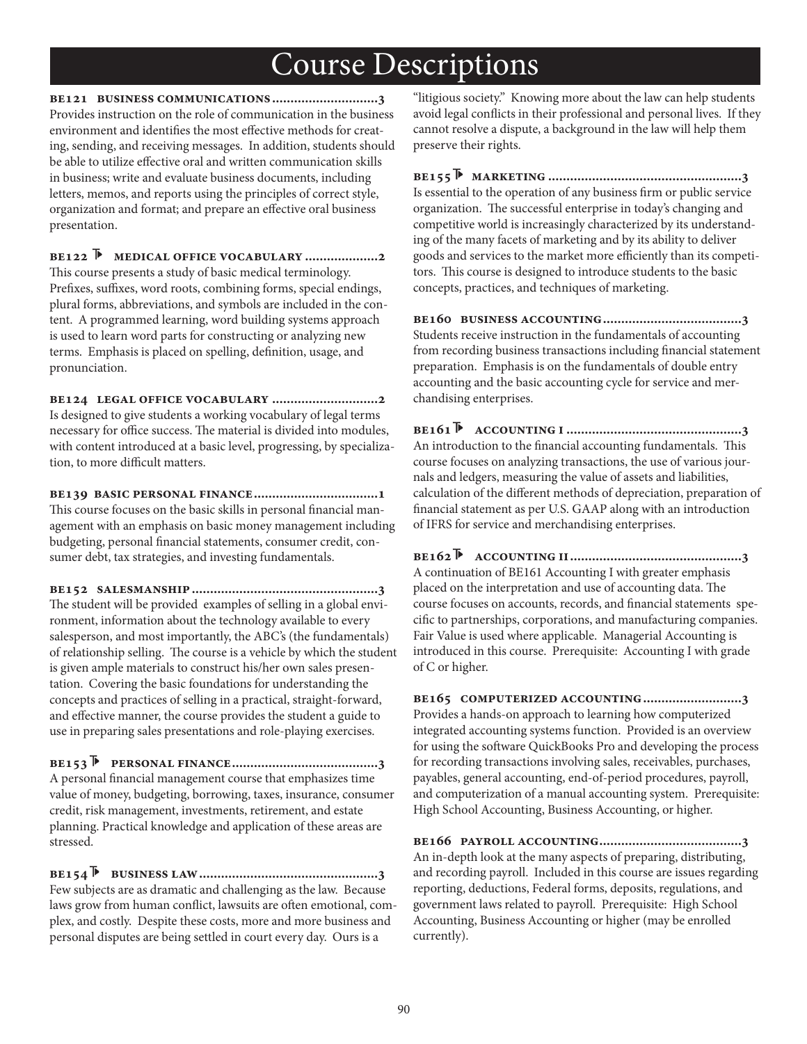# Course Descriptions

**BE121 BUSINESS COMMUNICATIONS ............................3**
Provides instruction on the role of communication in the business environment and identifies the most effective methods for creating, sending, and receiving messages. In addition, students should be able to utilize effective oral and written communication skills in business; write and evaluate business documents, including letters, memos, and reports using the principles of correct style, organization and format; and prepare an effective oral business presentation.

**BE122 MEDICAL OFFICE VOCABULARY ....................2**
This course presents a study of basic medical terminology. Prefixes, suffixes, word roots, combining forms, special endings, plural forms, abbreviations, and symbols are included in the content. A programmed learning, word building systems approach is used to learn word parts for constructing or analyzing new terms. Emphasis is placed on spelling, definition, usage, and pronunciation.

**BE124 LEGAL OFFICE VOCABULARY ............................2**
Is designed to give students a working vocabulary of legal terms necessary for office success. The material is divided into modules, with content introduced at a basic level, progressing, by specialization, to more difficult matters.

**BE139 BASIC PERSONAL FINANCE..................................1**
This course focuses on the basic skills in personal financial management with an emphasis on basic money management including budgeting, personal financial statements, consumer credit, consumer debt, tax strategies, and investing fundamentals.

**BE152 SALESMANSHIP ..................................................3**
The student will be provided examples of selling in a global environment, information about the technology available to every salesperson, and most importantly, the ABC's (the fundamentals) of relationship selling. The course is a vehicle by which the student is given ample materials to construct his/her own sales presentation. Covering the basic foundations for understanding the concepts and practices of selling in a practical, straight-forward, and effective manner, the course provides the student a guide to use in preparing sales presentations and role-playing exercises.

**BE153 PERSONAL FINANCE........................................3**
A personal financial management course that emphasizes time value of money, budgeting, borrowing, taxes, insurance, consumer credit, risk management, investments, retirement, and estate planning. Practical knowledge and application of these areas are stressed.

**BE154 BUSINESS LAW ................................................3**
Few subjects are as dramatic and challenging as the law. Because laws grow from human conflict, lawsuits are often emotional, complex, and costly. Despite these costs, more and more business and personal disputes are being settled in court every day. Ours is a "litigious society." Knowing more about the law can help students avoid legal conflicts in their professional and personal lives. If they cannot resolve a dispute, a background in the law will help them preserve their rights.

**BE155 MARKETING ....................................................3**
Is essential to the operation of any business firm or public service organization. The successful enterprise in today's changing and competitive world is increasingly characterized by its understanding of the many facets of marketing and by its ability to deliver goods and services to the market more efficiently than its competitors. This course is designed to introduce students to the basic concepts, practices, and techniques of marketing.

**BE160 BUSINESS ACCOUNTING......................................3**
Students receive instruction in the fundamentals of accounting from recording business transactions including financial statement preparation. Emphasis is on the fundamentals of double entry accounting and the basic accounting cycle for service and merchandising enterprises.

**BE161 ACCOUNTING I ................................................3**
An introduction to the financial accounting fundamentals. This course focuses on analyzing transactions, the use of various journals and ledgers, measuring the value of assets and liabilities, calculation of the different methods of depreciation, preparation of financial statement as per U.S. GAAP along with an introduction of IFRS for service and merchandising enterprises.

**BE162 ACCOUNTING II ..............................................3**
A continuation of BE161 Accounting I with greater emphasis placed on the interpretation and use of accounting data. The course focuses on accounts, records, and financial statements specific to partnerships, corporations, and manufacturing companies. Fair Value is used where applicable. Managerial Accounting is introduced in this course. Prerequisite: Accounting I with grade of C or higher.

**BE165 COMPUTERIZED ACCOUNTING...........................3**
Provides a hands-on approach to learning how computerized integrated accounting systems function. Provided is an overview for using the software QuickBooks Pro and developing the process for recording transactions involving sales, receivables, purchases, payables, general accounting, end-of-period procedures, payroll, and computerization of a manual accounting system. Prerequisite: High School Accounting, Business Accounting, or higher.

**BE166 PAYROLL ACCOUNTING.......................................3**
An in-depth look at the many aspects of preparing, distributing, and recording payroll. Included in this course are issues regarding reporting, deductions, Federal forms, deposits, regulations, and government laws related to payroll. Prerequisite: High School Accounting, Business Accounting or higher (may be enrolled currently).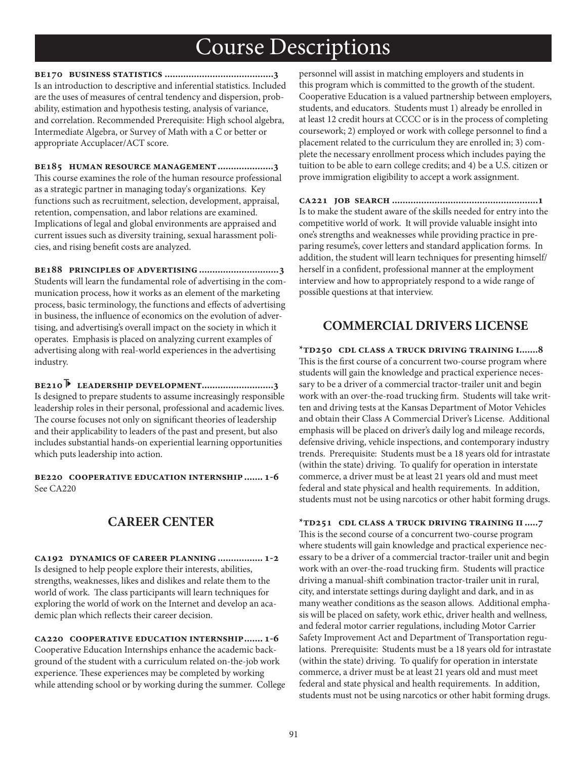# Course Descriptions

**BE170 BUSINESS STATISTICS ........................................3**
Is an introduction to descriptive and inferential statistics. Included are the uses of measures of central tendency and dispersion, probability, estimation and hypothesis testing, analysis of variance, and correlation. Recommended Prerequisite: High school algebra, Intermediate Algebra, or Survey of Math with a C or better or appropriate Accuplacer/ACT score.

**BE185 HUMAN RESOURCE MANAGEMENT ....................3**
This course examines the role of the human resource professional as a strategic partner in managing today's organizations. Key functions such as recruitment, selection, development, appraisal, retention, compensation, and labor relations are examined. Implications of legal and global environments are appraised and current issues such as diversity training, sexual harassment policies, and rising benefit costs are analyzed.

**BE188 PRINCIPLES OF ADVERTISING .............................3**
Students will learn the fundamental role of advertising in the communication process, how it works as an element of the marketing process, basic terminology, the functions and effects of advertising in business, the influence of economics on the evolution of advertising, and advertising's overall impact on the society in which it operates. Emphasis is placed on analyzing current examples of advertising along with real-world experiences in the advertising industry.

**BE210 LEADERSHIP DEVELOPMENT..........................3**
Is designed to prepare students to assume increasingly responsible leadership roles in their personal, professional and academic lives. The course focuses not only on significant theories of leadership and their applicability to leaders of the past and present, but also includes substantial hands-on experiential learning opportunities which puts leadership into action.

**BE220 COOPERATIVE EDUCATION INTERNSHIP ....... 1-6**
See CA220

## CAREER CENTER

**CA192 DYNAMICS OF CAREER PLANNING ................. 1-2**
Is designed to help people explore their interests, abilities, strengths, weaknesses, likes and dislikes and relate them to the world of work. The class participants will learn techniques for exploring the world of work on the Internet and develop an academic plan which reflects their career decision.

**CA220 COOPERATIVE EDUCATION INTERNSHIP ....... 1-6**
Cooperative Education Internships enhance the academic background of the student with a curriculum related on-the-job work experience. These experiences may be completed by working while attending school or by working during the summer. College personnel will assist in matching employers and students in this program which is committed to the growth of the student. Cooperative Education is a valued partnership between employers, students, and educators. Students must 1) already be enrolled in at least 12 credit hours at CCCC or is in the process of completing coursework; 2) employed or work with college personnel to find a placement related to the curriculum they are enrolled in; 3) complete the necessary enrollment process which includes paying the tuition to be able to earn college credits; and 4) be a U.S. citizen or prove immigration eligibility to accept a work assignment.

**CA221 JOB SEARCH ......................................................1**
Is to make the student aware of the skills needed for entry into the competitive world of work. It will provide valuable insight into one's strengths and weaknesses while providing practice in preparing resume's, cover letters and standard application forms. In addition, the student will learn techniques for presenting himself/herself in a confident, professional manner at the employment interview and how to appropriately respond to a wide range of possible questions at that interview.

## COMMERCIAL DRIVERS LICENSE

**\*TD250 CDL CLASS A TRUCK DRIVING TRAINING I.......8**
This is the first course of a concurrent two-course program where students will gain the knowledge and practical experience necessary to be a driver of a commercial tractor-trailer unit and begin work with an over-the-road trucking firm. Students will take written and driving tests at the Kansas Department of Motor Vehicles and obtain their Class A Commercial Driver's License. Additional emphasis will be placed on driver's daily log and mileage records, defensive driving, vehicle inspections, and contemporary industry trends. Prerequisite: Students must be a 18 years old for intrastate (within the state) driving. To qualify for operation in interstate commerce, a driver must be at least 21 years old and must meet federal and state physical and health requirements. In addition, students must not be using narcotics or other habit forming drugs.

**\*TD251 CDL CLASS A TRUCK DRIVING TRAINING II .....7**
This is the second course of a concurrent two-course program where students will gain knowledge and practical experience necessary to be a driver of a commercial tractor-trailer unit and begin work with an over-the-road trucking firm. Students will practice driving a manual-shift combination tractor-trailer unit in rural, city, and interstate settings during daylight and dark, and in as many weather conditions as the season allows. Additional emphasis will be placed on safety, work ethic, driver health and wellness, and federal motor carrier regulations, including Motor Carrier Safety Improvement Act and Department of Transportation regulations. Prerequisite: Students must be a 18 years old for intrastate (within the state) driving. To qualify for operation in interstate commerce, a driver must be at least 21 years old and must meet federal and state physical and health requirements. In addition, students must not be using narcotics or other habit forming drugs.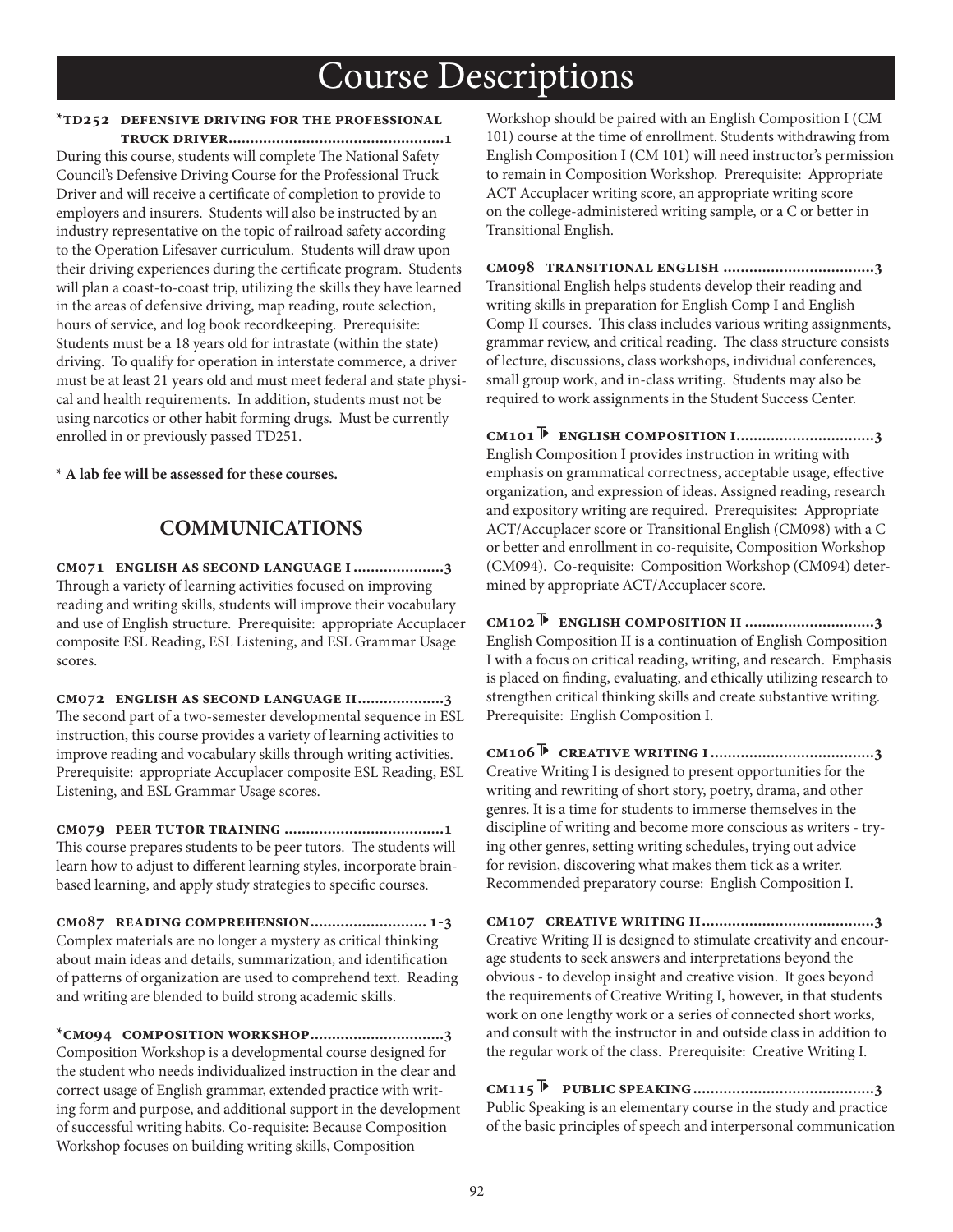# Course Descriptions

**\*TD252 DEFENSIVE DRIVING FOR THE PROFESSIONAL TRUCK DRIVER.................................................1**

During this course, students will complete The National Safety Council's Defensive Driving Course for the Professional Truck Driver and will receive a certificate of completion to provide to employers and insurers. Students will also be instructed by an industry representative on the topic of railroad safety according to the Operation Lifesaver curriculum. Students will draw upon their driving experiences during the certificate program. Students will plan a coast-to-coast trip, utilizing the skills they have learned in the areas of defensive driving, map reading, route selection, hours of service, and log book recordkeeping. Prerequisite: Students must be a 18 years old for intrastate (within the state) driving. To qualify for operation in interstate commerce, a driver must be at least 21 years old and must meet federal and state physical and health requirements. In addition, students must not be using narcotics or other habit forming drugs. Must be currently enrolled in or previously passed TD251.

**\* A lab fee will be assessed for these courses.**

## COMMUNICATIONS

**CM071 ENGLISH AS SECOND LANGUAGE I.....................3**

Through a variety of learning activities focused on improving reading and writing skills, students will improve their vocabulary and use of English structure. Prerequisite: appropriate Accuplacer composite ESL Reading, ESL Listening, and ESL Grammar Usage scores.

**CM072 ENGLISH AS SECOND LANGUAGE II...................3**

The second part of a two-semester developmental sequence in ESL instruction, this course provides a variety of learning activities to improve reading and vocabulary skills through writing activities. Prerequisite: appropriate Accuplacer composite ESL Reading, ESL Listening, and ESL Grammar Usage scores.

**CM079 PEER TUTOR TRAINING ....................................1**

This course prepares students to be peer tutors. The students will learn how to adjust to different learning styles, incorporate brain-based learning, and apply study strategies to specific courses.

**CM087 READING COMPREHENSION.......................... 1-3**

Complex materials are no longer a mystery as critical thinking about main ideas and details, summarization, and identification of patterns of organization are used to comprehend text. Reading and writing are blended to build strong academic skills.

**\*CM094 COMPOSITION WORKSHOP..............................3**

Composition Workshop is a developmental course designed for the student who needs individualized instruction in the clear and correct usage of English grammar, extended practice with writing form and purpose, and additional support in the development of successful writing habits. Co-requisite: Because Composition Workshop focuses on building writing skills, Composition Workshop should be paired with an English Composition I (CM 101) course at the time of enrollment. Students withdrawing from English Composition I (CM 101) will need instructor's permission to remain in Composition Workshop. Prerequisite: Appropriate ACT Accuplacer writing score, an appropriate writing score on the college-administered writing sample, or a C or better in Transitional English.

**CM098 TRANSITIONAL ENGLISH ..................................3**

Transitional English helps students develop their reading and writing skills in preparation for English Comp I and English Comp II courses. This class includes various writing assignments, grammar review, and critical reading. The class structure consists of lecture, discussions, class workshops, individual conferences, small group work, and in-class writing. Students may also be required to work assignments in the Student Success Center.

**CM101 ENGLISH COMPOSITION I................................3**

English Composition I provides instruction in writing with emphasis on grammatical correctness, acceptable usage, effective organization, and expression of ideas. Assigned reading, research and expository writing are required. Prerequisites: Appropriate ACT/Accuplacer score or Transitional English (CM098) with a C or better and enrollment in co-requisite, Composition Workshop (CM094). Co-requisite: Composition Workshop (CM094) determined by appropriate ACT/Accuplacer score.

**CM102 ENGLISH COMPOSITION II .............................3**

English Composition II is a continuation of English Composition I with a focus on critical reading, writing, and research. Emphasis is placed on finding, evaluating, and ethically utilizing research to strengthen critical thinking skills and create substantive writing. Prerequisite: English Composition I.

**CM106 CREATIVE WRITING I......................................3**

Creative Writing I is designed to present opportunities for the writing and rewriting of short story, poetry, drama, and other genres. It is a time for students to immerse themselves in the discipline of writing and become more conscious as writers - trying other genres, setting writing schedules, trying out advice for revision, discovering what makes them tick as a writer. Recommended preparatory course: English Composition I.

**CM107 CREATIVE WRITING II.......................................3**

Creative Writing II is designed to stimulate creativity and encourage students to seek answers and interpretations beyond the obvious - to develop insight and creative vision. It goes beyond the requirements of Creative Writing I, however, in that students work on one lengthy work or a series of connected short works, and consult with the instructor in and outside class in addition to the regular work of the class. Prerequisite: Creative Writing I.

**CM115 PUBLIC SPEAKING..........................................3**

Public Speaking is an elementary course in the study and practice of the basic principles of speech and interpersonal communication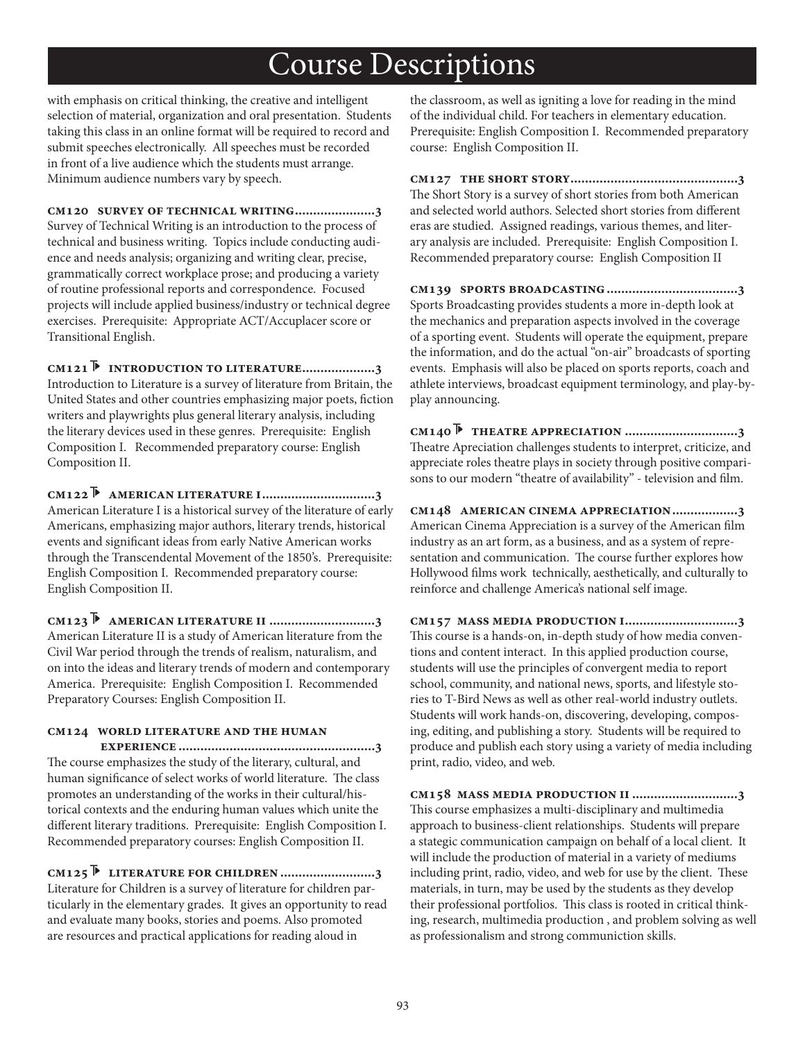# Course Descriptions

with emphasis on critical thinking, the creative and intelligent selection of material, organization and oral presentation. Students taking this class in an online format will be required to record and submit speeches electronically. All speeches must be recorded in front of a live audience which the students must arrange. Minimum audience numbers vary by speech.

**CM120 SURVEY OF TECHNICAL WRITING......................3**
Survey of Technical Writing is an introduction to the process of technical and business writing. Topics include conducting audience and needs analysis; organizing and writing clear, precise, grammatically correct workplace prose; and producing a variety of routine professional reports and correspondence. Focused projects will include applied business/industry or technical degree exercises. Prerequisite: Appropriate ACT/Accuplacer score or Transitional English.

**CM121 INTRODUCTION TO LITERATURE....................3**
Introduction to Literature is a survey of literature from Britain, the United States and other countries emphasizing major poets, fiction writers and playwrights plus general literary analysis, including the literary devices used in these genres. Prerequisite: English Composition I. Recommended preparatory course: English Composition II.

**CM122 AMERICAN LITERATURE I...............................3**
American Literature I is a historical survey of the literature of early Americans, emphasizing major authors, literary trends, historical events and significant ideas from early Native American works through the Transcendental Movement of the 1850's. Prerequisite: English Composition I. Recommended preparatory course: English Composition II.

**CM123 AMERICAN LITERATURE II .............................3**
American Literature II is a study of American literature from the Civil War period through the trends of realism, naturalism, and on into the ideas and literary trends of modern and contemporary America. Prerequisite: English Composition I. Recommended Preparatory Courses: English Composition II.

**CM124 WORLD LITERATURE AND THE HUMAN EXPERIENCE......................................................3**
The course emphasizes the study of the literary, cultural, and human significance of select works of world literature. The class promotes an understanding of the works in their cultural/historical contexts and the enduring human values which unite the different literary traditions. Prerequisite: English Composition I. Recommended preparatory courses: English Composition II.

**CM125 LITERATURE FOR CHILDREN ..........................3**
Literature for Children is a survey of literature for children particularly in the elementary grades. It gives an opportunity to read and evaluate many books, stories and poems. Also promoted are resources and practical applications for reading aloud in the classroom, as well as igniting a love for reading in the mind of the individual child. For teachers in elementary education. Prerequisite: English Composition I. Recommended preparatory course: English Composition II.

**CM127 THE SHORT STORY..............................................3**
The Short Story is a survey of short stories from both American and selected world authors. Selected short stories from different eras are studied. Assigned readings, various themes, and literary analysis are included. Prerequisite: English Composition I. Recommended preparatory course: English Composition II

**CM139 SPORTS BROADCASTING ....................................3**
Sports Broadcasting provides students a more in-depth look at the mechanics and preparation aspects involved in the coverage of a sporting event. Students will operate the equipment, prepare the information, and do the actual "on-air" broadcasts of sporting events. Emphasis will also be placed on sports reports, coach and athlete interviews, broadcast equipment terminology, and play-by-play announcing.

**CM140 THEATRE APPRECIATION ...............................3**
Theatre Apreciation challenges students to interpret, criticize, and appreciate roles theatre plays in society through positive comparisons to our modern "theatre of availability" - television and film.

**CM148 AMERICAN CINEMA APPRECIATION..................3**
American Cinema Appreciation is a survey of the American film industry as an art form, as a business, and as a system of representation and communication. The course further explores how Hollywood films work technically, aesthetically, and culturally to reinforce and challenge America's national self image.

**CM157 MASS MEDIA PRODUCTION I...............................3**
This course is a hands-on, in-depth study of how media conventions and content interact. In this applied production course, students will use the principles of convergent media to report school, community, and national news, sports, and lifestyle stories to T-Bird News as well as other real-world industry outlets. Students will work hands-on, discovering, developing, composing, editing, and publishing a story. Students will be required to produce and publish each story using a variety of media including print, radio, video, and web.

**CM158 MASS MEDIA PRODUCTION II .............................3**
This course emphasizes a multi-disciplinary and multimedia approach to business-client relationships. Students will prepare a stategic communication campaign on behalf of a local client. It will include the production of material in a variety of mediums including print, radio, video, and web for use by the client. These materials, in turn, may be used by the students as they develop their professional portfolios. This class is rooted in critical thinking, research, multimedia production , and problem solving as well as professionalism and strong communiction skills.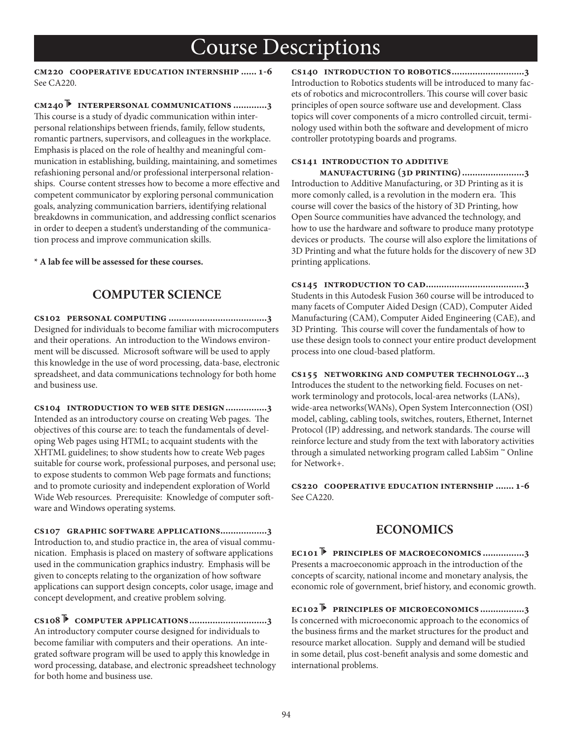# Course Descriptions

**CM220 COOPERATIVE EDUCATION INTERNSHIP ...... 1-6**
See CA220.

**CM240 ⊩ INTERPERSONAL COMMUNICATIONS ............3**
This course is a study of dyadic communication within interpersonal relationships between friends, family, fellow students, romantic partners, supervisors, and colleagues in the workplace. Emphasis is placed on the role of healthy and meaningful communication in establishing, building, maintaining, and sometimes refashioning personal and/or professional interpersonal relationships. Course content stresses how to become a more effective and competent communicator by exploring personal communication goals, analyzing communication barriers, identifying relational breakdowns in communication, and addressing conflict scenarios in order to deepen a student's understanding of the communication process and improve communication skills.

**\* A lab fee will be assessed for these courses.**

## COMPUTER SCIENCE

**CS102 PERSONAL COMPUTING .....................................3**
Designed for individuals to become familiar with microcomputers and their operations. An introduction to the Windows environment will be discussed. Microsoft software will be used to apply this knowledge in the use of word processing, data-base, electronic spreadsheet, and data communications technology for both home and business use.

**CS104 INTRODUCTION TO WEB SITE DESIGN ................3**
Intended as an introductory course on creating Web pages. The objectives of this course are: to teach the fundamentals of developing Web pages using HTML; to acquaint students with the XHTML guidelines; to show students how to create Web pages suitable for course work, professional purposes, and personal use; to expose students to common Web page formats and functions; and to promote curiosity and independent exploration of World Wide Web resources. Prerequisite: Knowledge of computer software and Windows operating systems.

**CS107 GRAPHIC SOFTWARE APPLICATIONS.................3**
Introduction to, and studio practice in, the area of visual communication. Emphasis is placed on mastery of software applications used in the communication graphics industry. Emphasis will be given to concepts relating to the organization of how software applications can support design concepts, color usage, image and concept development, and creative problem solving.

**CS108 ⊩ COMPUTER APPLICATIONS .............................3**
An introductory computer course designed for individuals to become familiar with computers and their operations. An integrated software program will be used to apply this knowledge in word processing, database, and electronic spreadsheet technology for both home and business use.

**CS140 INTRODUCTION TO ROBOTICS...........................3**
Introduction to Robotics students will be introduced to many facets of robotics and microcontrollers. This course will cover basic principles of open source software use and development. Class topics will cover components of a micro controlled circuit, terminology used within both the software and development of micro controller prototyping boards and programs.

**CS141 INTRODUCTION TO ADDITIVE MANUFACTURING (3D PRINTING)........................3**
Introduction to Additive Manufacturing, or 3D Printing as it is more comonly called, is a revolution in the modern era. This course will cover the basics of the history of 3D Printing, how Open Source communities have advanced the technology, and how to use the hardware and software to produce many prototype devices or products. The course will also explore the limitations of 3D Printing and what the future holds for the discovery of new 3D printing applications.

**CS145 INTRODUCTION TO CAD......................................3**
Students in this Autodesk Fusion 360 course will be introduced to many facets of Computer Aided Design (CAD), Computer Aided Manufacturing (CAM), Computer Aided Engineering (CAE), and 3D Printing. This course will cover the fundamentals of how to use these design tools to connect your entire product development process into one cloud-based platform.

**CS155 NETWORKING AND COMPUTER TECHNOLOGY...3**
Introduces the student to the networking field. Focuses on network terminology and protocols, local-area networks (LANs), wide-area networks(WANs), Open System Interconnection (OSI) model, cabling, cabling tools, switches, routers, Ethernet, Internet Protocol (IP) addressing, and network standards. The course will reinforce lecture and study from the text with laboratory activities through a simulated networking program called LabSim ™ Online for Network+.

**CS220 COOPERATIVE EDUCATION INTERNSHIP ....... 1-6**
See CA220.

## ECONOMICS

**EC101 ⊩ PRINCIPLES OF MACROECONOMICS ................3**
Presents a macroeconomic approach in the introduction of the concepts of scarcity, national income and monetary analysis, the economic role of government, brief history, and economic growth.

**EC102 ⊩ PRINCIPLES OF MICROECONOMICS .................3**
Is concerned with microeconomic approach to the economics of the business firms and the market structures for the product and resource market allocation. Supply and demand will be studied in some detail, plus cost-benefit analysis and some domestic and international problems.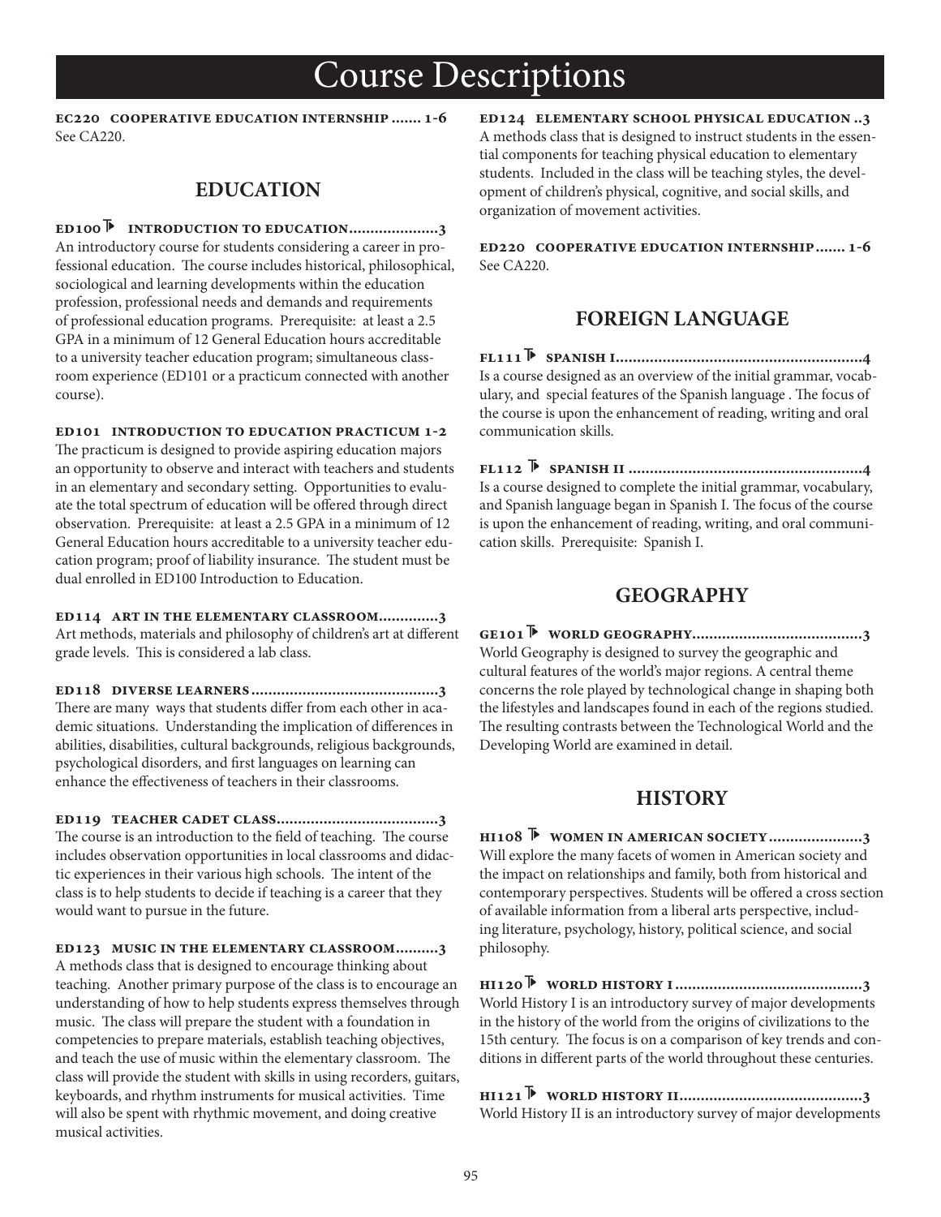# Course Descriptions

**EC220 COOPERATIVE EDUCATION INTERNSHIP ....... 1-6**
See CA220.

## EDUCATION

**ED100 ⊩ INTRODUCTION TO EDUCATION.....................3**
An introductory course for students considering a career in professional education. The course includes historical, philosophical, sociological and learning developments within the education profession, professional needs and demands and requirements of professional education programs. Prerequisite: at least a 2.5 GPA in a minimum of 12 General Education hours accreditable to a university teacher education program; simultaneous classroom experience (ED101 or a practicum connected with another course).

**ED101 INTRODUCTION TO EDUCATION PRACTICUM 1-2**
The practicum is designed to provide aspiring education majors an opportunity to observe and interact with teachers and students in an elementary and secondary setting. Opportunities to evaluate the total spectrum of education will be offered through direct observation. Prerequisite: at least a 2.5 GPA in a minimum of 12 General Education hours accreditable to a university teacher education program; proof of liability insurance. The student must be dual enrolled in ED100 Introduction to Education.

**ED114 ART IN THE ELEMENTARY CLASSROOM.............3**
Art methods, materials and philosophy of children's art at different grade levels. This is considered a lab class.

**ED118 DIVERSE LEARNERS...........................................3**
There are many ways that students differ from each other in academic situations. Understanding the implication of differences in abilities, disabilities, cultural backgrounds, religious backgrounds, psychological disorders, and first languages on learning can enhance the effectiveness of teachers in their classrooms.

**ED119 TEACHER CADET CLASS.....................................3**
The course is an introduction to the field of teaching. The course includes observation opportunities in local classrooms and didactic experiences in their various high schools. The intent of the class is to help students to decide if teaching is a career that they would want to pursue in the future.

**ED123 MUSIC IN THE ELEMENTARY CLASSROOM..........3**
A methods class that is designed to encourage thinking about teaching. Another primary purpose of the class is to encourage an understanding of how to help students express themselves through music. The class will prepare the student with a foundation in competencies to prepare materials, establish teaching objectives, and teach the use of music within the elementary classroom. The class will provide the student with skills in using recorders, guitars, keyboards, and rhythm instruments for musical activities. Time will also be spent with rhythmic movement, and doing creative musical activities.

**ED124 ELEMENTARY SCHOOL PHYSICAL EDUCATION ..3**
A methods class that is designed to instruct students in the essential components for teaching physical education to elementary students. Included in the class will be teaching styles, the development of children's physical, cognitive, and social skills, and organization of movement activities.

**ED220 COOPERATIVE EDUCATION INTERNSHIP....... 1-6**
See CA220.

## FOREIGN LANGUAGE

**FL111 ⊩ SPANISH I..........................................................4**
Is a course designed as an overview of the initial grammar, vocabulary, and special features of the Spanish language . The focus of the course is upon the enhancement of reading, writing and oral communication skills.

**FL112 ⊩ SPANISH II ......................................................4**
Is a course designed to complete the initial grammar, vocabulary, and Spanish language began in Spanish I. The focus of the course is upon the enhancement of reading, writing, and oral communication skills. Prerequisite: Spanish I.

## GEOGRAPHY

**GE101 ⊩ WORLD GEOGRAPHY........................................3**
World Geography is designed to survey the geographic and cultural features of the world's major regions. A central theme concerns the role played by technological change in shaping both the lifestyles and landscapes found in each of the regions studied. The resulting contrasts between the Technological World and the Developing World are examined in detail.

## HISTORY

**HI108 ⊩ WOMEN IN AMERICAN SOCIETY ......................3**
Will explore the many facets of women in American society and the impact on relationships and family, both from historical and contemporary perspectives. Students will be offered a cross section of available information from a liberal arts perspective, including literature, psychology, history, political science, and social philosophy.

**HI120 ⊩ WORLD HISTORY I ...........................................3**
World History I is an introductory survey of major developments in the history of the world from the origins of civilizations to the 15th century. The focus is on a comparison of key trends and conditions in different parts of the world throughout these centuries.

**HI121 ⊩ WORLD HISTORY II..........................................3**
World History II is an introductory survey of major developments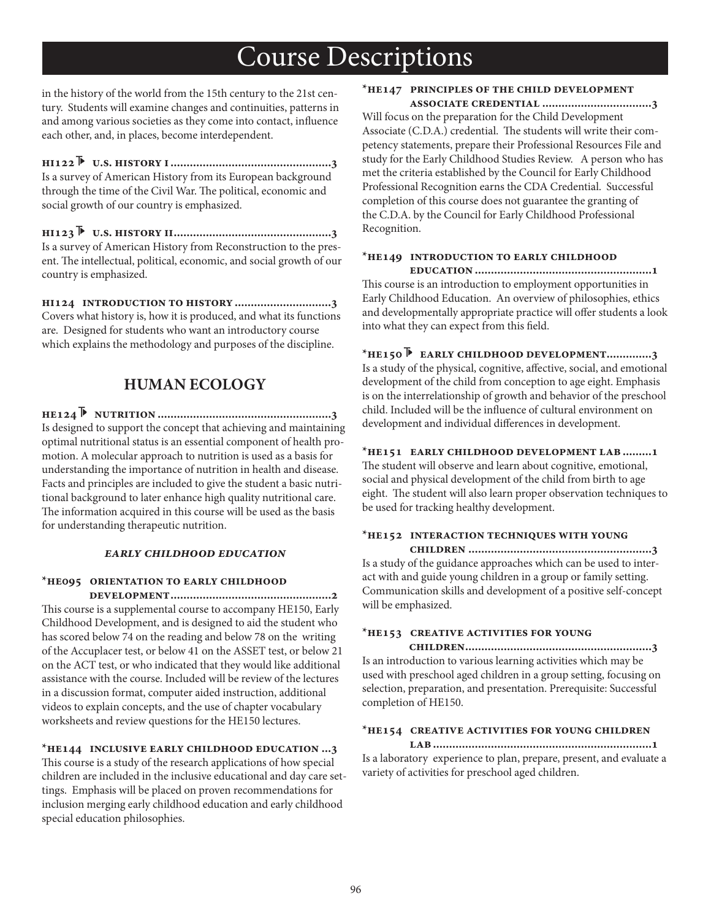# Course Descriptions

in the history of the world from the 15th century to the 21st century. Students will examine changes and continuities, patterns in and among various societies as they come into contact, influence each other, and, in places, become interdependent.

**HI122 U.S. HISTORY I ....................................................3**
Is a survey of American History from its European background through the time of the Civil War. The political, economic and social growth of our country is emphasized.

**HI123 U.S. HISTORY II....................................................3**
Is a survey of American History from Reconstruction to the present. The intellectual, political, economic, and social growth of our country is emphasized.

**HI124 INTRODUCTION TO HISTORY ...............................3**
Covers what history is, how it is produced, and what its functions are. Designed for students who want an introductory course which explains the methodology and purposes of the discipline.

## HUMAN ECOLOGY

**HE124 NUTRITION ..........................................................3**
Is designed to support the concept that achieving and maintaining optimal nutritional status is an essential component of health promotion. A molecular approach to nutrition is used as a basis for understanding the importance of nutrition in health and disease. Facts and principles are included to give the student a basic nutritional background to later enhance high quality nutritional care. The information acquired in this course will be used as the basis for understanding therapeutic nutrition.

### *EARLY CHILDHOOD EDUCATION*

**\*HE095 ORIENTATION TO EARLY CHILDHOOD DEVELOPMENT..................................................2**
This course is a supplemental course to accompany HE150, Early Childhood Development, and is designed to aid the student who has scored below 74 on the reading and below 78 on the writing of the Accuplacer test, or below 41 on the ASSET test, or below 21 on the ACT test, or who indicated that they would like additional assistance with the course. Included will be review of the lectures in a discussion format, computer aided instruction, additional videos to explain concepts, and the use of chapter vocabulary worksheets and review questions for the HE150 lectures.

**\*HE144 INCLUSIVE EARLY CHILDHOOD EDUCATION ...3**
This course is a study of the research applications of how special children are included in the inclusive educational and day care settings. Emphasis will be placed on proven recommendations for inclusion merging early childhood education and early childhood special education philosophies.

**\*HE147 PRINCIPLES OF THE CHILD DEVELOPMENT ASSOCIATE CREDENTIAL ..................................3**
Will focus on the preparation for the Child Development Associate (C.D.A.) credential. The students will write their competency statements, prepare their Professional Resources File and study for the Early Childhood Studies Review. A person who has met the criteria established by the Council for Early Childhood Professional Recognition earns the CDA Credential. Successful completion of this course does not guarantee the granting of the C.D.A. by the Council for Early Childhood Professional Recognition.

**\*HE149 INTRODUCTION TO EARLY CHILDHOOD EDUCATION .......................................................1**
This course is an introduction to employment opportunities in Early Childhood Education. An overview of philosophies, ethics and developmentally appropriate practice will offer students a look into what they can expect from this field.

**\*HE150 EARLY CHILDHOOD DEVELOPMENT..............3**
Is a study of the physical, cognitive, affective, social, and emotional development of the child from conception to age eight. Emphasis is on the interrelationship of growth and behavior of the preschool child. Included will be the influence of cultural environment on development and individual differences in development.

**\*HE151 EARLY CHILDHOOD DEVELOPMENT LAB .........1**
The student will observe and learn about cognitive, emotional, social and physical development of the child from birth to age eight. The student will also learn proper observation techniques to be used for tracking healthy development.

**\*HE152 INTERACTION TECHNIQUES WITH YOUNG CHILDREN .........................................................3**
Is a study of the guidance approaches which can be used to interact with and guide young children in a group or family setting. Communication skills and development of a positive self-concept will be emphasized.

**\*HE153 CREATIVE ACTIVITIES FOR YOUNG CHILDREN..........................................................3**
Is an introduction to various learning activities which may be used with preschool aged children in a group setting, focusing on selection, preparation, and presentation. Prerequisite: Successful completion of HE150.

**\*HE154 CREATIVE ACTIVITIES FOR YOUNG CHILDREN LAB ....................................................................1**
Is a laboratory experience to plan, prepare, present, and evaluate a variety of activities for preschool aged children.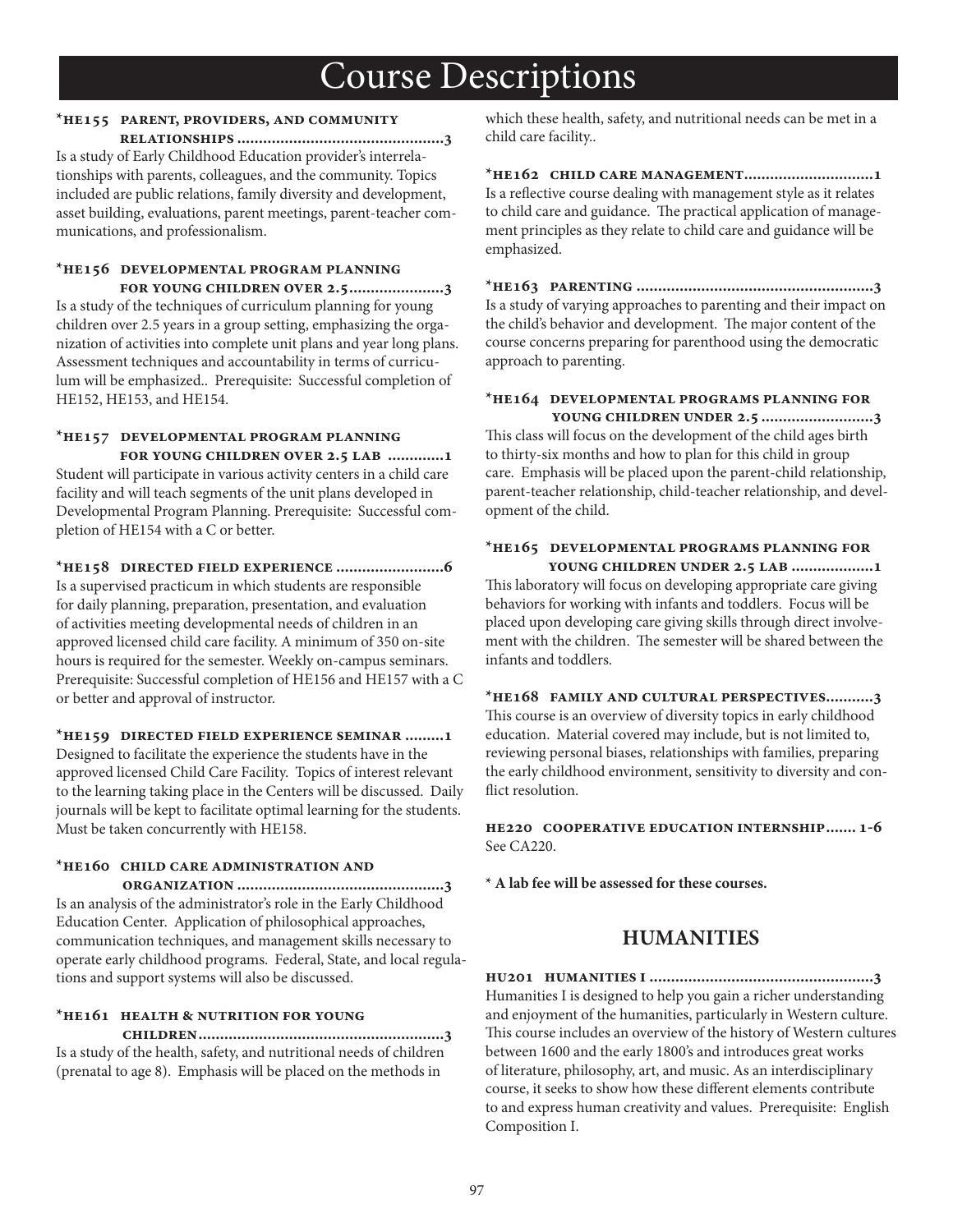# Course Descriptions

**\*HE155 PARENT, PROVIDERS, AND COMMUNITY RELATIONSHIPS ................................................3**

Is a study of Early Childhood Education provider's interrelationships with parents, colleagues, and the community. Topics included are public relations, family diversity and development, asset building, evaluations, parent meetings, parent-teacher communications, and professionalism.

**\*HE156 DEVELOPMENTAL PROGRAM PLANNING FOR YOUNG CHILDREN OVER 2.5......................3**

Is a study of the techniques of curriculum planning for young children over 2.5 years in a group setting, emphasizing the organization of activities into complete unit plans and year long plans. Assessment techniques and accountability in terms of curriculum will be emphasized.. Prerequisite: Successful completion of HE152, HE153, and HE154.

**\*HE157 DEVELOPMENTAL PROGRAM PLANNING FOR YOUNG CHILDREN OVER 2.5 LAB .............1**

Student will participate in various activity centers in a child care facility and will teach segments of the unit plans developed in Developmental Program Planning. Prerequisite: Successful completion of HE154 with a C or better.

**\*HE158 DIRECTED FIELD EXPERIENCE .........................6**

Is a supervised practicum in which students are responsible for daily planning, preparation, presentation, and evaluation of activities meeting developmental needs of children in an approved licensed child care facility. A minimum of 350 on-site hours is required for the semester. Weekly on-campus seminars. Prerequisite: Successful completion of HE156 and HE157 with a C or better and approval of instructor.

**\*HE159 DIRECTED FIELD EXPERIENCE SEMINAR .........1**

Designed to facilitate the experience the students have in the approved licensed Child Care Facility. Topics of interest relevant to the learning taking place in the Centers will be discussed. Daily journals will be kept to facilitate optimal learning for the students. Must be taken concurrently with HE158.

**\*HE160 CHILD CARE ADMINISTRATION AND ORGANIZATION ................................................3**

Is an analysis of the administrator's role in the Early Childhood Education Center. Application of philosophical approaches, communication techniques, and management skills necessary to operate early childhood programs. Federal, State, and local regulations and support systems will also be discussed.

**\*HE161 HEALTH & NUTRITION FOR YOUNG CHILDREN........................................................3**

Is a study of the health, safety, and nutritional needs of children (prenatal to age 8). Emphasis will be placed on the methods in which these health, safety, and nutritional needs can be met in a child care facility..

**\*HE162 CHILD CARE MANAGEMENT..............................1**

Is a reflective course dealing with management style as it relates to child care and guidance. The practical application of management principles as they relate to child care and guidance will be emphasized.

**\*HE163 PARENTING .......................................................3**

Is a study of varying approaches to parenting and their impact on the child's behavior and development. The major content of the course concerns preparing for parenthood using the democratic approach to parenting.

**\*HE164 DEVELOPMENTAL PROGRAMS PLANNING FOR YOUNG CHILDREN UNDER 2.5 ..........................3**

This class will focus on the development of the child ages birth to thirty-six months and how to plan for this child in group care. Emphasis will be placed upon the parent-child relationship, parent-teacher relationship, child-teacher relationship, and development of the child.

**\*HE165 DEVELOPMENTAL PROGRAMS PLANNING FOR YOUNG CHILDREN UNDER 2.5 LAB ...................1**

This laboratory will focus on developing appropriate care giving behaviors for working with infants and toddlers. Focus will be placed upon developing care giving skills through direct involvement with the children. The semester will be shared between the infants and toddlers.

**\*HE168 FAMILY AND CULTURAL PERSPECTIVES...........3**

This course is an overview of diversity topics in early childhood education. Material covered may include, but is not limited to, reviewing personal biases, relationships with families, preparing the early childhood environment, sensitivity to diversity and conflict resolution.

**HE220 COOPERATIVE EDUCATION INTERNSHIP....... 1-6**

See CA220.

**\* A lab fee will be assessed for these courses.**

## HUMANITIES

**HU201 HUMANITIES I ....................................................3**

Humanities I is designed to help you gain a richer understanding and enjoyment of the humanities, particularly in Western culture. This course includes an overview of the history of Western cultures between 1600 and the early 1800's and introduces great works of literature, philosophy, art, and music. As an interdisciplinary course, it seeks to show how these different elements contribute to and express human creativity and values. Prerequisite: English Composition I.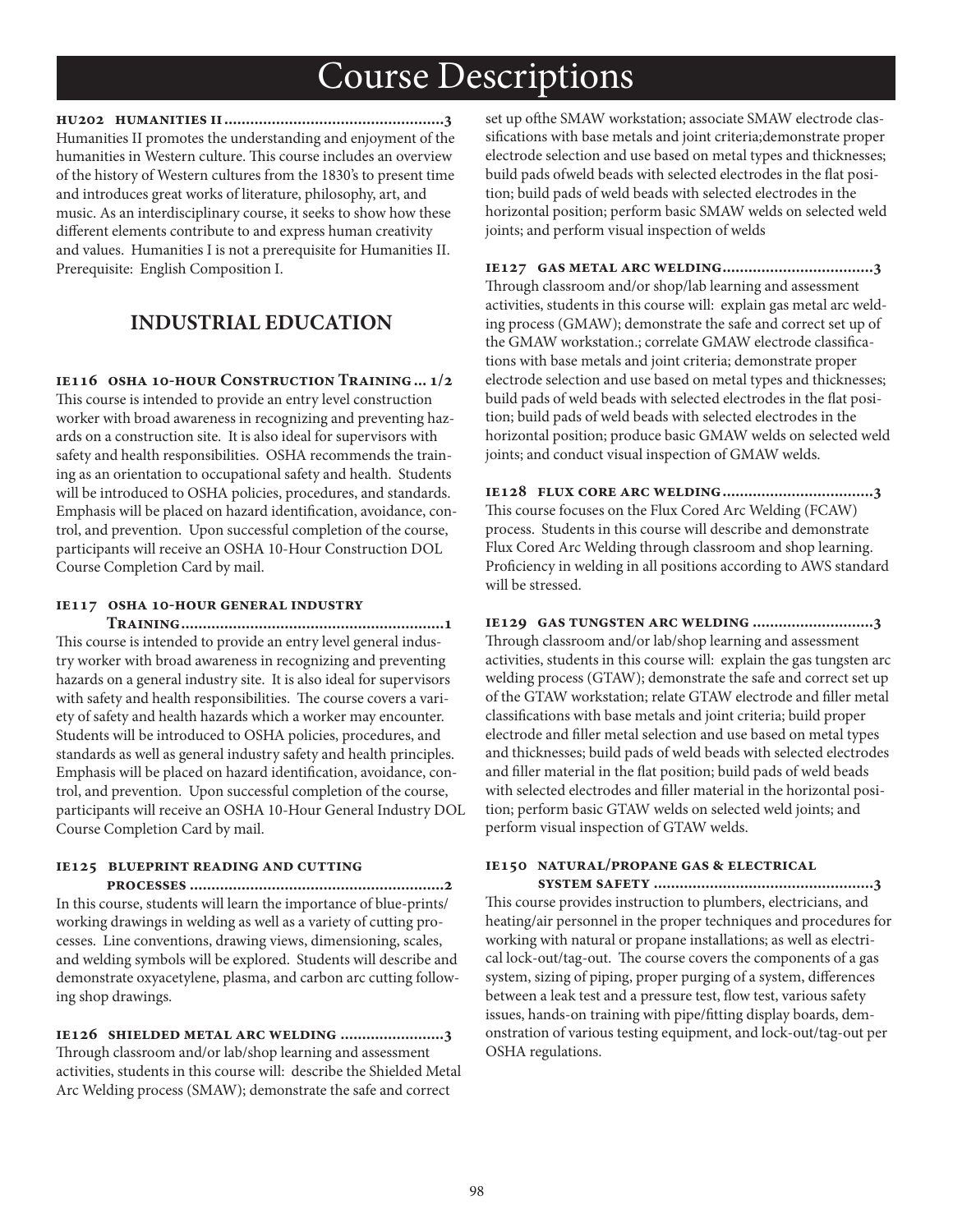# Course Descriptions

**HU202 Humanities II ..................................................3**

Humanities II promotes the understanding and enjoyment of the humanities in Western culture. This course includes an overview of the history of Western cultures from the 1830's to present time and introduces great works of literature, philosophy, art, and music. As an interdisciplinary course, it seeks to show how these different elements contribute to and express human creativity and values. Humanities I is not a prerequisite for Humanities II. Prerequisite: English Composition I.

## INDUSTRIAL EDUCATION

**IE116 OSHA 10-hour Construction Training ... 1/2**

This course is intended to provide an entry level construction worker with broad awareness in recognizing and preventing hazards on a construction site. It is also ideal for supervisors with safety and health responsibilities. OSHA recommends the training as an orientation to occupational safety and health. Students will be introduced to OSHA policies, procedures, and standards. Emphasis will be placed on hazard identification, avoidance, control, and prevention. Upon successful completion of the course, participants will receive an OSHA 10-Hour Construction DOL Course Completion Card by mail.

**IE117 OSHA 10-hour general industry Training.............................................................1**

This course is intended to provide an entry level general industry worker with broad awareness in recognizing and preventing hazards on a general industry site. It is also ideal for supervisors with safety and health responsibilities. The course covers a variety of safety and health hazards which a worker may encounter. Students will be introduced to OSHA policies, procedures, and standards as well as general industry safety and health principles. Emphasis will be placed on hazard identification, avoidance, control, and prevention. Upon successful completion of the course, participants will receive an OSHA 10-Hour General Industry DOL Course Completion Card by mail.

**IE125 Blueprint Reading and Cutting processes ..........................................................2**

In this course, students will learn the importance of blue-prints/working drawings in welding as well as a variety of cutting processes. Line conventions, drawing views, dimensioning, scales, and welding symbols will be explored. Students will describe and demonstrate oxyacetylene, plasma, and carbon arc cutting following shop drawings.

**IE126 Shielded Metal Arc Welding ........................3**

Through classroom and/or lab/shop learning and assessment activities, students in this course will: describe the Shielded Metal Arc Welding process (SMAW); demonstrate the safe and correct set up ofthe SMAW workstation; associate SMAW electrode classifications with base metals and joint criteria;demonstrate proper electrode selection and use based on metal types and thicknesses; build pads ofweld beads with selected electrodes in the flat position; build pads of weld beads with selected electrodes in the horizontal position; perform basic SMAW welds on selected weld joints; and perform visual inspection of welds

**IE127 Gas Metal Arc Welding...................................3**

Through classroom and/or shop/lab learning and assessment activities, students in this course will: explain gas metal arc welding process (GMAW); demonstrate the safe and correct set up of the GMAW workstation.; correlate GMAW electrode classifications with base metals and joint criteria; demonstrate proper electrode selection and use based on metal types and thicknesses; build pads of weld beads with selected electrodes in the flat position; build pads of weld beads with selected electrodes in the horizontal position; produce basic GMAW welds on selected weld joints; and conduct visual inspection of GMAW welds.

**IE128 Flux Core Arc Welding...................................3**

This course focuses on the Flux Cored Arc Welding (FCAW) process. Students in this course will describe and demonstrate Flux Cored Arc Welding through classroom and shop learning. Proficiency in welding in all positions according to AWS standard will be stressed.

**IE129 Gas Tungsten Arc Welding ............................3**

Through classroom and/or lab/shop learning and assessment activities, students in this course will: explain the gas tungsten arc welding process (GTAW); demonstrate the safe and correct set up of the GTAW workstation; relate GTAW electrode and filler metal classifications with base metals and joint criteria; build proper electrode and filler metal selection and use based on metal types and thicknesses; build pads of weld beads with selected electrodes and filler material in the flat position; build pads of weld beads with selected electrodes and filler material in the horizontal position; perform basic GTAW welds on selected weld joints; and perform visual inspection of GTAW welds.

**IE150 Natural/Propane Gas & Electrical System Safety ..................................................3**

This course provides instruction to plumbers, electricians, and heating/air personnel in the proper techniques and procedures for working with natural or propane installations; as well as electrical lock-out/tag-out. The course covers the components of a gas system, sizing of piping, proper purging of a system, differences between a leak test and a pressure test, flow test, various safety issues, hands-on training with pipe/fitting display boards, demonstration of various testing equipment, and lock-out/tag-out per OSHA regulations.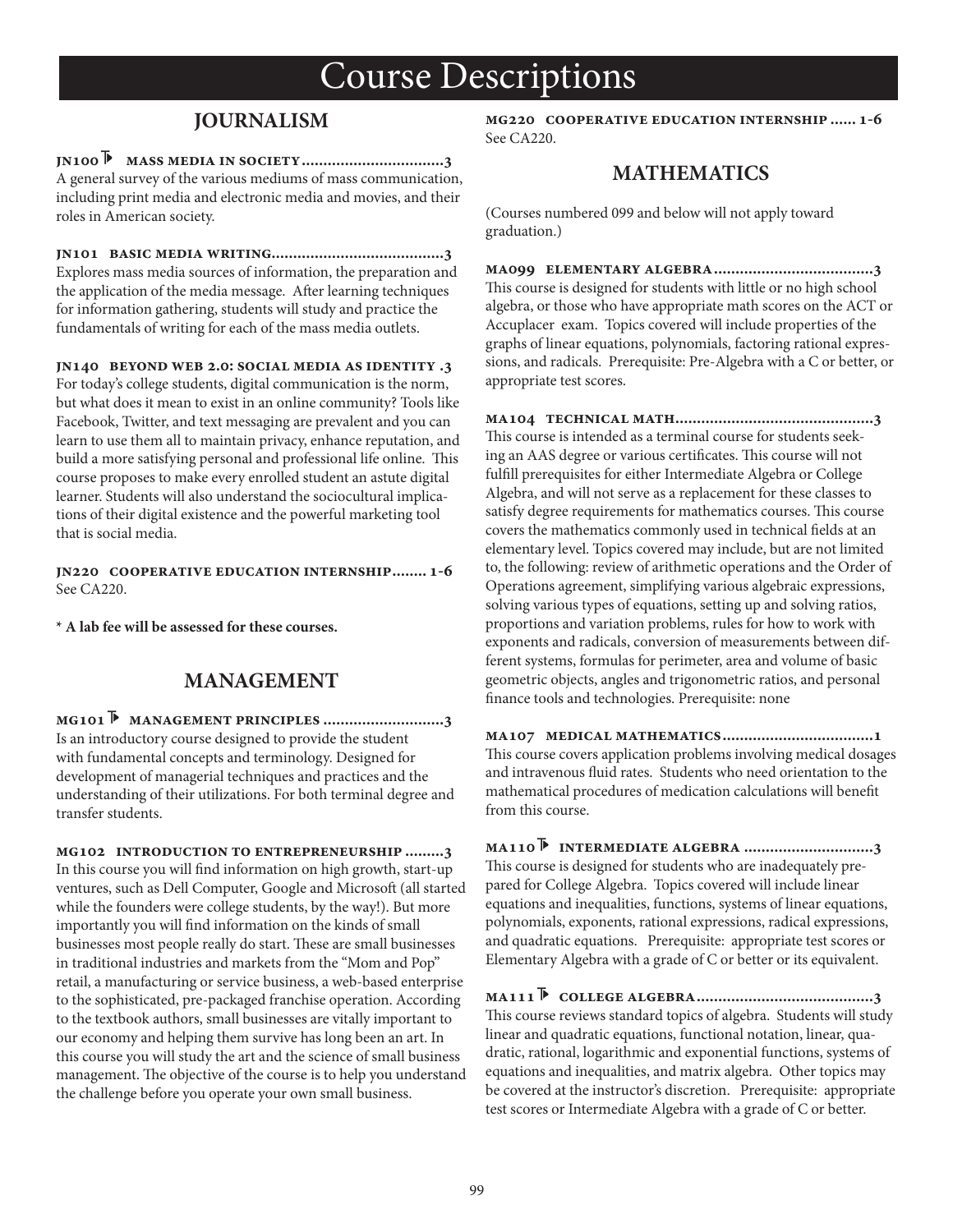# Course Descriptions

## JOURNALISM

**JN100 ▶ MASS MEDIA IN SOCIETY................................3**
A general survey of the various mediums of mass communication, including print media and electronic media and movies, and their roles in American society.

**JN101 BASIC MEDIA WRITING.......................................3**
Explores mass media sources of information, the preparation and the application of the media message. After learning techniques for information gathering, students will study and practice the fundamentals of writing for each of the mass media outlets.

**JN140 BEYOND WEB 2.0: SOCIAL MEDIA AS IDENTITY .3**
For today's college students, digital communication is the norm, but what does it mean to exist in an online community? Tools like Facebook, Twitter, and text messaging are prevalent and you can learn to use them all to maintain privacy, enhance reputation, and build a more satisfying personal and professional life online. This course proposes to make every enrolled student an astute digital learner. Students will also understand the sociocultural implications of their digital existence and the powerful marketing tool that is social media.

**JN220 COOPERATIVE EDUCATION INTERNSHIP........ 1-6**
See CA220.

**\* A lab fee will be assessed for these courses.**

## MANAGEMENT

**MG101 ▶ MANAGEMENT PRINCIPLES ...........................3**
Is an introductory course designed to provide the student with fundamental concepts and terminology. Designed for development of managerial techniques and practices and the understanding of their utilizations. For both terminal degree and transfer students.

**MG102 INTRODUCTION TO ENTREPRENEURSHIP .........3**
In this course you will find information on high growth, start-up ventures, such as Dell Computer, Google and Microsoft (all started while the founders were college students, by the way!). But more importantly you will find information on the kinds of small businesses most people really do start. These are small businesses in traditional industries and markets from the "Mom and Pop" retail, a manufacturing or service business, a web-based enterprise to the sophisticated, pre-packaged franchise operation. According to the textbook authors, small businesses are vitally important to our economy and helping them survive has long been an art. In this course you will study the art and the science of small business management. The objective of the course is to help you understand the challenge before you operate your own small business.

**MG220 COOPERATIVE EDUCATION INTERNSHIP ...... 1-6**
See CA220.

## MATHEMATICS

(Courses numbered 099 and below will not apply toward graduation.)

**MA099 ELEMENTARY ALGEBRA....................................3**
This course is designed for students with little or no high school algebra, or those who have appropriate math scores on the ACT or Accuplacer exam. Topics covered will include properties of the graphs of linear equations, polynomials, factoring rational expressions, and radicals. Prerequisite: Pre-Algebra with a C or better, or appropriate test scores.

**MA104 TECHNICAL MATH.............................................3**
This course is intended as a terminal course for students seeking an AAS degree or various certificates. This course will not fulfill prerequisites for either Intermediate Algebra or College Algebra, and will not serve as a replacement for these classes to satisfy degree requirements for mathematics courses. This course covers the mathematics commonly used in technical fields at an elementary level. Topics covered may include, but are not limited to, the following: review of arithmetic operations and the Order of Operations agreement, simplifying various algebraic expressions, solving various types of equations, setting up and solving ratios, proportions and variation problems, rules for how to work with exponents and radicals, conversion of measurements between different systems, formulas for perimeter, area and volume of basic geometric objects, angles and trigonometric ratios, and personal finance tools and technologies. Prerequisite: none

**MA107 MEDICAL MATHEMATICS..................................1**
This course covers application problems involving medical dosages and intravenous fluid rates. Students who need orientation to the mathematical procedures of medication calculations will benefit from this course.

**MA110 ▶ INTERMEDIATE ALGEBRA .............................3**
This course is designed for students who are inadequately prepared for College Algebra. Topics covered will include linear equations and inequalities, functions, systems of linear equations, polynomials, exponents, rational expressions, radical expressions, and quadratic equations. Prerequisite: appropriate test scores or Elementary Algebra with a grade of C or better or its equivalent.

**MA111 ▶ COLLEGE ALGEBRA........................................3**
This course reviews standard topics of algebra. Students will study linear and quadratic equations, functional notation, linear, quadratic, rational, logarithmic and exponential functions, systems of equations and inequalities, and matrix algebra. Other topics may be covered at the instructor's discretion. Prerequisite: appropriate test scores or Intermediate Algebra with a grade of C or better.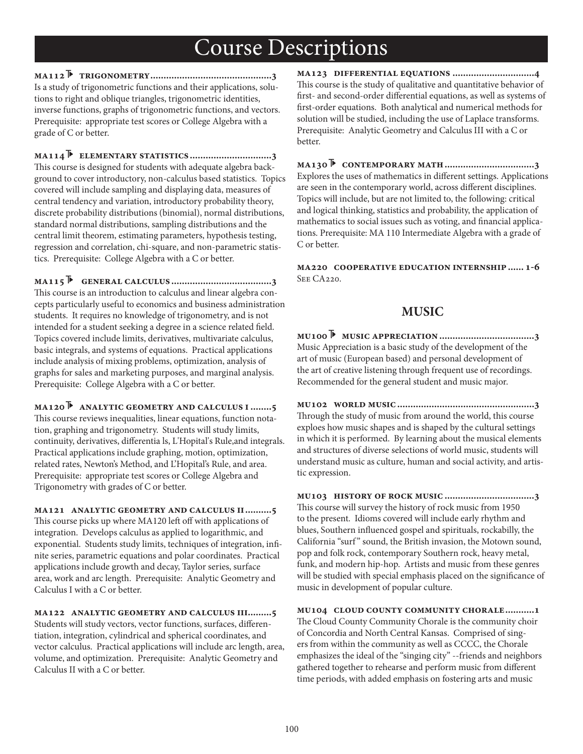# Course Descriptions

**MA112 ▶ TRIGONOMETRY .............................................3**
Is a study of trigonometric functions and their applications, solutions to right and oblique triangles, trigonometric identities, inverse functions, graphs of trigonometric functions, and vectors. Prerequisite: appropriate test scores or College Algebra with a grade of C or better.

**MA114 ▶ ELEMENTARY STATISTICS ..............................3**
This course is designed for students with adequate algebra background to cover introductory, non-calculus based statistics. Topics covered will include sampling and displaying data, measures of central tendency and variation, introductory probability theory, discrete probability distributions (binomial), normal distributions, standard normal distributions, sampling distributions and the central limit theorem, estimating parameters, hypothesis testing, regression and correlation, chi-square, and non-parametric statistics. Prerequisite: College Algebra with a C or better.

**MA115 ▶ GENERAL CALCULUS .....................................3**
This course is an introduction to calculus and linear algebra concepts particularly useful to economics and business administration students. It requires no knowledge of trigonometry, and is not intended for a student seeking a degree in a science related field. Topics covered include limits, derivatives, multivariate calculus, basic integrals, and systems of equations. Practical applications include analysis of mixing problems, optimization, analysis of graphs for sales and marketing purposes, and marginal analysis. Prerequisite: College Algebra with a C or better.

**MA120 ▶ ANALYTIC GEOMETRY AND CALCULUS I ........5**
This course reviews inequalities, linear equations, function notation, graphing and trigonometry. Students will study limits, continuity, derivatives, differentia ls, L'Hopital's Rule,and integrals. Practical applications include graphing, motion, optimization, related rates, Newton's Method, and L'Hopital's Rule, and area. Prerequisite: appropriate test scores or College Algebra and Trigonometry with grades of C or better.

**MA121 ANALYTIC GEOMETRY AND CALCULUS II ..........5**
This course picks up where MA120 left off with applications of integration. Develops calculus as applied to logarithmic, and exponential. Students study limits, techniques of integration, infinite series, parametric equations and polar coordinates. Practical applications include growth and decay, Taylor series, surface area, work and arc length. Prerequisite: Analytic Geometry and Calculus I with a C or better.

**MA122 ANALYTIC GEOMETRY AND CALCULUS III.........5**
Students will study vectors, vector functions, surfaces, differentiation, integration, cylindrical and spherical coordinates, and vector calculus. Practical applications will include arc length, area, volume, and optimization. Prerequisite: Analytic Geometry and Calculus II with a C or better.

**MA123 DIFFERENTIAL EQUATIONS ...............................4**
This course is the study of qualitative and quantitative behavior of first- and second-order differential equations, as well as systems of first-order equations. Both analytical and numerical methods for solution will be studied, including the use of Laplace transforms. Prerequisite: Analytic Geometry and Calculus III with a C or better.

**MA130 ▶ CONTEMPORARY MATH .................................3**
Explores the uses of mathematics in different settings. Applications are seen in the contemporary world, across different disciplines. Topics will include, but are not limited to, the following: critical and logical thinking, statistics and probability, the application of mathematics to social issues such as voting, and financial applications. Prerequisite: MA 110 Intermediate Algebra with a grade of C or better.

**MA220 COOPERATIVE EDUCATION INTERNSHIP ...... 1-6**
See CA220.

## MUSIC

**MU100 ▶ MUSIC APPRECIATION ....................................3**
Music Appreciation is a basic study of the development of the art of music (European based) and personal development of the art of creative listening through frequent use of recordings. Recommended for the general student and music major.

**MU102 WORLD MUSIC ....................................................3**
Through the study of music from around the world, this course exploes how music shapes and is shaped by the cultural settings in which it is performed. By learning about the musical elements and structures of diverse selections of world music, students will understand music as culture, human and social activity, and artistic expression.

**MU103 HISTORY OF ROCK MUSIC ..................................3**
This course will survey the history of rock music from 1950 to the present. Idioms covered will include early rhythm and blues, Southern influenced gospel and spirituals, rockabilly, the California "surf" sound, the British invasion, the Motown sound, pop and folk rock, contemporary Southern rock, heavy metal, funk, and modern hip-hop. Artists and music from these genres will be studied with special emphasis placed on the significance of music in development of popular culture.

**MU104 CLOUD COUNTY COMMUNITY CHORALE ...........1**
The Cloud County Community Chorale is the community choir of Concordia and North Central Kansas. Comprised of singers from within the community as well as CCCC, the Chorale emphasizes the ideal of the "singing city" --friends and neighbors gathered together to rehearse and perform music from different time periods, with added emphasis on fostering arts and music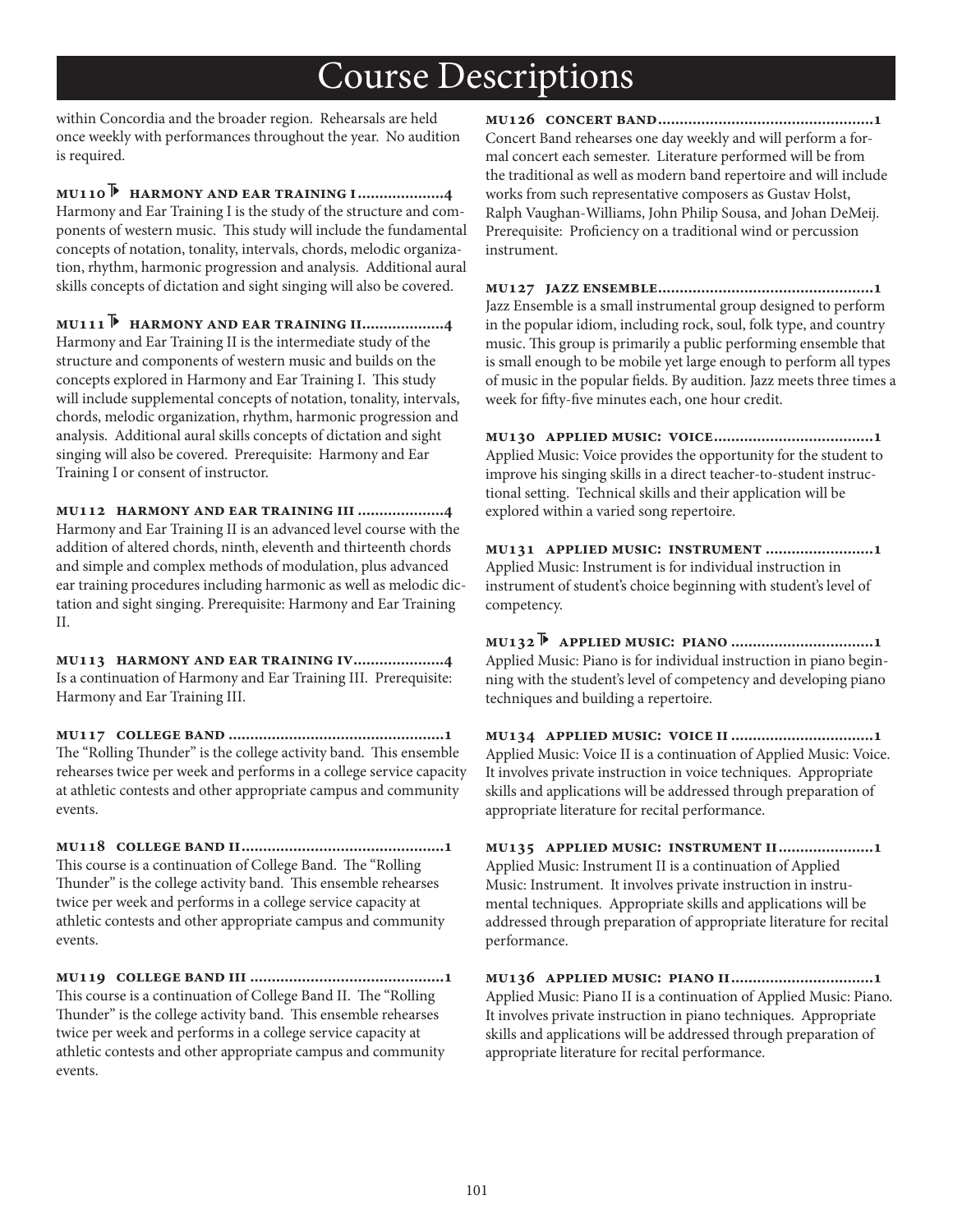# Course Descriptions

within Concordia and the broader region. Rehearsals are held once weekly with performances throughout the year. No audition is required.

### MU110 HARMONY AND EAR TRAINING I....................4

Harmony and Ear Training I is the study of the structure and components of western music. This study will include the fundamental concepts of notation, tonality, intervals, chords, melodic organization, rhythm, harmonic progression and analysis. Additional aural skills concepts of dictation and sight singing will also be covered.

### MU111 HARMONY AND EAR TRAINING II...................4

Harmony and Ear Training II is the intermediate study of the structure and components of western music and builds on the concepts explored in Harmony and Ear Training I. This study will include supplemental concepts of notation, tonality, intervals, chords, melodic organization, rhythm, harmonic progression and analysis. Additional aural skills concepts of dictation and sight singing will also be covered. Prerequisite: Harmony and Ear Training I or consent of instructor.

### MU112 HARMONY AND EAR TRAINING III ....................4

Harmony and Ear Training II is an advanced level course with the addition of altered chords, ninth, eleventh and thirteenth chords and simple and complex methods of modulation, plus advanced ear training procedures including harmonic as well as melodic dictation and sight singing. Prerequisite: Harmony and Ear Training II.

### MU113 HARMONY AND EAR TRAINING IV.....................4

Is a continuation of Harmony and Ear Training III. Prerequisite: Harmony and Ear Training III.

### MU117 COLLEGE BAND .................................................1

The "Rolling Thunder" is the college activity band. This ensemble rehearses twice per week and performs in a college service capacity at athletic contests and other appropriate campus and community events.

### MU118 COLLEGE BAND II...............................................1

This course is a continuation of College Band. The "Rolling Thunder" is the college activity band. This ensemble rehearses twice per week and performs in a college service capacity at athletic contests and other appropriate campus and community events.

### MU119 COLLEGE BAND III ............................................1

This course is a continuation of College Band II. The "Rolling Thunder" is the college activity band. This ensemble rehearses twice per week and performs in a college service capacity at athletic contests and other appropriate campus and community events.

### MU126 CONCERT BAND.................................................1

Concert Band rehearses one day weekly and will perform a formal concert each semester. Literature performed will be from the traditional as well as modern band repertoire and will include works from such representative composers as Gustav Holst, Ralph Vaughan-Williams, John Philip Sousa, and Johan DeMeij. Prerequisite: Proficiency on a traditional wind or percussion instrument.

### MU127 JAZZ ENSEMBLE.................................................1

Jazz Ensemble is a small instrumental group designed to perform in the popular idiom, including rock, soul, folk type, and country music. This group is primarily a public performing ensemble that is small enough to be mobile yet large enough to perform all types of music in the popular fields. By audition. Jazz meets three times a week for fifty-five minutes each, one hour credit.

### MU130 APPLIED MUSIC: VOICE....................................1

Applied Music: Voice provides the opportunity for the student to improve his singing skills in a direct teacher-to-student instructional setting. Technical skills and their application will be explored within a varied song repertoire.

### MU131 APPLIED MUSIC: INSTRUMENT .........................1

Applied Music: Instrument is for individual instruction in instrument of student's choice beginning with student's level of competency.

### MU132 APPLIED MUSIC: PIANO .................................1

Applied Music: Piano is for individual instruction in piano beginning with the student's level of competency and developing piano techniques and building a repertoire.

### MU134 APPLIED MUSIC: VOICE II .................................1

Applied Music: Voice II is a continuation of Applied Music: Voice. It involves private instruction in voice techniques. Appropriate skills and applications will be addressed through preparation of appropriate literature for recital performance.

### MU135 APPLIED MUSIC: INSTRUMENT II......................1

Applied Music: Instrument II is a continuation of Applied Music: Instrument. It involves private instruction in instrumental techniques. Appropriate skills and applications will be addressed through preparation of appropriate literature for recital performance.

### MU136 APPLIED MUSIC: PIANO II................................1

Applied Music: Piano II is a continuation of Applied Music: Piano. It involves private instruction in piano techniques. Appropriate skills and applications will be addressed through preparation of appropriate literature for recital performance.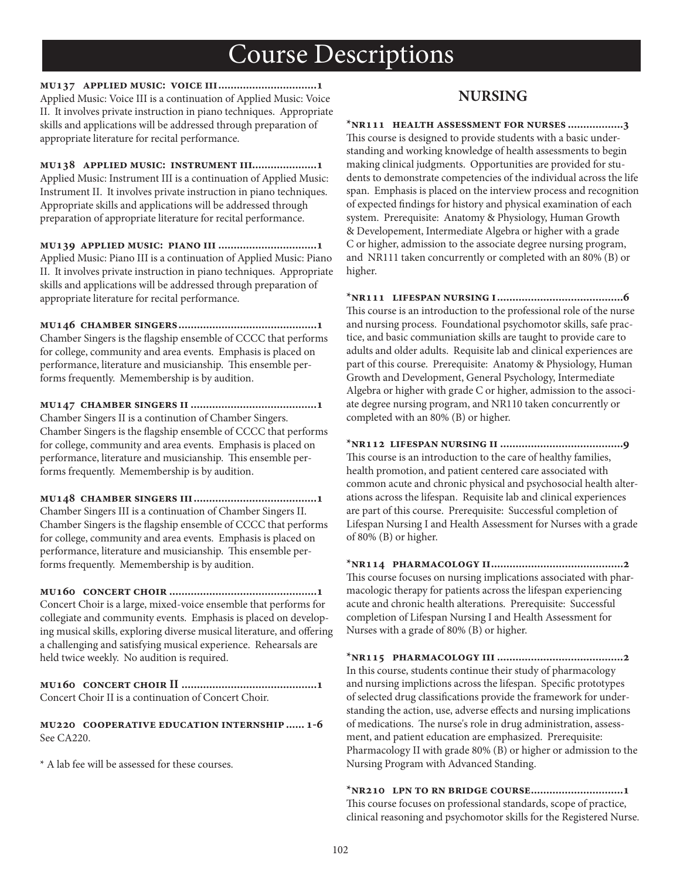# Course Descriptions

**MU137 APPLIED MUSIC: VOICE III................................1**
Applied Music: Voice III is a continuation of Applied Music: Voice II. It involves private instruction in piano techniques. Appropriate skills and applications will be addressed through preparation of appropriate literature for recital performance.

**MU138 APPLIED MUSIC: INSTRUMENT III....................1**
Applied Music: Instrument III is a continuation of Applied Music: Instrument II. It involves private instruction in piano techniques. Appropriate skills and applications will be addressed through preparation of appropriate literature for recital performance.

**MU139 APPLIED MUSIC: PIANO III ................................1**
Applied Music: Piano III is a continuation of Applied Music: Piano II. It involves private instruction in piano techniques. Appropriate skills and applications will be addressed through preparation of appropriate literature for recital performance.

**MU146 CHAMBER SINGERS............................................1**
Chamber Singers is the flagship ensemble of CCCC that performs for college, community and area events. Emphasis is placed on performance, literature and musicianship. This ensemble performs frequently. Memembership is by audition.

**MU147 CHAMBER SINGERS II .........................................1**
Chamber Singers II is a continution of Chamber Singers. Chamber Singers is the flagship ensemble of CCCC that performs for college, community and area events. Emphasis is placed on performance, literature and musicianship. This ensemble performs frequently. Memembership is by audition.

**MU148 CHAMBER SINGERS III........................................1**
Chamber Singers III is a continuation of Chamber Singers II. Chamber Singers is the flagship ensemble of CCCC that performs for college, community and area events. Emphasis is placed on performance, literature and musicianship. This ensemble performs frequently. Memembership is by audition.

**MU160 CONCERT CHOIR ...............................................1**
Concert Choir is a large, mixed-voice ensemble that performs for collegiate and community events. Emphasis is placed on developing musical skills, exploring diverse musical literature, and offering a challenging and satisfying musical experience. Rehearsals are held twice weekly. No audition is required.

**MU160 CONCERT CHOIR II ...........................................1**
Concert Choir II is a continuation of Concert Choir.

**MU220 COOPERATIVE EDUCATION INTERNSHIP ...... 1-6**
See CA220.

\* A lab fee will be assessed for these courses.

## NURSING

**\*NR111 HEALTH ASSESSMENT FOR NURSES ..................3**
This course is designed to provide students with a basic understanding and working knowledge of health assessments to begin making clinical judgments. Opportunities are provided for students to demonstrate competencies of the individual across the life span. Emphasis is placed on the interview process and recognition of expected findings for history and physical examination of each system. Prerequisite: Anatomy & Physiology, Human Growth & Developement, Intermediate Algebra or higher with a grade C or higher, admission to the associate degree nursing program, and NR111 taken concurrently or completed with an 80% (B) or higher.

**\*NR111 LIFESPAN NURSING I.........................................6**
This course is an introduction to the professional role of the nurse and nursing process. Foundational psychomotor skills, safe practice, and basic communiation skills are taught to provide care to adults and older adults. Requisite lab and clinical experiences are part of this course. Prerequisite: Anatomy & Physiology, Human Growth and Development, General Psychology, Intermediate Algebra or higher with grade C or higher, admission to the associate degree nursing program, and NR110 taken concurrently or completed with an 80% (B) or higher.

**\*NR112 LIFESPAN NURSING II ........................................9**
This course is an introduction to the care of healthy families, health promotion, and patient centered care associated with common acute and chronic physical and psychosocial health alterations across the lifespan. Requisite lab and clinical experiences are part of this course. Prerequisite: Successful completion of Lifespan Nursing I and Health Assessment for Nurses with a grade of 80% (B) or higher.

**\*NR114 PHARMACOLOGY II...........................................2**
This course focuses on nursing implications associated with pharmacologic therapy for patients across the lifespan experiencing acute and chronic health alterations. Prerequisite: Successful completion of Lifespan Nursing I and Health Assessment for Nurses with a grade of 80% (B) or higher.

**\*NR115 PHARMACOLOGY III .........................................2**
In this course, students continue their study of pharmacology and nursing implictions across the lifespan. Specific prototypes of selected drug classifications provide the framework for understanding the action, use, adverse effects and nursing implications of medications. The nurse's role in drug administration, assessment, and patient education are emphasized. Prerequisite: Pharmacology II with grade 80% (B) or higher or admission to the Nursing Program with Advanced Standing.

**\*NR210 LPN TO RN BRIDGE COURSE..............................1**
This course focuses on professional standards, scope of practice, clinical reasoning and psychomotor skills for the Registered Nurse.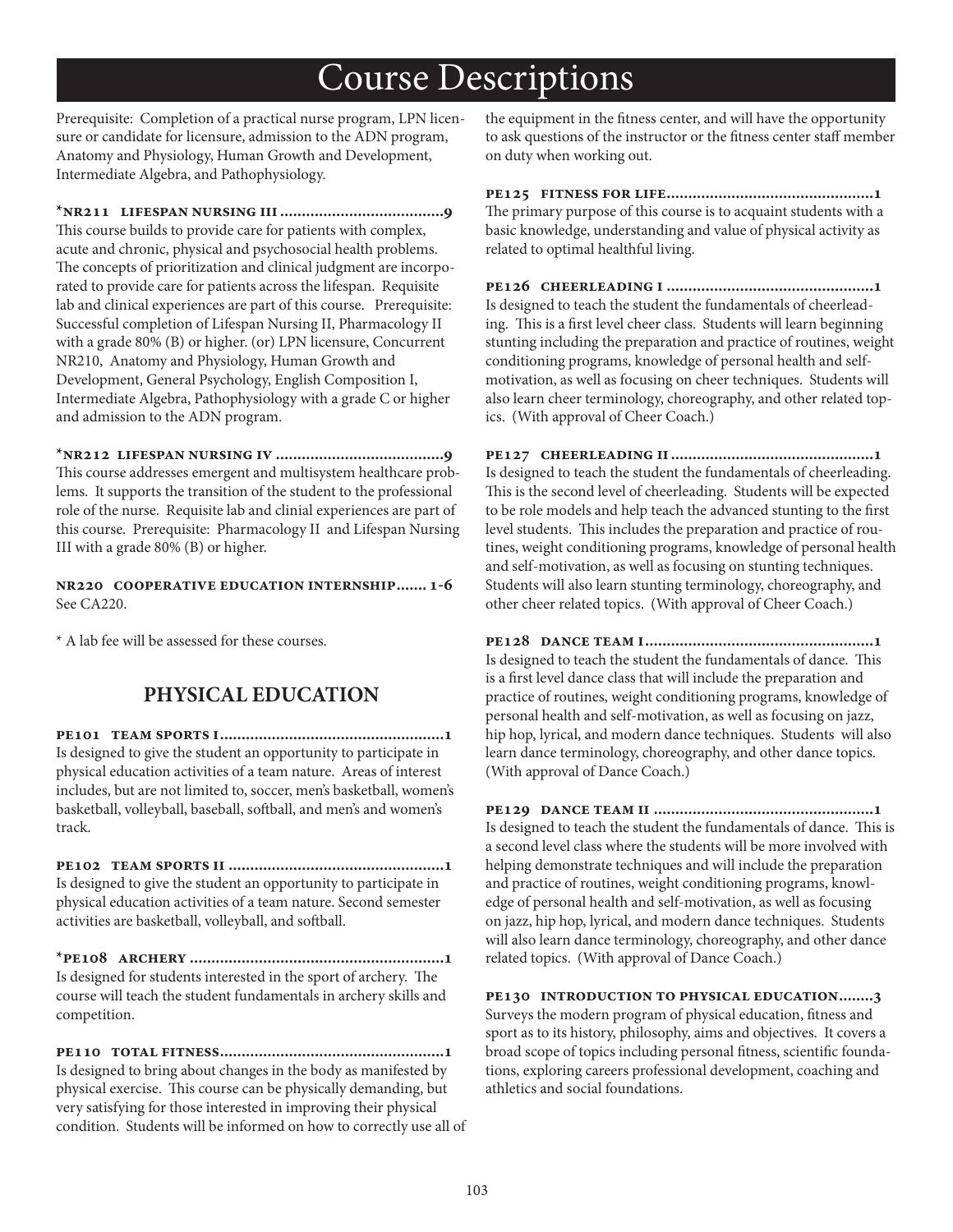# Course Descriptions

Prerequisite: Completion of a practical nurse program, LPN licensure or candidate for licensure, admission to the ADN program, Anatomy and Physiology, Human Growth and Development, Intermediate Algebra, and Pathophysiology.

**\*NR211 LIFESPAN NURSING III ......................................9**
This course builds to provide care for patients with complex, acute and chronic, physical and psychosocial health problems. The concepts of prioritization and clinical judgment are incorporated to provide care for patients across the lifespan. Requisite lab and clinical experiences are part of this course. Prerequisite: Successful completion of Lifespan Nursing II, Pharmacology II with a grade 80% (B) or higher. (or) LPN licensure, Concurrent NR210, Anatomy and Physiology, Human Growth and Development, General Psychology, English Composition I, Intermediate Algebra, Pathophysiology with a grade C or higher and admission to the ADN program.

**\*NR212 LIFESPAN NURSING IV .......................................9**
This course addresses emergent and multisystem healthcare problems. It supports the transition of the student to the professional role of the nurse. Requisite lab and clinial experiences are part of this course. Prerequisite: Pharmacology II and Lifespan Nursing III with a grade 80% (B) or higher.

**NR220 COOPERATIVE EDUCATION INTERNSHIP....... 1-6**
See CA220.

\* A lab fee will be assessed for these courses.

## PHYSICAL EDUCATION

**PE101 TEAM SPORTS I....................................................1**
Is designed to give the student an opportunity to participate in physical education activities of a team nature. Areas of interest includes, but are not limited to, soccer, men's basketball, women's basketball, volleyball, baseball, softball, and men's and women's track.

**PE102 TEAM SPORTS II ..................................................1**
Is designed to give the student an opportunity to participate in physical education activities of a team nature. Second semester activities are basketball, volleyball, and softball.

**\*PE108 ARCHERY ...........................................................1**
Is designed for students interested in the sport of archery. The course will teach the student fundamentals in archery skills and competition.

**PE110 TOTAL FITNESS....................................................1**
Is designed to bring about changes in the body as manifested by physical exercise. This course can be physically demanding, but very satisfying for those interested in improving their physical condition. Students will be informed on how to correctly use all of the equipment in the fitness center, and will have the opportunity to ask questions of the instructor or the fitness center staff member on duty when working out.

**PE125 FITNESS FOR LIFE................................................1**
The primary purpose of this course is to acquaint students with a basic knowledge, understanding and value of physical activity as related to optimal healthful living.

**PE126 CHEERLEADING I ................................................1**
Is designed to teach the student the fundamentals of cheerleading. This is a first level cheer class. Students will learn beginning stunting including the preparation and practice of routines, weight conditioning programs, knowledge of personal health and self-motivation, as well as focusing on cheer techniques. Students will also learn cheer terminology, choreography, and other related topics. (With approval of Cheer Coach.)

**PE127 CHEERLEADING II ...............................................1**
Is designed to teach the student the fundamentals of cheerleading. This is the second level of cheerleading. Students will be expected to be role models and help teach the advanced stunting to the first level students. This includes the preparation and practice of routines, weight conditioning programs, knowledge of personal health and self-motivation, as well as focusing on stunting techniques. Students will also learn stunting terminology, choreography, and other cheer related topics. (With approval of Cheer Coach.)

**PE128 DANCE TEAM I.....................................................1**
Is designed to teach the student the fundamentals of dance. This is a first level dance class that will include the preparation and practice of routines, weight conditioning programs, knowledge of personal health and self-motivation, as well as focusing on jazz, hip hop, lyrical, and modern dance techniques. Students will also learn dance terminology, choreography, and other dance topics. (With approval of Dance Coach.)

**PE129 DANCE TEAM II ...................................................1**
Is designed to teach the student the fundamentals of dance. This is a second level class where the students will be more involved with helping demonstrate techniques and will include the preparation and practice of routines, weight conditioning programs, knowledge of personal health and self-motivation, as well as focusing on jazz, hip hop, lyrical, and modern dance techniques. Students will also learn dance terminology, choreography, and other dance related topics. (With approval of Dance Coach.)

**PE130 INTRODUCTION TO PHYSICAL EDUCATION........3**
Surveys the modern program of physical education, fitness and sport as to its history, philosophy, aims and objectives. It covers a broad scope of topics including personal fitness, scientific foundations, exploring careers professional development, coaching and athletics and social foundations.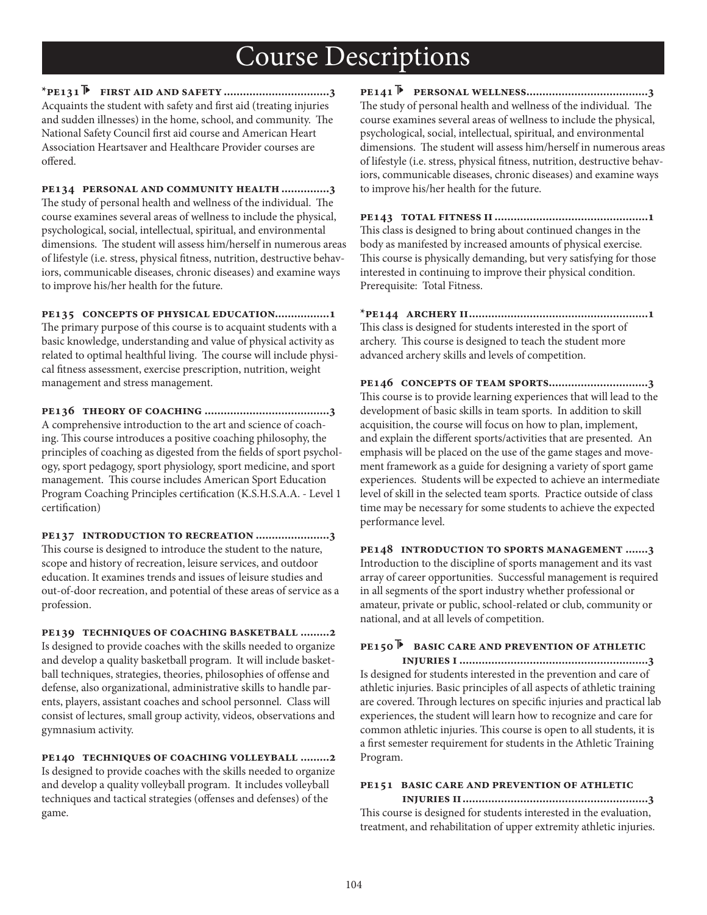# Course Descriptions

**\*PE131 FIRST AID AND SAFETY ................................3**
Acquaints the student with safety and first aid (treating injuries and sudden illnesses) in the home, school, and community. The National Safety Council first aid course and American Heart Association Heartsaver and Healthcare Provider courses are offered.

**PE134 PERSONAL AND COMMUNITY HEALTH ..............3**
The study of personal health and wellness of the individual. The course examines several areas of wellness to include the physical, psychological, social, intellectual, spiritual, and environmental dimensions. The student will assess him/herself in numerous areas of lifestyle (i.e. stress, physical fitness, nutrition, destructive behaviors, communicable diseases, chronic diseases) and examine ways to improve his/her health for the future.

**PE135 CONCEPTS OF PHYSICAL EDUCATION.................1**
The primary purpose of this course is to acquaint students with a basic knowledge, understanding and value of physical activity as related to optimal healthful living. The course will include physical fitness assessment, exercise prescription, nutrition, weight management and stress management.

**PE136 THEORY OF COACHING ......................................3**
A comprehensive introduction to the art and science of coaching. This course introduces a positive coaching philosophy, the principles of coaching as digested from the fields of sport psychology, sport pedagogy, sport physiology, sport medicine, and sport management. This course includes American Sport Education Program Coaching Principles certification (K.S.H.S.A.A. - Level 1 certification)

**PE137 INTRODUCTION TO RECREATION .......................3**
This course is designed to introduce the student to the nature, scope and history of recreation, leisure services, and outdoor education. It examines trends and issues of leisure studies and out-of-door recreation, and potential of these areas of service as a profession.

**PE139 TECHNIQUES OF COACHING BASKETBALL .........2**
Is designed to provide coaches with the skills needed to organize and develop a quality basketball program. It will include basketball techniques, strategies, theories, philosophies of offense and defense, also organizational, administrative skills to handle parents, players, assistant coaches and school personnel. Class will consist of lectures, small group activity, videos, observations and gymnasium activity.

**PE140 TECHNIQUES OF COACHING VOLLEYBALL .........2**
Is designed to provide coaches with the skills needed to organize and develop a quality volleyball program. It includes volleyball techniques and tactical strategies (offenses and defenses) of the game.

**PE141 PERSONAL WELLNESS.....................................3**
The study of personal health and wellness of the individual. The course examines several areas of wellness to include the physical, psychological, social, intellectual, spiritual, and environmental dimensions. The student will assess him/herself in numerous areas of lifestyle (i.e. stress, physical fitness, nutrition, destructive behaviors, communicable diseases, chronic diseases) and examine ways to improve his/her health for the future.

**PE143 TOTAL FITNESS II ................................................1**
This class is designed to bring about continued changes in the body as manifested by increased amounts of physical exercise. This course is physically demanding, but very satisfying for those interested in continuing to improve their physical condition. Prerequisite: Total Fitness.

**\*PE144 ARCHERY II.......................................................1**
This class is designed for students interested in the sport of archery. This course is designed to teach the student more advanced archery skills and levels of competition.

**PE146 CONCEPTS OF TEAM SPORTS..............................3**
This course is to provide learning experiences that will lead to the development of basic skills in team sports. In addition to skill acquisition, the course will focus on how to plan, implement, and explain the different sports/activities that are presented. An emphasis will be placed on the use of the game stages and movement framework as a guide for designing a variety of sport game experiences. Students will be expected to achieve an intermediate level of skill in the selected team sports. Practice outside of class time may be necessary for some students to achieve the expected performance level.

**PE148 INTRODUCTION TO SPORTS MANAGEMENT .......3**
Introduction to the discipline of sports management and its vast array of career opportunities. Successful management is required in all segments of the sport industry whether professional or amateur, private or public, school-related or club, community or national, and at all levels of competition.

**PE150 BASIC CARE AND PREVENTION OF ATHLETIC INJURIES I ..........................................................3**
Is designed for students interested in the prevention and care of athletic injuries. Basic principles of all aspects of athletic training are covered. Through lectures on specific injuries and practical lab experiences, the student will learn how to recognize and care for common athletic injuries. This course is open to all students, it is a first semester requirement for students in the Athletic Training Program.

**PE151 BASIC CARE AND PREVENTION OF ATHLETIC INJURIES II.........................................................3**
This course is designed for students interested in the evaluation, treatment, and rehabilitation of upper extremity athletic injuries.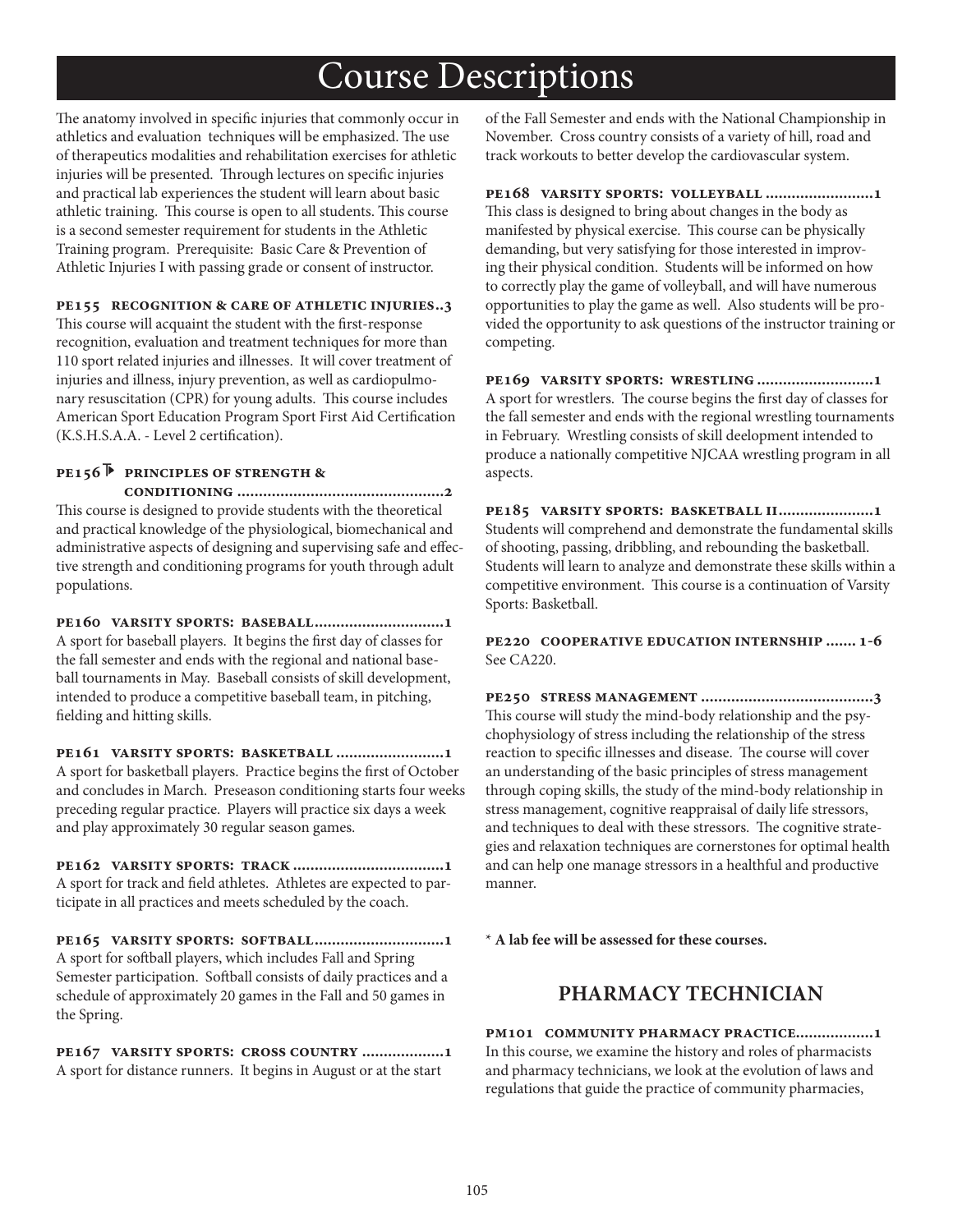# Course Descriptions

The anatomy involved in specific injuries that commonly occur in athletics and evaluation techniques will be emphasized. The use of therapeutics modalities and rehabilitation exercises for athletic injuries will be presented. Through lectures on specific injuries and practical lab experiences the student will learn about basic athletic training. This course is open to all students. This course is a second semester requirement for students in the Athletic Training program. Prerequisite: Basic Care & Prevention of Athletic Injuries I with passing grade or consent of instructor.

**PE155 RECOGNITION & CARE OF ATHLETIC INJURIES..3**
This course will acquaint the student with the first-response recognition, evaluation and treatment techniques for more than 110 sport related injuries and illnesses. It will cover treatment of injuries and illness, injury prevention, as well as cardiopulmonary resuscitation (CPR) for young adults. This course includes American Sport Education Program Sport First Aid Certification (K.S.H.S.A.A. - Level 2 certification).

**PE156 PRINCIPLES OF STRENGTH & CONDITIONING ................................................2**
This course is designed to provide students with the theoretical and practical knowledge of the physiological, biomechanical and administrative aspects of designing and supervising safe and effective strength and conditioning programs for youth through adult populations.

**PE160 VARSITY SPORTS: BASEBALL..............................1**
A sport for baseball players. It begins the first day of classes for the fall semester and ends with the regional and national baseball tournaments in May. Baseball consists of skill development, intended to produce a competitive baseball team, in pitching, fielding and hitting skills.

**PE161 VARSITY SPORTS: BASKETBALL .........................1**
A sport for basketball players. Practice begins the first of October and concludes in March. Preseason conditioning starts four weeks preceding regular practice. Players will practice six days a week and play approximately 30 regular season games.

**PE162 VARSITY SPORTS: TRACK ...................................1**
A sport for track and field athletes. Athletes are expected to participate in all practices and meets scheduled by the coach.

**PE165 VARSITY SPORTS: SOFTBALL..............................1**
A sport for softball players, which includes Fall and Spring Semester participation. Softball consists of daily practices and a schedule of approximately 20 games in the Fall and 50 games in the Spring.

**PE167 VARSITY SPORTS: CROSS COUNTRY ...................1**
A sport for distance runners. It begins in August or at the start of the Fall Semester and ends with the National Championship in November. Cross country consists of a variety of hill, road and track workouts to better develop the cardiovascular system.

**PE168 VARSITY SPORTS: VOLLEYBALL .........................1**
This class is designed to bring about changes in the body as manifested by physical exercise. This course can be physically demanding, but very satisfying for those interested in improving their physical condition. Students will be informed on how to correctly play the game of volleyball, and will have numerous opportunities to play the game as well. Also students will be provided the opportunity to ask questions of the instructor training or competing.

**PE169 VARSITY SPORTS: WRESTLING ...........................1**
A sport for wrestlers. The course begins the first day of classes for the fall semester and ends with the regional wrestling tournaments in February. Wrestling consists of skill deelopment intended to produce a nationally competitive NJCAA wrestling program in all aspects.

**PE185 VARSITY SPORTS: BASKETBALL II......................1**
Students will comprehend and demonstrate the fundamental skills of shooting, passing, dribbling, and rebounding the basketball. Students will learn to analyze and demonstrate these skills within a competitive environment. This course is a continuation of Varsity Sports: Basketball.

**PE220 COOPERATIVE EDUCATION INTERNSHIP ....... 1-6**
See CA220.

**PE250 STRESS MANAGEMENT ........................................3**
This course will study the mind-body relationship and the psychophysiology of stress including the relationship of the stress reaction to specific illnesses and disease. The course will cover an understanding of the basic principles of stress management through coping skills, the study of the mind-body relationship in stress management, cognitive reappraisal of daily life stressors, and techniques to deal with these stressors. The cognitive strategies and relaxation techniques are cornerstones for optimal health and can help one manage stressors in a healthful and productive manner.

**\* A lab fee will be assessed for these courses.**

## PHARMACY TECHNICIAN

**PM101 COMMUNITY PHARMACY PRACTICE..................1**
In this course, we examine the history and roles of pharmacists and pharmacy technicians, we look at the evolution of laws and regulations that guide the practice of community pharmacies,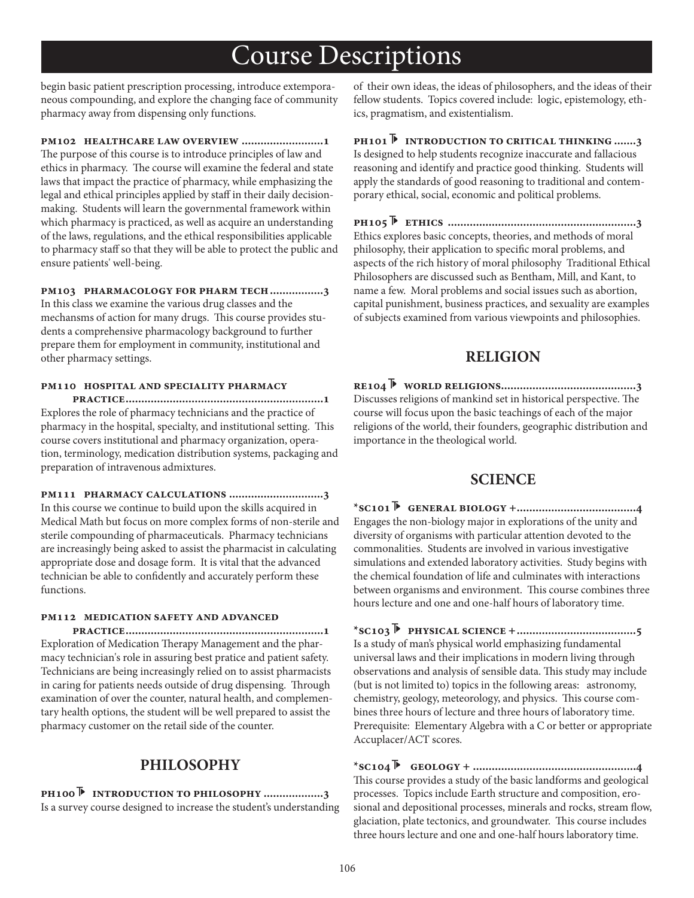# Course Descriptions

begin basic patient prescription processing, introduce extemporaneous compounding, and explore the changing face of community pharmacy away from dispensing only functions.

**PM102 HEALTHCARE LAW OVERVIEW ..........................1**
The purpose of this course is to introduce principles of law and ethics in pharmacy. The course will examine the federal and state laws that impact the practice of pharmacy, while emphasizing the legal and ethical principles applied by staff in their daily decision-making. Students will learn the governmental framework within which pharmacy is practiced, as well as acquire an understanding of the laws, regulations, and the ethical responsibilities applicable to pharmacy staff so that they will be able to protect the public and ensure patients' well-being.

**PM103 PHARMACOLOGY FOR PHARM TECH .................3**
In this class we examine the various drug classes and the mechansms of action for many drugs. This course provides students a comprehensive pharmacology background to further prepare them for employment in community, institutional and other pharmacy settings.

**PM110 HOSPITAL AND SPECIALITY PHARMACY PRACTICE..............................................................1**
Explores the role of pharmacy technicians and the practice of pharmacy in the hospital, specialty, and institutional setting. This course covers institutional and pharmacy organization, operation, terminology, medication distribution systems, packaging and preparation of intravenous admixtures.

**PM111 PHARMACY CALCULATIONS ..............................3**
In this course we continue to build upon the skills acquired in Medical Math but focus on more complex forms of non-sterile and sterile compounding of pharmaceuticals. Pharmacy technicians are increasingly being asked to assist the pharmacist in calculating appropriate dose and dosage form. It is vital that the advanced technician be able to confidently and accurately perform these functions.

**PM112 MEDICATION SAFETY AND ADVANCED PRACTICE..............................................................1**
Exploration of Medication Therapy Management and the pharmacy technician's role in assuring best pratice and patient safety. Technicians are being increasingly relied on to assist pharmacists in caring for patients needs outside of drug dispensing. Through examination of over the counter, natural health, and complementary health options, the student will be well prepared to assist the pharmacy customer on the retail side of the counter.

## PHILOSOPHY

**PH100 ▶ INTRODUCTION TO PHILOSOPHY ...................3**
Is a survey course designed to increase the student's understanding of their own ideas, the ideas of philosophers, and the ideas of their fellow students. Topics covered include: logic, epistemology, ethics, pragmatism, and existentialism.

**PH101 ▶ INTRODUCTION TO CRITICAL THINKING .......3**
Is designed to help students recognize inaccurate and fallacious reasoning and identify and practice good thinking. Students will apply the standards of good reasoning to traditional and contemporary ethical, social, economic and political problems.

**PH105 ▶ ETHICS ............................................................3**
Ethics explores basic concepts, theories, and methods of moral philosophy, their application to specific moral problems, and aspects of the rich history of moral philosophy Traditional Ethical Philosophers are discussed such as Bentham, Mill, and Kant, to name a few. Moral problems and social issues such as abortion, capital punishment, business practices, and sexuality are examples of subjects examined from various viewpoints and philosophies.

## RELIGION

**RE104 ▶ WORLD RELIGIONS...........................................3**
Discusses religions of mankind set in historical perspective. The course will focus upon the basic teachings of each of the major religions of the world, their founders, geographic distribution and importance in the theological world.

## SCIENCE

**\*SC101 ▶ GENERAL BIOLOGY +......................................4**
Engages the non-biology major in explorations of the unity and diversity of organisms with particular attention devoted to the commonalities. Students are involved in various investigative simulations and extended laboratory activities. Study begins with the chemical foundation of life and culminates with interactions between organisms and environment. This course combines three hours lecture and one and one-half hours of laboratory time.

**\*SC103 ▶ PHYSICAL SCIENCE +......................................5**
Is a study of man's physical world emphasizing fundamental universal laws and their implications in modern living through observations and analysis of sensible data. This study may include (but is not limited to) topics in the following areas: astronomy, chemistry, geology, meteorology, and physics. This course combines three hours of lecture and three hours of laboratory time. Prerequisite: Elementary Algebra with a C or better or appropriate Accuplacer/ACT scores.

**\*SC104 ▶ GEOLOGY + ....................................................4**
This course provides a study of the basic landforms and geological processes. Topics include Earth structure and composition, erosional and depositional processes, minerals and rocks, stream flow, glaciation, plate tectonics, and groundwater. This course includes three hours lecture and one and one-half hours laboratory time.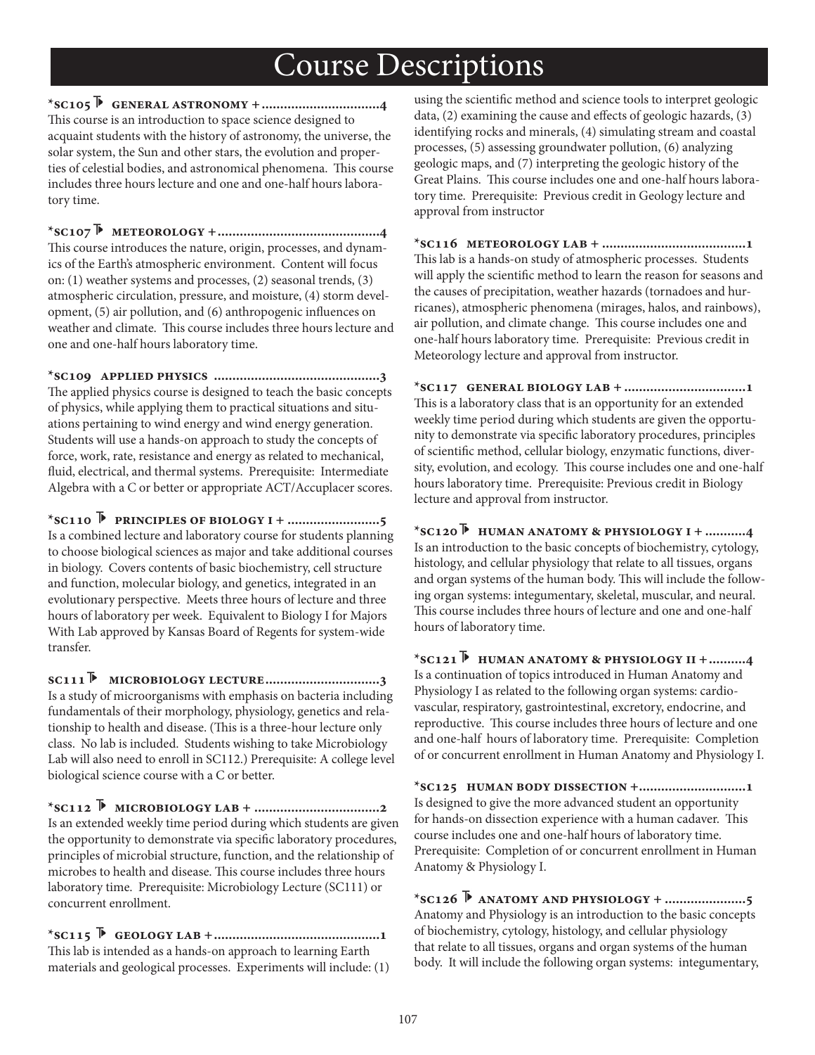# Course Descriptions

**\*SC105 ▶ GENERAL ASTRONOMY + .................................4**
This course is an introduction to space science designed to acquaint students with the history of astronomy, the universe, the solar system, the Sun and other stars, the evolution and properties of celestial bodies, and astronomical phenomena. This course includes three hours lecture and one and one-half hours laboratory time.

**\*SC107 ▶ METEOROLOGY + ...........................................4**
This course introduces the nature, origin, processes, and dynamics of the Earth's atmospheric environment. Content will focus on: (1) weather systems and processes, (2) seasonal trends, (3) atmospheric circulation, pressure, and moisture, (4) storm development, (5) air pollution, and (6) anthropogenic influences on weather and climate. This course includes three hours lecture and one and one-half hours laboratory time.

**\*SC109 APPLIED PHYSICS ............................................3**
The applied physics course is designed to teach the basic concepts of physics, while applying them to practical situations and situations pertaining to wind energy and wind energy generation. Students will use a hands-on approach to study the concepts of force, work, rate, resistance and energy as related to mechanical, fluid, electrical, and thermal systems. Prerequisite: Intermediate Algebra with a C or better or appropriate ACT/Accuplacer scores.

**\*SC110 ▶ PRINCIPLES OF BIOLOGY I + .........................5**
Is a combined lecture and laboratory course for students planning to choose biological sciences as major and take additional courses in biology. Covers contents of basic biochemistry, cell structure and function, molecular biology, and genetics, integrated in an evolutionary perspective. Meets three hours of lecture and three hours of laboratory per week. Equivalent to Biology I for Majors With Lab approved by Kansas Board of Regents for system-wide transfer.

**SC111 ▶ MICROBIOLOGY LECTURE ..............................3**
Is a study of microorganisms with emphasis on bacteria including fundamentals of their morphology, physiology, genetics and relationship to health and disease. (This is a three-hour lecture only class. No lab is included. Students wishing to take Microbiology Lab will also need to enroll in SC112.) Prerequisite: A college level biological science course with a C or better.

**\*SC112 ▶ MICROBIOLOGY LAB + .................................2**
Is an extended weekly time period during which students are given the opportunity to demonstrate via specific laboratory procedures, principles of microbial structure, function, and the relationship of microbes to health and disease. This course includes three hours laboratory time. Prerequisite: Microbiology Lecture (SC111) or concurrent enrollment.

**\*SC115 ▶ GEOLOGY LAB + ............................................1**
This lab is intended as a hands-on approach to learning Earth materials and geological processes. Experiments will include: (1) using the scientific method and science tools to interpret geologic data, (2) examining the cause and effects of geologic hazards, (3) identifying rocks and minerals, (4) simulating stream and coastal processes, (5) assessing groundwater pollution, (6) analyzing geologic maps, and (7) interpreting the geologic history of the Great Plains. This course includes one and one-half hours laboratory time. Prerequisite: Previous credit in Geology lecture and approval from instructor

**\*SC116 METEOROLOGY LAB + .......................................1**
This lab is a hands-on study of atmospheric processes. Students will apply the scientific method to learn the reason for seasons and the causes of precipitation, weather hazards (tornadoes and hurricanes), atmospheric phenomena (mirages, halos, and rainbows), air pollution, and climate change. This course includes one and one-half hours laboratory time. Prerequisite: Previous credit in Meteorology lecture and approval from instructor.

**\*SC117 GENERAL BIOLOGY LAB + .................................1**
This is a laboratory class that is an opportunity for an extended weekly time period during which students are given the opportunity to demonstrate via specific laboratory procedures, principles of scientific method, cellular biology, enzymatic functions, diversity, evolution, and ecology. This course includes one and one-half hours laboratory time. Prerequisite: Previous credit in Biology lecture and approval from instructor.

**\*SC120 ▶ HUMAN ANATOMY & PHYSIOLOGY I + ...........4**
Is an introduction to the basic concepts of biochemistry, cytology, histology, and cellular physiology that relate to all tissues, organs and organ systems of the human body. This will include the following organ systems: integumentary, skeletal, muscular, and neural. This course includes three hours of lecture and one and one-half hours of laboratory time.

**\*SC121 ▶ HUMAN ANATOMY & PHYSIOLOGY II + ..........4**
Is a continuation of topics introduced in Human Anatomy and Physiology I as related to the following organ systems: cardiovascular, respiratory, gastrointestinal, excretory, endocrine, and reproductive. This course includes three hours of lecture and one and one-half hours of laboratory time. Prerequisite: Completion of or concurrent enrollment in Human Anatomy and Physiology I.

**\*SC125 HUMAN BODY DISSECTION + .............................1**
Is designed to give the more advanced student an opportunity for hands-on dissection experience with a human cadaver. This course includes one and one-half hours of laboratory time. Prerequisite: Completion of or concurrent enrollment in Human Anatomy & Physiology I.

**\*SC126 ▶ ANATOMY AND PHYSIOLOGY + ......................5**
Anatomy and Physiology is an introduction to the basic concepts of biochemistry, cytology, histology, and cellular physiology that relate to all tissues, organs and organ systems of the human body. It will include the following organ systems: integumentary,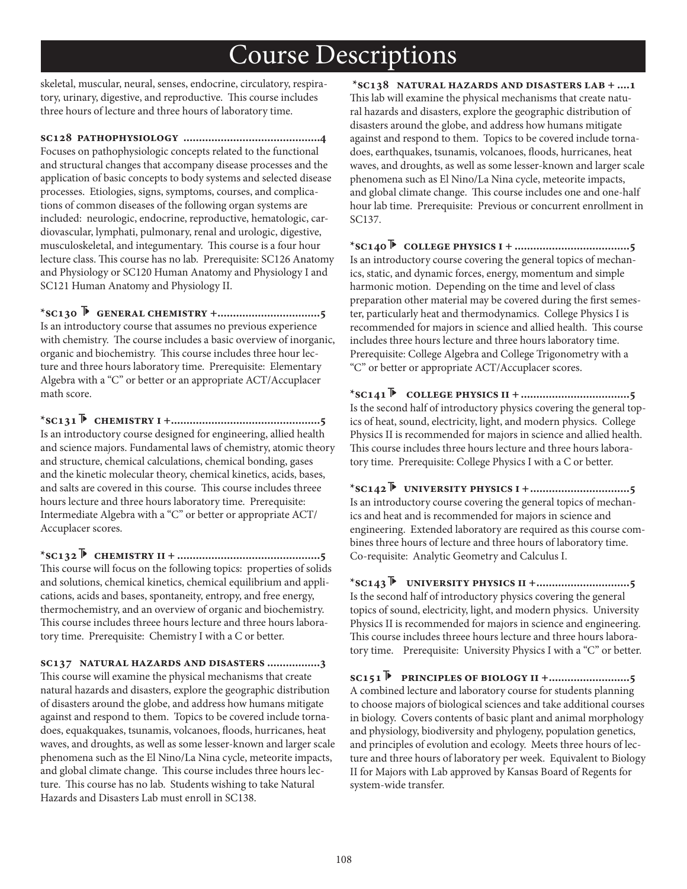# Course Descriptions

skeletal, muscular, neural, senses, endocrine, circulatory, respiratory, urinary, digestive, and reproductive. This course includes three hours of lecture and three hours of laboratory time.

**SC128 PATHOPHYSIOLOGY ..........................................4**
Focuses on pathophysiologic concepts related to the functional and structural changes that accompany disease processes and the application of basic concepts to body systems and selected disease processes. Etiologies, signs, symptoms, courses, and complications of common diseases of the following organ systems are included: neurologic, endocrine, reproductive, hematologic, cardiovascular, lymphati, pulmonary, renal and urologic, digestive, musculoskeletal, and integumentary. This course is a four hour lecture class. This course has no lab. Prerequisite: SC126 Anatomy and Physiology or SC120 Human Anatomy and Physiology I and SC121 Human Anatomy and Physiology II.

**\*SC130 ▶ GENERAL CHEMISTRY +...............................5**
Is an introductory course that assumes no previous experience with chemistry. The course includes a basic overview of inorganic, organic and biochemistry. This course includes three hour lecture and three hours laboratory time. Prerequisite: Elementary Algebra with a "C" or better or an appropriate ACT/Accuplacer math score.

**\*SC131 ▶ CHEMISTRY I +..............................................5**
Is an introductory course designed for engineering, allied health and science majors. Fundamental laws of chemistry, atomic theory and structure, chemical calculations, chemical bonding, gases and the kinetic molecular theory, chemical kinetics, acids, bases, and salts are covered in this course. This course includes threee hours lecture and three hours laboratory time. Prerequisite: Intermediate Algebra with a "C" or better or appropriate ACT/ Accuplacer scores.

**\*SC132 ▶ CHEMISTRY II + ............................................5**
This course will focus on the following topics: properties of solids and solutions, chemical kinetics, chemical equilibrium and applications, acids and bases, spontaneity, entropy, and free energy, thermochemistry, and an overview of organic and biochemistry. This course includes threee hours lecture and three hours laboratory time. Prerequisite: Chemistry I with a C or better.

**SC137 NATURAL HAZARDS AND DISASTERS ................3**
This course will examine the physical mechanisms that create natural hazards and disasters, explore the geographic distribution of disasters around the globe, and address how humans mitigate against and respond to them. Topics to be covered include tornadoes, equakquakes, tsunamis, volcanoes, floods, hurricanes, heat waves, and droughts, as well as some lesser-known and larger scale phenomena such as the El Nino/La Nina cycle, meteorite impacts, and global climate change. This course includes three hours lecture. This course has no lab. Students wishing to take Natural Hazards and Disasters Lab must enroll in SC138.

**\*SC138 NATURAL HAZARDS AND DISASTERS LAB + ....1**
This lab will examine the physical mechanisms that create natural hazards and disasters, explore the geographic distribution of disasters around the globe, and address how humans mitigate against and respond to them. Topics to be covered include tornadoes, earthquakes, tsunamis, volcanoes, floods, hurricanes, heat waves, and droughts, as well as some lesser-known and larger scale phenomena such as El Nino/La Nina cycle, meteorite impacts, and global climate change. This course includes one and one-half hour lab time. Prerequisite: Previous or concurrent enrollment in SC137.

**\*SC140 ▶ COLLEGE PHYSICS I + ....................................5**
Is an introductory course covering the general topics of mechanics, static, and dynamic forces, energy, momentum and simple harmonic motion. Depending on the time and level of class preparation other material may be covered during the first semester, particularly heat and thermodynamics. College Physics I is recommended for majors in science and allied health. This course includes three hours lecture and three hours laboratory time. Prerequisite: College Algebra and College Trigonometry with a "C" or better or appropriate ACT/Accuplacer scores.

**\*SC141 ▶ COLLEGE PHYSICS II + ..................................5**
Is the second half of introductory physics covering the general topics of heat, sound, electricity, light, and modern physics. College Physics II is recommended for majors in science and allied health. This course includes three hours lecture and three hours laboratory time. Prerequisite: College Physics I with a C or better.

**\*SC142 ▶ UNIVERSITY PHYSICS I +...............................5**
Is an introductory course covering the general topics of mechanics and heat and is recommended for majors in science and engineering. Extended laboratory are required as this course combines three hours of lecture and three hours of laboratory time. Co-requisite: Analytic Geometry and Calculus I.

**\*SC143 ▶ UNIVERSITY PHYSICS II +.............................5**
Is the second half of introductory physics covering the general topics of sound, electricity, light, and modern physics. University Physics II is recommended for majors in science and engineering. This course includes threee hours lecture and three hours laboratory time. Prerequisite: University Physics I with a "C" or better.

**SC151 ▶ PRINCIPLES OF BIOLOGY II +.........................5**
A combined lecture and laboratory course for students planning to choose majors of biological sciences and take additional courses in biology. Covers contents of basic plant and animal morphology and physiology, biodiversity and phylogeny, population genetics, and principles of evolution and ecology. Meets three hours of lecture and three hours of laboratory per week. Equivalent to Biology II for Majors with Lab approved by Kansas Board of Regents for system-wide transfer.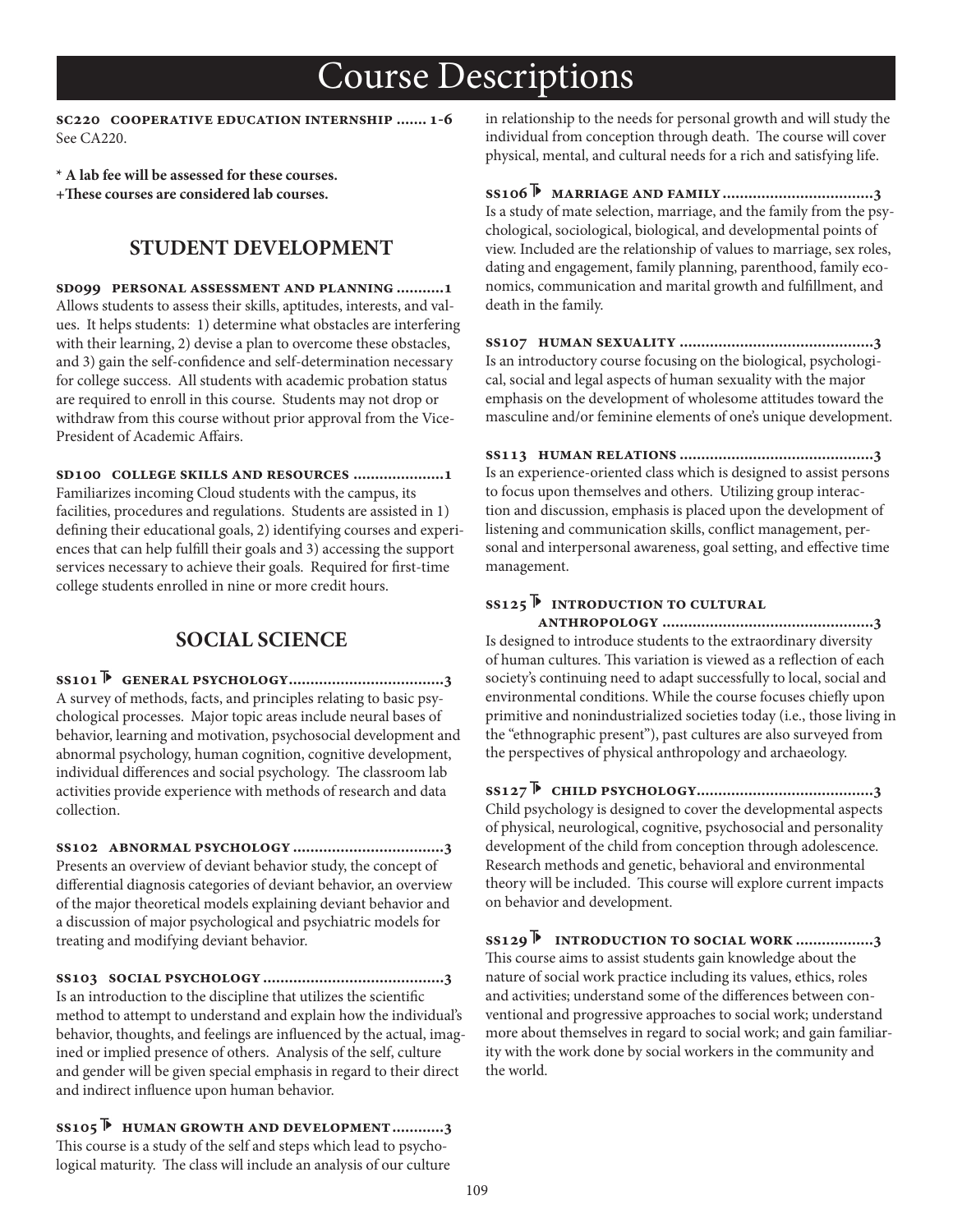# Course Descriptions

**SC220 COOPERATIVE EDUCATION INTERNSHIP ....... 1-6**
See CA220.

**\* A lab fee will be assessed for these courses.**
**+These courses are considered lab courses.**

## STUDENT DEVELOPMENT

**SD099 PERSONAL ASSESSMENT AND PLANNING ...........1**
Allows students to assess their skills, aptitudes, interests, and values. It helps students: 1) determine what obstacles are interfering with their learning, 2) devise a plan to overcome these obstacles, and 3) gain the self-confidence and self-determination necessary for college success. All students with academic probation status are required to enroll in this course. Students may not drop or withdraw from this course without prior approval from the Vice-President of Academic Affairs.

**SD100 COLLEGE SKILLS AND RESOURCES .....................1**
Familiarizes incoming Cloud students with the campus, its facilities, procedures and regulations. Students are assisted in 1) defining their educational goals, 2) identifying courses and experiences that can help fulfill their goals and 3) accessing the support services necessary to achieve their goals. Required for first-time college students enrolled in nine or more credit hours.

## SOCIAL SCIENCE

**SS101 ▶ GENERAL PSYCHOLOGY...................................3**
A survey of methods, facts, and principles relating to basic psychological processes. Major topic areas include neural bases of behavior, learning and motivation, psychosocial development and abnormal psychology, human cognition, cognitive development, individual differences and social psychology. The classroom lab activities provide experience with methods of research and data collection.

**SS102 ABNORMAL PSYCHOLOGY ..................................3**
Presents an overview of deviant behavior study, the concept of differential diagnosis categories of deviant behavior, an overview of the major theoretical models explaining deviant behavior and a discussion of major psychological and psychiatric models for treating and modifying deviant behavior.

**SS103 SOCIAL PSYCHOLOGY .........................................3**
Is an introduction to the discipline that utilizes the scientific method to attempt to understand and explain how the individual's behavior, thoughts, and feelings are influenced by the actual, imagined or implied presence of others. Analysis of the self, culture and gender will be given special emphasis in regard to their direct and indirect influence upon human behavior.

**SS105 ▶ HUMAN GROWTH AND DEVELOPMENT...........3**
This course is a study of the self and steps which lead to psychological maturity. The class will include an analysis of our culture in relationship to the needs for personal growth and will study the individual from conception through death. The course will cover physical, mental, and cultural needs for a rich and satisfying life.

**SS106 ▶ MARRIAGE AND FAMILY...................................3**
Is a study of mate selection, marriage, and the family from the psychological, sociological, biological, and developmental points of view. Included are the relationship of values to marriage, sex roles, dating and engagement, family planning, parenthood, family economics, communication and marital growth and fulfillment, and death in the family.

**SS107 HUMAN SEXUALITY ............................................3**
Is an introductory course focusing on the biological, psychological, social and legal aspects of human sexuality with the major emphasis on the development of wholesome attitudes toward the masculine and/or feminine elements of one's unique development.

**SS113 HUMAN RELATIONS ............................................3**
Is an experience-oriented class which is designed to assist persons to focus upon themselves and others. Utilizing group interaction and discussion, emphasis is placed upon the development of listening and communication skills, conflict management, personal and interpersonal awareness, goal setting, and effective time management.

**SS125 ▶ INTRODUCTION TO CULTURAL ANTHROPOLOGY ................................................3**
Is designed to introduce students to the extraordinary diversity of human cultures. This variation is viewed as a reflection of each society's continuing need to adapt successfully to local, social and environmental conditions. While the course focuses chiefly upon primitive and nonindustrialized societies today (i.e., those living in the "ethnographic present"), past cultures are also surveyed from the perspectives of physical anthropology and archaeology.

**SS127 ▶ CHILD PSYCHOLOGY........................................3**
Child psychology is designed to cover the developmental aspects of physical, neurological, cognitive, psychosocial and personality development of the child from conception through adolescence. Research methods and genetic, behavioral and environmental theory will be included. This course will explore current impacts on behavior and development.

**SS129 ▶ INTRODUCTION TO SOCIAL WORK .................3**
This course aims to assist students gain knowledge about the nature of social work practice including its values, ethics, roles and activities; understand some of the differences between conventional and progressive approaches to social work; understand more about themselves in regard to social work; and gain familiarity with the work done by social workers in the community and the world.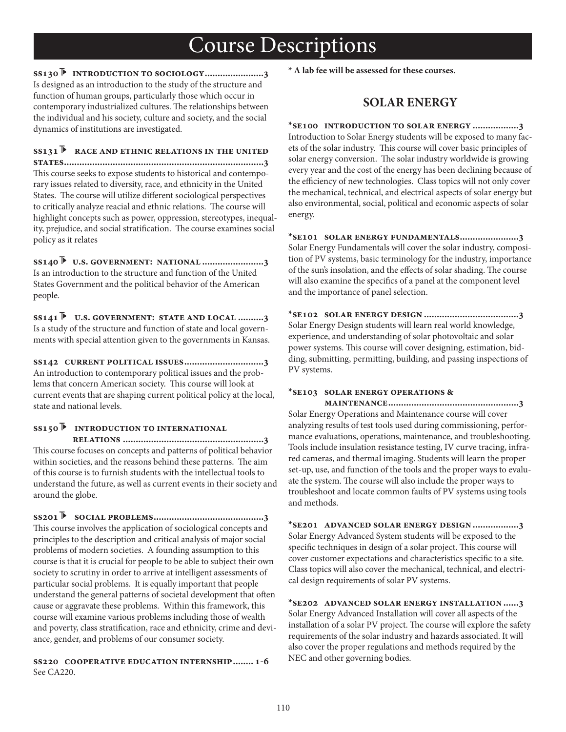# Course Descriptions

**SS130 ▶ INTRODUCTION TO SOCIOLOGY......................3**
Is designed as an introduction to the study of the structure and function of human groups, particularly those which occur in contemporary industrialized cultures. The relationships between the individual and his society, culture and society, and the social dynamics of institutions are investigated.

**SS131 ▶ RACE AND ETHNIC RELATIONS IN THE UNITED STATES.............................................................................3**
This course seeks to expose students to historical and contemporary issues related to diversity, race, and ethnicity in the United States. The course will utilize different sociological perspectives to critically analyze reacial and ethnic relations. The course will highlight concepts such as power, oppression, stereotypes, inequality, prejudice, and social stratification. The course examines social policy as it relates

**SS140 ▶ U.S. GOVERNMENT: NATIONAL .......................3**
Is an introduction to the structure and function of the United States Government and the political behavior of the American people.

**SS141 ▶ U.S. GOVERNMENT: STATE AND LOCAL ..........3**
Is a study of the structure and function of state and local governments with special attention given to the governments in Kansas.

**SS142 CURRENT POLITICAL ISSUES..............................3**
An introduction to contemporary political issues and the problems that concern American society. This course will look at current events that are shaping current political policy at the local, state and national levels.

**SS150 ▶ INTRODUCTION TO INTERNATIONAL RELATIONS ......................................................3**
This course focuses on concepts and patterns of political behavior within societies, and the reasons behind these patterns. The aim of this course is to furnish students with the intellectual tools to understand the future, as well as current events in their society and around the globe.

**SS201 ▶ SOCIAL PROBLEMS..........................................3**
This course involves the application of sociological concepts and principles to the description and critical analysis of major social problems of modern societies. A founding assumption to this course is that it is crucial for people to be able to subject their own society to scrutiny in order to arrive at intelligent assessments of particular social problems. It is equally important that people understand the general patterns of societal development that often cause or aggravate these problems. Within this framework, this course will examine various problems including those of wealth and poverty, class stratification, race and ethnicity, crime and deviance, gender, and problems of our consumer society.

**SS220 COOPERATIVE EDUCATION INTERNSHIP........ 1-6**
See CA220.

**\* A lab fee will be assessed for these courses.**

## SOLAR ENERGY

**\*SE100 INTRODUCTION TO SOLAR ENERGY ..................3**
Introduction to Solar Energy students will be exposed to many facets of the solar industry. This course will cover basic principles of solar energy conversion. The solar industry worldwide is growing every year and the cost of the energy has been declining because of the efficiency of new technologies. Class topics will not only cover the mechanical, technical, and electrical aspects of solar energy but also environmental, social, political and economic aspects of solar energy.

**\*SE101 SOLAR ENERGY FUNDAMENTALS......................3**
Solar Energy Fundamentals will cover the solar industry, composition of PV systems, basic terminology for the industry, importance of the sun's insolation, and the effects of solar shading. The course will also examine the specifics of a panel at the component level and the importance of panel selection.

**\*SE102 SOLAR ENERGY DESIGN ....................................3**
Solar Energy Design students will learn real world knowledge, experience, and understanding of solar photovoltaic and solar power systems. This course will cover designing, estimation, bidding, submitting, permitting, building, and passing inspections of PV systems.

**\*SE103 SOLAR ENERGY OPERATIONS & MAINTENANCE..................................................3**
Solar Energy Operations and Maintenance course will cover analyzing results of test tools used during commissioning, performance evaluations, operations, maintenance, and troubleshooting. Tools include insulation resistance testing, IV curve tracing, infrared cameras, and thermal imaging. Students will learn the proper set-up, use, and function of the tools and the proper ways to evaluate the system. The course will also include the proper ways to troubleshoot and locate common faults of PV systems using tools and methods.

**\*SE201 ADVANCED SOLAR ENERGY DESIGN ..................3**
Solar Energy Advanced System students will be exposed to the specific techniques in design of a solar project. This course will cover customer expectations and characteristics specific to a site. Class topics will also cover the mechanical, technical, and electrical design requirements of solar PV systems.

**\*SE202 ADVANCED SOLAR ENERGY INSTALLATION ......3**
Solar Energy Advanced Installation will cover all aspects of the installation of a solar PV project. The course will explore the safety requirements of the solar industry and hazards associated. It will also cover the proper regulations and methods required by the NEC and other governing bodies.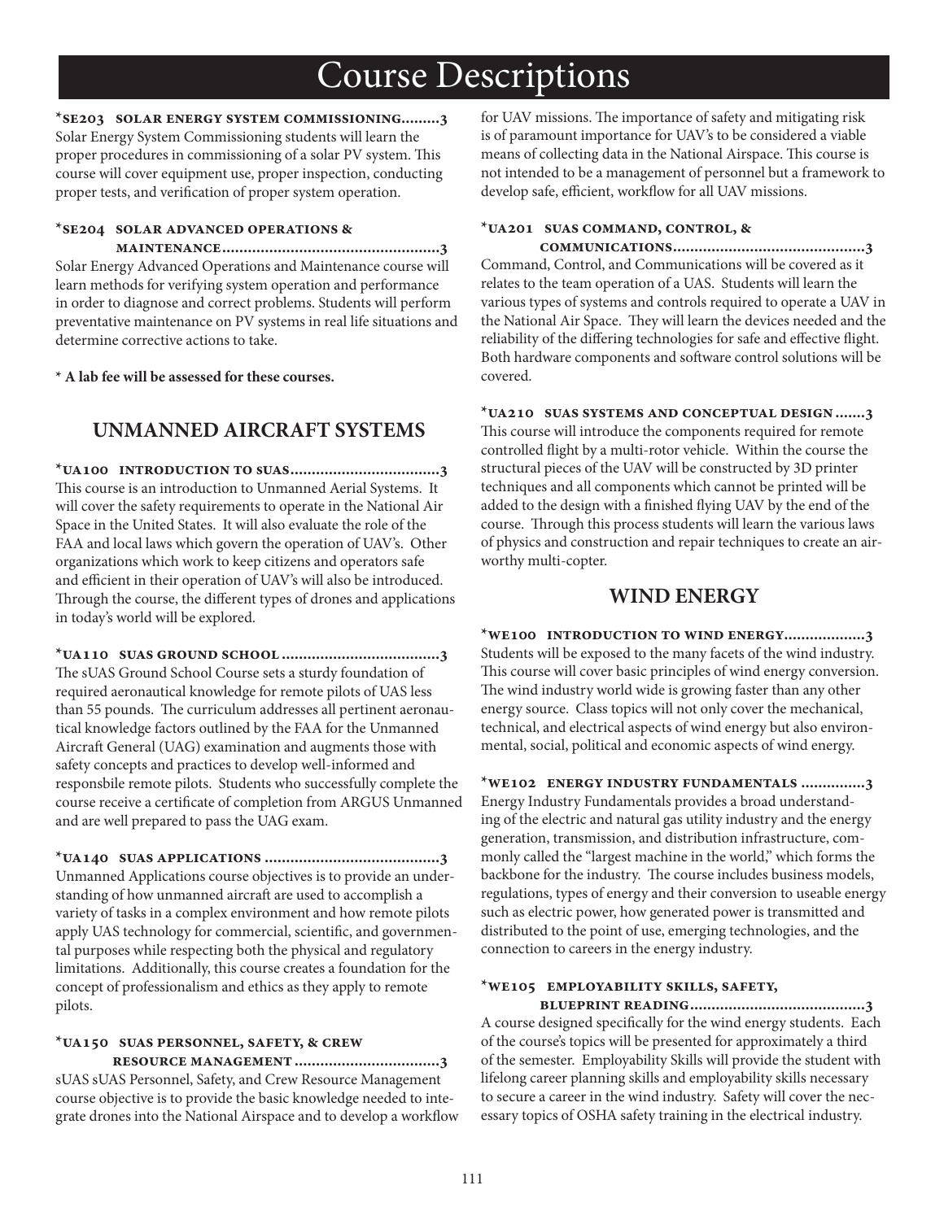# Course Descriptions

**\*SE203 SOLAR ENERGY SYSTEM COMMISSIONING.........3**
Solar Energy System Commissioning students will learn the proper procedures in commissioning of a solar PV system. This course will cover equipment use, proper inspection, conducting proper tests, and verification of proper system operation.

**\*SE204 SOLAR ADVANCED OPERATIONS & MAINTENANCE...................................................3**
Solar Energy Advanced Operations and Maintenance course will learn methods for verifying system operation and performance in order to diagnose and correct problems. Students will perform preventative maintenance on PV systems in real life situations and determine corrective actions to take.

**\* A lab fee will be assessed for these courses.**

## UNMANNED AIRCRAFT SYSTEMS

**\*UA100 INTRODUCTION TO SUAS...................................3**
This course is an introduction to Unmanned Aerial Systems. It will cover the safety requirements to operate in the National Air Space in the United States. It will also evaluate the role of the FAA and local laws which govern the operation of UAV's. Other organizations which work to keep citizens and operators safe and efficient in their operation of UAV's will also be introduced. Through the course, the different types of drones and applications in today's world will be explored.

**\*UA110 SUAS GROUND SCHOOL .....................................3**
The sUAS Ground School Course sets a sturdy foundation of required aeronautical knowledge for remote pilots of UAS less than 55 pounds. The curriculum addresses all pertinent aeronautical knowledge factors outlined by the FAA for the Unmanned Aircraft General (UAG) examination and augments those with safety concepts and practices to develop well-informed and responsbile remote pilots. Students who successfully complete the course receive a certificate of completion from ARGUS Unmanned and are well prepared to pass the UAG exam.

**\*UA140 SUAS APPLICATIONS .........................................3**
Unmanned Applications course objectives is to provide an understanding of how unmanned aircraft are used to accomplish a variety of tasks in a complex environment and how remote pilots apply UAS technology for commercial, scientific, and governmental purposes while respecting both the physical and regulatory limitations. Additionally, this course creates a foundation for the concept of professionalism and ethics as they apply to remote pilots.

**\*UA150 SUAS PERSONNEL, SAFETY, & CREW RESOURCE MANAGEMENT .................................3**
sUAS sUAS Personnel, Safety, and Crew Resource Management course objective is to provide the basic knowledge needed to integrate drones into the National Airspace and to develop a workflow for UAV missions. The importance of safety and mitigating risk is of paramount importance for UAV's to be considered a viable means of collecting data in the National Airspace. This course is not intended to be a management of personnel but a framework to develop safe, efficient, workflow for all UAV missions.

**\*UA201 SUAS COMMAND, CONTROL, & COMMUNICATIONS............................................3**
Command, Control, and Communications will be covered as it relates to the team operation of a UAS. Students will learn the various types of systems and controls required to operate a UAV in the National Air Space. They will learn the devices needed and the reliability of the differing technologies for safe and effective flight. Both hardware components and software control solutions will be covered.

**\*UA210 SUAS SYSTEMS AND CONCEPTUAL DESIGN .......3**
This course will introduce the components required for remote controlled flight by a multi-rotor vehicle. Within the course the structural pieces of the UAV will be constructed by 3D printer techniques and all components which cannot be printed will be added to the design with a finished flying UAV by the end of the course. Through this process students will learn the various laws of physics and construction and repair techniques to create an air-worthy multi-copter.

## WIND ENERGY

**\*WE100 INTRODUCTION TO WIND ENERGY...................3**
Students will be exposed to the many facets of the wind industry. This course will cover basic principles of wind energy conversion. The wind industry world wide is growing faster than any other energy source. Class topics will not only cover the mechanical, technical, and electrical aspects of wind energy but also environmental, social, political and economic aspects of wind energy.

**\*WE102 ENERGY INDUSTRY FUNDAMENTALS ...............3**
Energy Industry Fundamentals provides a broad understanding of the electric and natural gas utility industry and the energy generation, transmission, and distribution infrastructure, commonly called the "largest machine in the world," which forms the backbone for the industry. The course includes business models, regulations, types of energy and their conversion to useable energy such as electric power, how generated power is transmitted and distributed to the point of use, emerging technologies, and the connection to careers in the energy industry.

**\*WE105 EMPLOYABILITY SKILLS, SAFETY, BLUEPRINT READING.........................................3**
A course designed specifically for the wind energy students. Each of the course's topics will be presented for approximately a third of the semester. Employability Skills will provide the student with lifelong career planning skills and employability skills necessary to secure a career in the wind industry. Safety will cover the necessary topics of OSHA safety training in the electrical industry.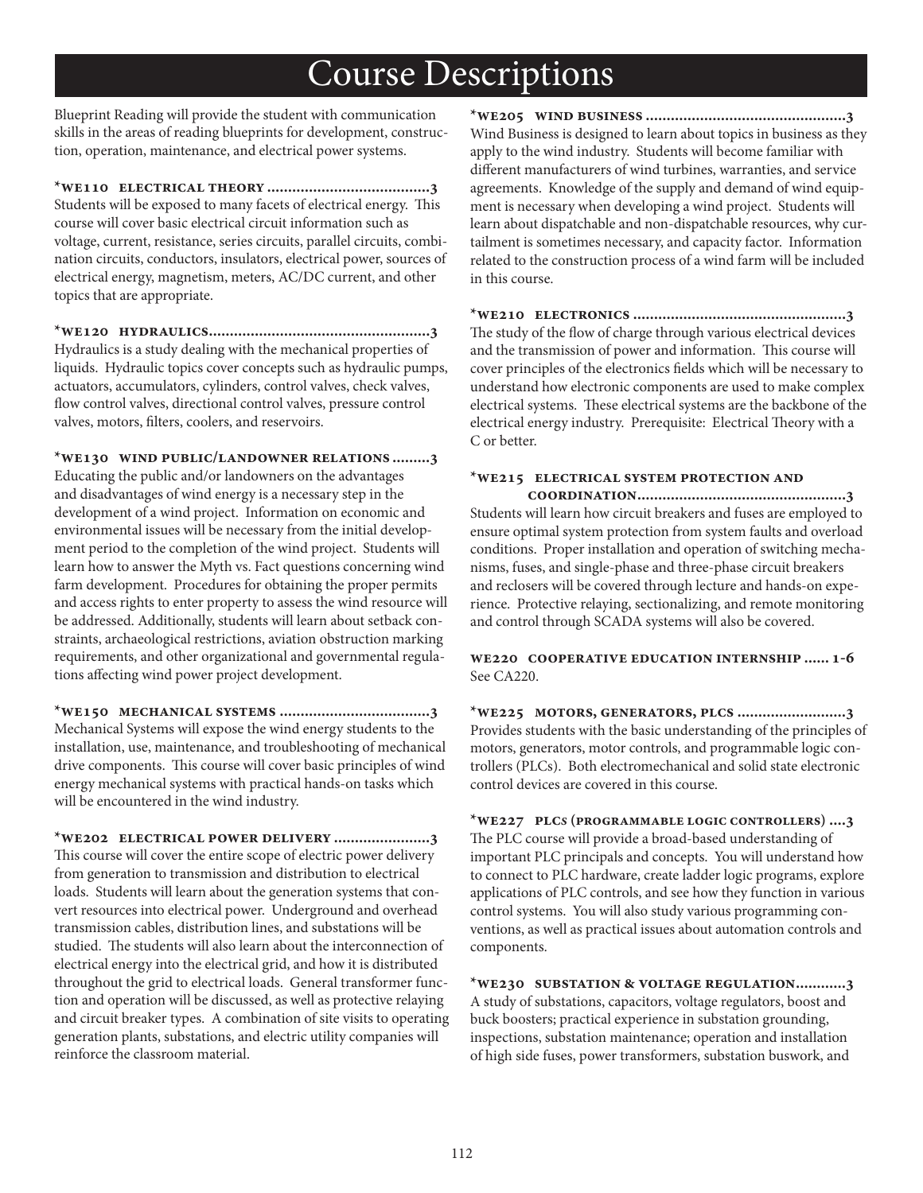# Course Descriptions

Blueprint Reading will provide the student with communication skills in the areas of reading blueprints for development, construction, operation, maintenance, and electrical power systems.

**\*WE110 ELECTRICAL THEORY .......................................3**
Students will be exposed to many facets of electrical energy. This course will cover basic electrical circuit information such as voltage, current, resistance, series circuits, parallel circuits, combination circuits, conductors, insulators, electrical power, sources of electrical energy, magnetism, meters, AC/DC current, and other topics that are appropriate.

**\*WE120 HYDRAULICS.....................................................3**
Hydraulics is a study dealing with the mechanical properties of liquids. Hydraulic topics cover concepts such as hydraulic pumps, actuators, accumulators, cylinders, control valves, check valves, flow control valves, directional control valves, pressure control valves, motors, filters, coolers, and reservoirs.

**\*WE130 WIND PUBLIC/LANDOWNER RELATIONS .........3**
Educating the public and/or landowners on the advantages and disadvantages of wind energy is a necessary step in the development of a wind project. Information on economic and environmental issues will be necessary from the initial development period to the completion of the wind project. Students will learn how to answer the Myth vs. Fact questions concerning wind farm development. Procedures for obtaining the proper permits and access rights to enter property to assess the wind resource will be addressed. Additionally, students will learn about setback constraints, archaeological restrictions, aviation obstruction marking requirements, and other organizational and governmental regulations affecting wind power project development.

**\*WE150 MECHANICAL SYSTEMS ....................................3**
Mechanical Systems will expose the wind energy students to the installation, use, maintenance, and troubleshooting of mechanical drive components. This course will cover basic principles of wind energy mechanical systems with practical hands-on tasks which will be encountered in the wind industry.

**\*WE202 ELECTRICAL POWER DELIVERY .......................3**
This course will cover the entire scope of electric power delivery from generation to transmission and distribution to electrical loads. Students will learn about the generation systems that convert resources into electrical power. Underground and overhead transmission cables, distribution lines, and substations will be studied. The students will also learn about the interconnection of electrical energy into the electrical grid, and how it is distributed throughout the grid to electrical loads. General transformer function and operation will be discussed, as well as protective relaying and circuit breaker types. A combination of site visits to operating generation plants, substations, and electric utility companies will reinforce the classroom material.

**\*WE205 WIND BUSINESS ................................................3**
Wind Business is designed to learn about topics in business as they apply to the wind industry. Students will become familiar with different manufacturers of wind turbines, warranties, and service agreements. Knowledge of the supply and demand of wind equipment is necessary when developing a wind project. Students will learn about dispatchable and non-dispatchable resources, why curtailment is sometimes necessary, and capacity factor. Information related to the construction process of a wind farm will be included in this course.

**\*WE210 ELECTRONICS ..................................................3**
The study of the flow of charge through various electrical devices and the transmission of power and information. This course will cover principles of the electronics fields which will be necessary to understand how electronic components are used to make complex electrical systems. These electrical systems are the backbone of the electrical energy industry. Prerequisite: Electrical Theory with a C or better.

**\*WE215 ELECTRICAL SYSTEM PROTECTION AND COORDINATION..................................................3**
Students will learn how circuit breakers and fuses are employed to ensure optimal system protection from system faults and overload conditions. Proper installation and operation of switching mechanisms, fuses, and single-phase and three-phase circuit breakers and reclosers will be covered through lecture and hands-on experience. Protective relaying, sectionalizing, and remote monitoring and control through SCADA systems will also be covered.

**WE220 COOPERATIVE EDUCATION INTERNSHIP ...... 1-6**
See CA220.

**\*WE225 MOTORS, GENERATORS, PLCS ..........................3**
Provides students with the basic understanding of the principles of motors, generators, motor controls, and programmable logic controllers (PLCs). Both electromechanical and solid state electronic control devices are covered in this course.

**\*WE227 PLCS (PROGRAMMABLE LOGIC CONTROLLERS) ....3**
The PLC course will provide a broad-based understanding of important PLC principals and concepts. You will understand how to connect to PLC hardware, create ladder logic programs, explore applications of PLC controls, and see how they function in various control systems. You will also study various programming conventions, as well as practical issues about automation controls and components.

**\*WE230 SUBSTATION & VOLTAGE REGULATION............3**
A study of substations, capacitors, voltage regulators, boost and buck boosters; practical experience in substation grounding, inspections, substation maintenance; operation and installation of high side fuses, power transformers, substation buswork, and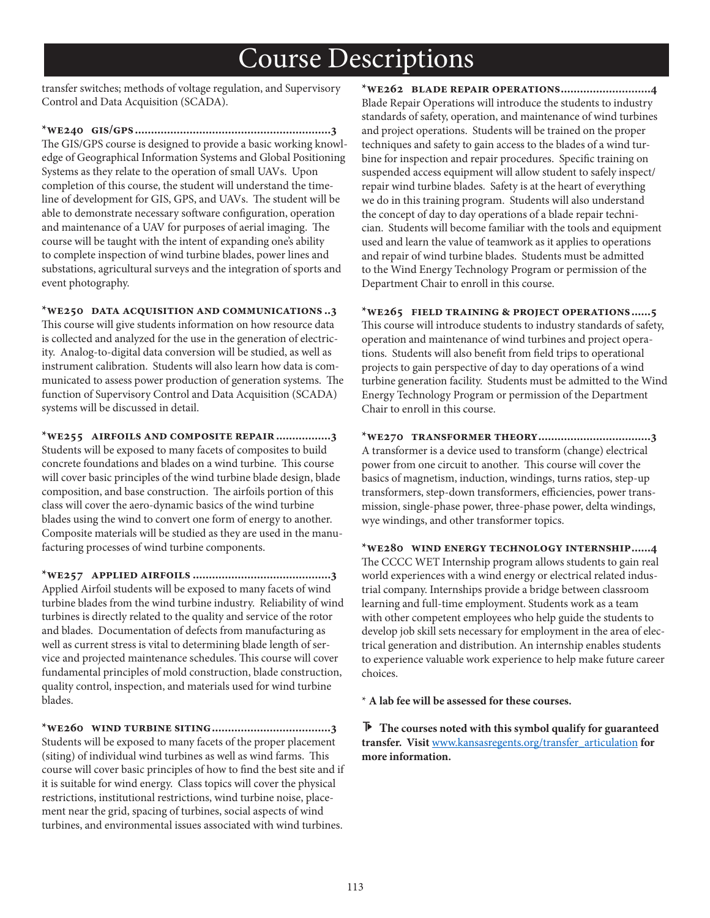# Course Descriptions

transfer switches; methods of voltage regulation, and Supervisory Control and Data Acquisition (SCADA).

**\*WE240 GIS/GPS............................................................3**
The GIS/GPS course is designed to provide a basic working knowledge of Geographical Information Systems and Global Positioning Systems as they relate to the operation of small UAVs. Upon completion of this course, the student will understand the timeline of development for GIS, GPS, and UAVs. The student will be able to demonstrate necessary software configuration, operation and maintenance of a UAV for purposes of aerial imaging. The course will be taught with the intent of expanding one's ability to complete inspection of wind turbine blades, power lines and substations, agricultural surveys and the integration of sports and event photography.

**\*WE250 DATA ACQUISITION AND COMMUNICATIONS ..3**
This course will give students information on how resource data is collected and analyzed for the use in the generation of electricity. Analog-to-digital data conversion will be studied, as well as instrument calibration. Students will also learn how data is communicated to assess power production of generation systems. The function of Supervisory Control and Data Acquisition (SCADA) systems will be discussed in detail.

**\*WE255 AIRFOILS AND COMPOSITE REPAIR .................3**
Students will be exposed to many facets of composites to build concrete foundations and blades on a wind turbine. This course will cover basic principles of the wind turbine blade design, blade composition, and base construction. The airfoils portion of this class will cover the aero-dynamic basics of the wind turbine blades using the wind to convert one form of energy to another. Composite materials will be studied as they are used in the manufacturing processes of wind turbine components.

**\*WE257 APPLIED AIRFOILS ..........................................3**
Applied Airfoil students will be exposed to many facets of wind turbine blades from the wind turbine industry. Reliability of wind turbines is directly related to the quality and service of the rotor and blades. Documentation of defects from manufacturing as well as current stress is vital to determining blade length of service and projected maintenance schedules. This course will cover fundamental principles of mold construction, blade construction, quality control, inspection, and materials used for wind turbine blades.

**\*WE260 WIND TURBINE SITING....................................3**
Students will be exposed to many facets of the proper placement (siting) of individual wind turbines as well as wind farms. This course will cover basic principles of how to find the best site and if it is suitable for wind energy. Class topics will cover the physical restrictions, institutional restrictions, wind turbine noise, placement near the grid, spacing of turbines, social aspects of wind turbines, and environmental issues associated with wind turbines.

**\*WE262 BLADE REPAIR OPERATIONS............................4**
Blade Repair Operations will introduce the students to industry standards of safety, operation, and maintenance of wind turbines and project operations. Students will be trained on the proper techniques and safety to gain access to the blades of a wind turbine for inspection and repair procedures. Specific training on suspended access equipment will allow student to safely inspect/repair wind turbine blades. Safety is at the heart of everything we do in this training program. Students will also understand the concept of day to day operations of a blade repair technician. Students will become familiar with the tools and equipment used and learn the value of teamwork as it applies to operations and repair of wind turbine blades. Students must be admitted to the Wind Energy Technology Program or permission of the Department Chair to enroll in this course.

**\*WE265 FIELD TRAINING & PROJECT OPERATIONS......5**
This course will introduce students to industry standards of safety, operation and maintenance of wind turbines and project operations. Students will also benefit from field trips to operational projects to gain perspective of day to day operations of a wind turbine generation facility. Students must be admitted to the Wind Energy Technology Program or permission of the Department Chair to enroll in this course.

**\*WE270 TRANSFORMER THEORY..................................3**
A transformer is a device used to transform (change) electrical power from one circuit to another. This course will cover the basics of magnetism, induction, windings, turns ratios, step-up transformers, step-down transformers, efficiencies, power transmission, single-phase power, three-phase power, delta windings, wye windings, and other transformer topics.

**\*WE280 WIND ENERGY TECHNOLOGY INTERNSHIP......4**
The CCCC WET Internship program allows students to gain real world experiences with a wind energy or electrical related industrial company. Internships provide a bridge between classroom learning and full-time employment. Students work as a team with other competent employees who help guide the students to develop job skill sets necessary for employment in the area of electrical generation and distribution. An internship enables students to experience valuable work experience to help make future career choices.

\* **A lab fee will be assessed for these courses.**

**⊤ The courses noted with this symbol qualify for guaranteed transfer. Visit** www.kansasregents.org/transfer_articulation **for more information.**